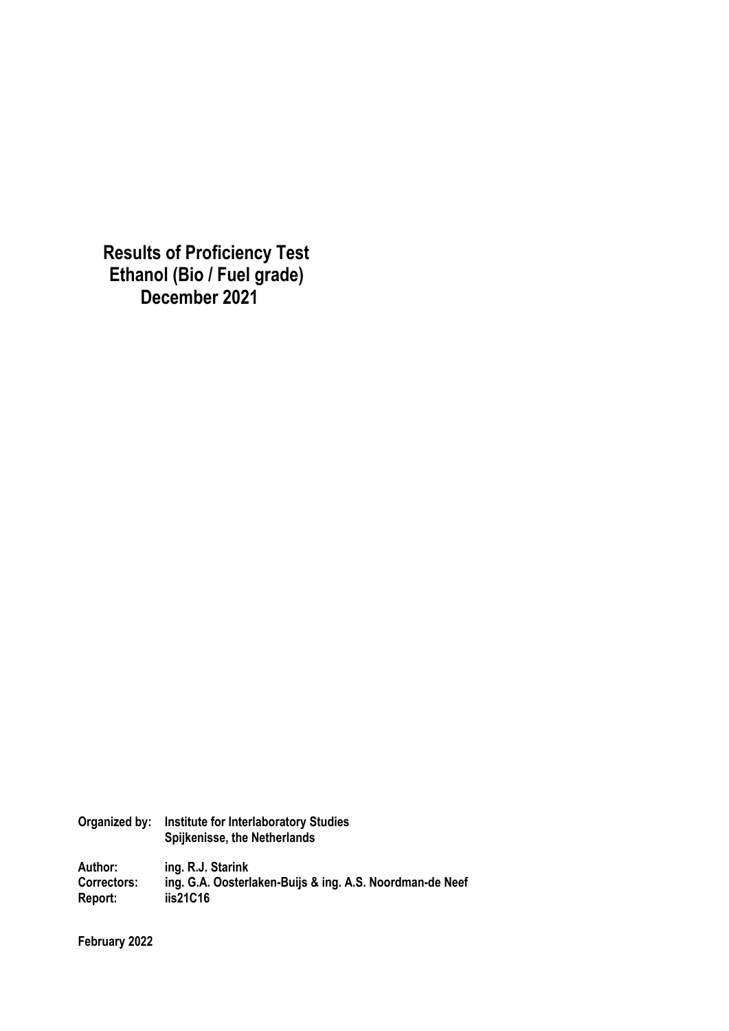# Results of Proficiency Test Ethanol (Bio / Fuel grade) December 2021

**Organized by:** Institute for Interlaboratory Studies
Spijkenisse, the Netherlands

**Author:** ing. R.J. Starink
**Correctors:** ing. G.A. Oosterlaken-Buijs & ing. A.S. Noordman-de Neef
**Report:** iis21C16

**February 2022**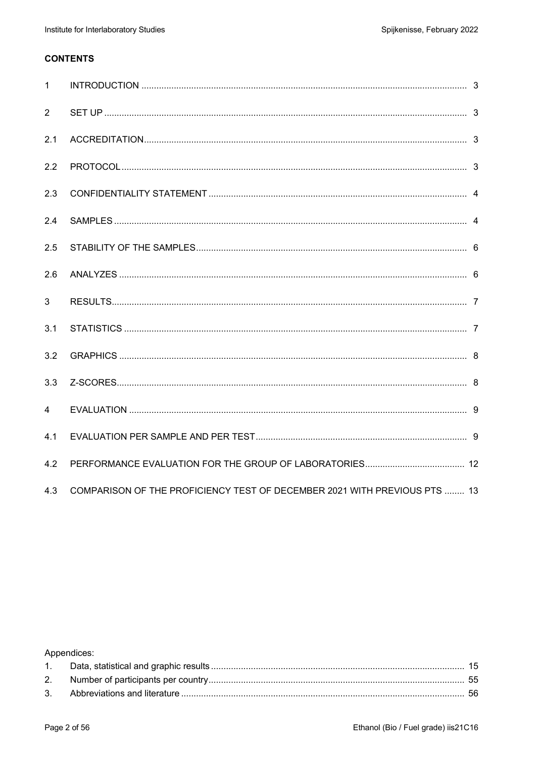**CONTENTS**

| | | |
|---|---|---|
| 1 | INTRODUCTION | 3 |
| 2 | SET UP | 3 |
| 2.1 | ACCREDITATION | 3 |
| 2.2 | PROTOCOL | 3 |
| 2.3 | CONFIDENTIALITY STATEMENT | 4 |
| 2.4 | SAMPLES | 4 |
| 2.5 | STABILITY OF THE SAMPLES | 6 |
| 2.6 | ANALYZES | 6 |
| 3 | RESULTS | 7 |
| 3.1 | STATISTICS | 7 |
| 3.2 | GRAPHICS | 8 |
| 3.3 | Z-SCORES | 8 |
| 4 | EVALUATION | 9 |
| 4.1 | EVALUATION PER SAMPLE AND PER TEST | 9 |
| 4.2 | PERFORMANCE EVALUATION FOR THE GROUP OF LABORATORIES | 12 |
| 4.3 | COMPARISON OF THE PROFICIENCY TEST OF DECEMBER 2021 WITH PREVIOUS PTS | 13 |

Appendices:

| | | |
|---|---|---|
| 1. | Data, statistical and graphic results | 15 |
| 2. | Number of participants per country | 55 |
| 3. | Abbreviations and literature | 56 |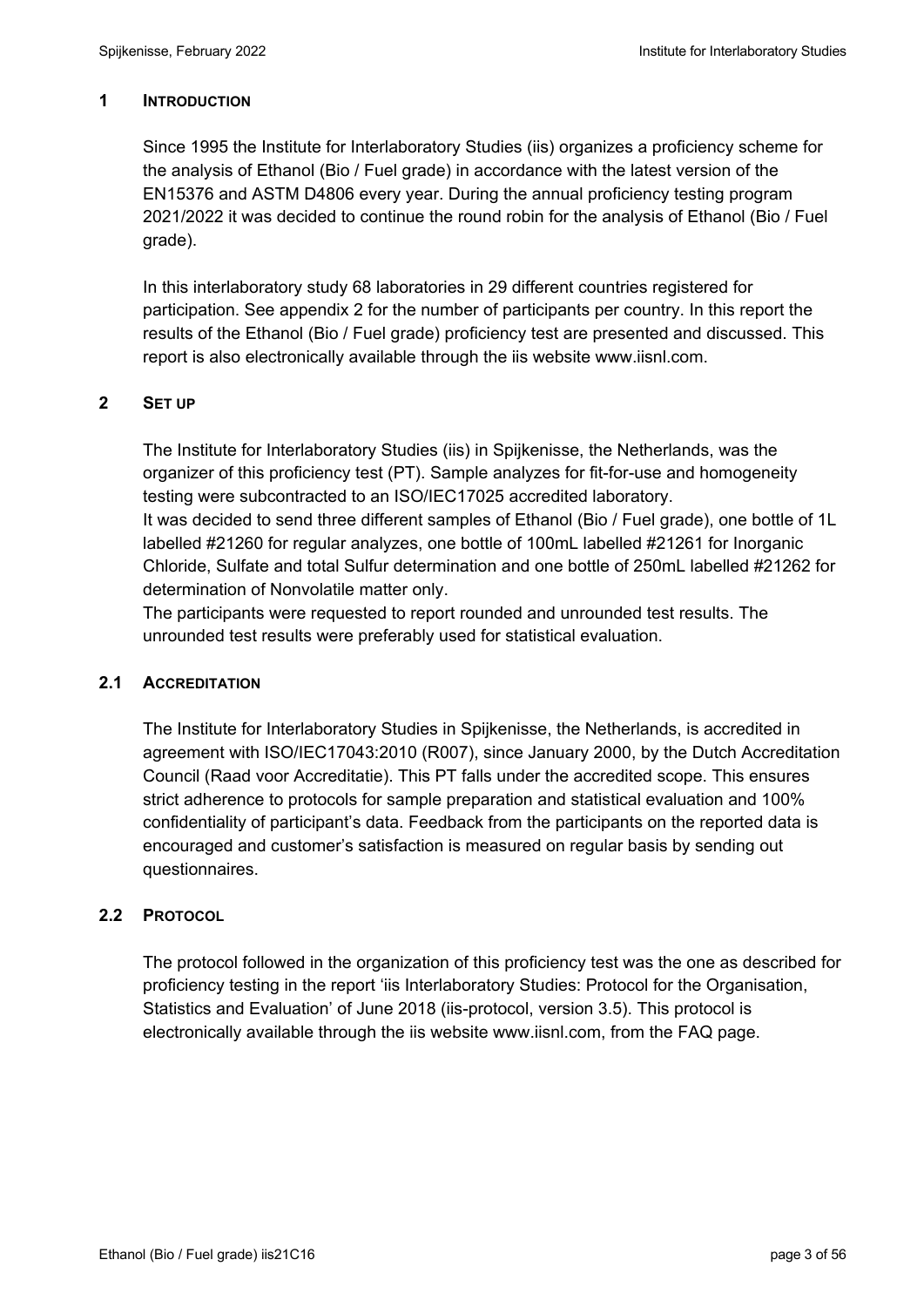# 1 INTRODUCTION

Since 1995 the Institute for Interlaboratory Studies (iis) organizes a proficiency scheme for the analysis of Ethanol (Bio / Fuel grade) in accordance with the latest version of the EN15376 and ASTM D4806 every year. During the annual proficiency testing program 2021/2022 it was decided to continue the round robin for the analysis of Ethanol (Bio / Fuel grade).

In this interlaboratory study 68 laboratories in 29 different countries registered for participation. See appendix 2 for the number of participants per country. In this report the results of the Ethanol (Bio / Fuel grade) proficiency test are presented and discussed. This report is also electronically available through the iis website www.iisnl.com.

# 2 SET UP

The Institute for Interlaboratory Studies (iis) in Spijkenisse, the Netherlands, was the organizer of this proficiency test (PT). Sample analyzes for fit-for-use and homogeneity testing were subcontracted to an ISO/IEC17025 accredited laboratory.
It was decided to send three different samples of Ethanol (Bio / Fuel grade), one bottle of 1L labelled #21260 for regular analyzes, one bottle of 100mL labelled #21261 for Inorganic Chloride, Sulfate and total Sulfur determination and one bottle of 250mL labelled #21262 for determination of Nonvolatile matter only.
The participants were requested to report rounded and unrounded test results. The unrounded test results were preferably used for statistical evaluation.

## 2.1 ACCREDITATION

The Institute for Interlaboratory Studies in Spijkenisse, the Netherlands, is accredited in agreement with ISO/IEC17043:2010 (R007), since January 2000, by the Dutch Accreditation Council (Raad voor Accreditatie). This PT falls under the accredited scope. This ensures strict adherence to protocols for sample preparation and statistical evaluation and 100% confidentiality of participant's data. Feedback from the participants on the reported data is encouraged and customer's satisfaction is measured on regular basis by sending out questionnaires.

## 2.2 PROTOCOL

The protocol followed in the organization of this proficiency test was the one as described for proficiency testing in the report 'iis Interlaboratory Studies: Protocol for the Organisation, Statistics and Evaluation' of June 2018 (iis-protocol, version 3.5). This protocol is electronically available through the iis website www.iisnl.com, from the FAQ page.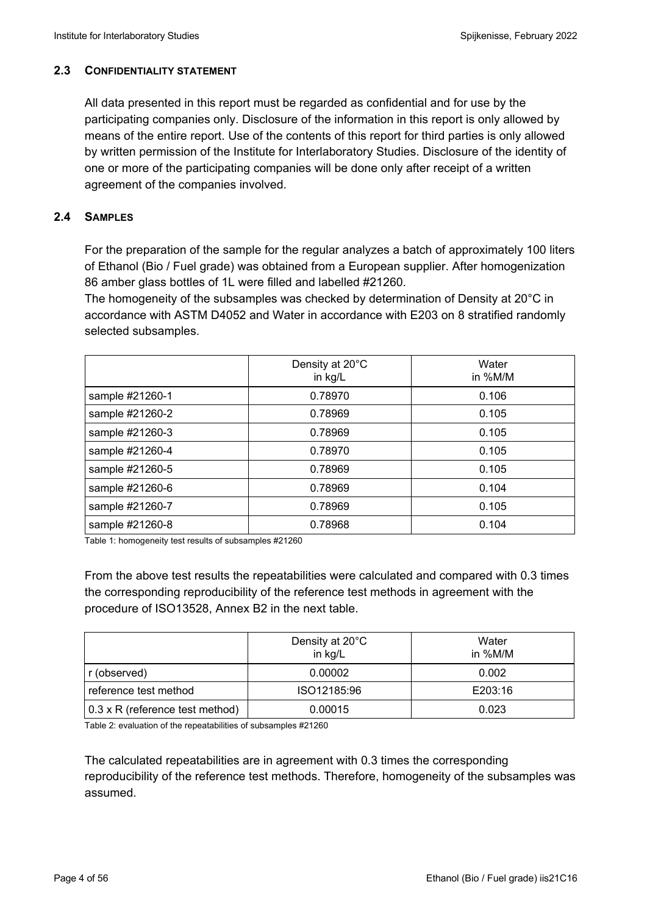### 2.3 CONFIDENTIALITY STATEMENT

All data presented in this report must be regarded as confidential and for use by the participating companies only. Disclosure of the information in this report is only allowed by means of the entire report. Use of the contents of this report for third parties is only allowed by written permission of the Institute for Interlaboratory Studies. Disclosure of the identity of one or more of the participating companies will be done only after receipt of a written agreement of the companies involved.

### 2.4 SAMPLES

For the preparation of the sample for the regular analyzes a batch of approximately 100 liters of Ethanol (Bio / Fuel grade) was obtained from a European supplier. After homogenization 86 amber glass bottles of 1L were filled and labelled #21260.

The homogeneity of the subsamples was checked by determination of Density at 20°C in accordance with ASTM D4052 and Water in accordance with E203 on 8 stratified randomly selected subsamples.

| | Density at 20°C in kg/L | Water in %M/M |
|---|---|---|
| sample #21260-1 | 0.78970 | 0.106 |
| sample #21260-2 | 0.78969 | 0.105 |
| sample #21260-3 | 0.78969 | 0.105 |
| sample #21260-4 | 0.78970 | 0.105 |
| sample #21260-5 | 0.78969 | 0.105 |
| sample #21260-6 | 0.78969 | 0.104 |
| sample #21260-7 | 0.78969 | 0.105 |
| sample #21260-8 | 0.78968 | 0.104 |

Table 1: homogeneity test results of subsamples #21260

From the above test results the repeatabilities were calculated and compared with 0.3 times the corresponding reproducibility of the reference test methods in agreement with the procedure of ISO13528, Annex B2 in the next table.

| | Density at 20°C in kg/L | Water in %M/M |
|---|---|---|
| r (observed) | 0.00002 | 0.002 |
| reference test method | ISO12185:96 | E203:16 |
| 0.3 x R (reference test method) | 0.00015 | 0.023 |

Table 2: evaluation of the repeatabilities of subsamples #21260

The calculated repeatabilities are in agreement with 0.3 times the corresponding reproducibility of the reference test methods. Therefore, homogeneity of the subsamples was assumed.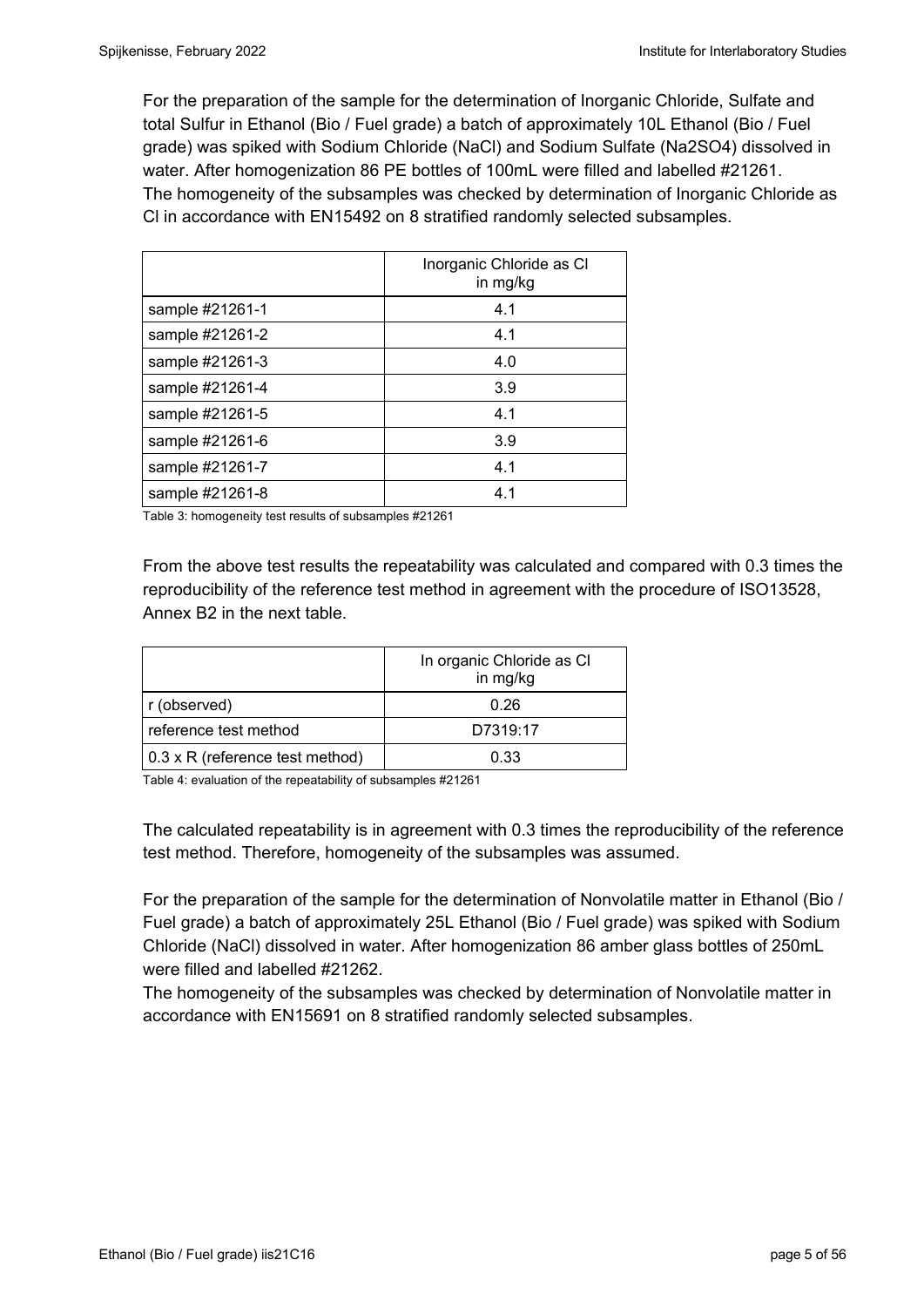For the preparation of the sample for the determination of Inorganic Chloride, Sulfate and total Sulfur in Ethanol (Bio / Fuel grade) a batch of approximately 10L Ethanol (Bio / Fuel grade) was spiked with Sodium Chloride (NaCl) and Sodium Sulfate ($Na_2SO_4$) dissolved in water. After homogenization 86 PE bottles of 100mL were filled and labelled #21261.
The homogeneity of the subsamples was checked by determination of Inorganic Chloride as Cl in accordance with EN15492 on 8 stratified randomly selected subsamples.

| | Inorganic Chloride as Cl in mg/kg |
|---|---|
| sample #21261-1 | 4.1 |
| sample #21261-2 | 4.1 |
| sample #21261-3 | 4.0 |
| sample #21261-4 | 3.9 |
| sample #21261-5 | 4.1 |
| sample #21261-6 | 3.9 |
| sample #21261-7 | 4.1 |
| sample #21261-8 | 4.1 |

Table 3: homogeneity test results of subsamples #21261

From the above test results the repeatability was calculated and compared with 0.3 times the reproducibility of the reference test method in agreement with the procedure of ISO13528, Annex B2 in the next table.

| | In organic Chloride as Cl in mg/kg |
|---|---|
| r (observed) | 0.26 |
| reference test method | D7319:17 |
| 0.3 x R (reference test method) | 0.33 |

Table 4: evaluation of the repeatability of subsamples #21261

The calculated repeatability is in agreement with 0.3 times the reproducibility of the reference test method. Therefore, homogeneity of the subsamples was assumed.

For the preparation of the sample for the determination of Nonvolatile matter in Ethanol (Bio / Fuel grade) a batch of approximately 25L Ethanol (Bio / Fuel grade) was spiked with Sodium Chloride (NaCl) dissolved in water. After homogenization 86 amber glass bottles of 250mL were filled and labelled #21262.
The homogeneity of the subsamples was checked by determination of Nonvolatile matter in accordance with EN15691 on 8 stratified randomly selected subsamples.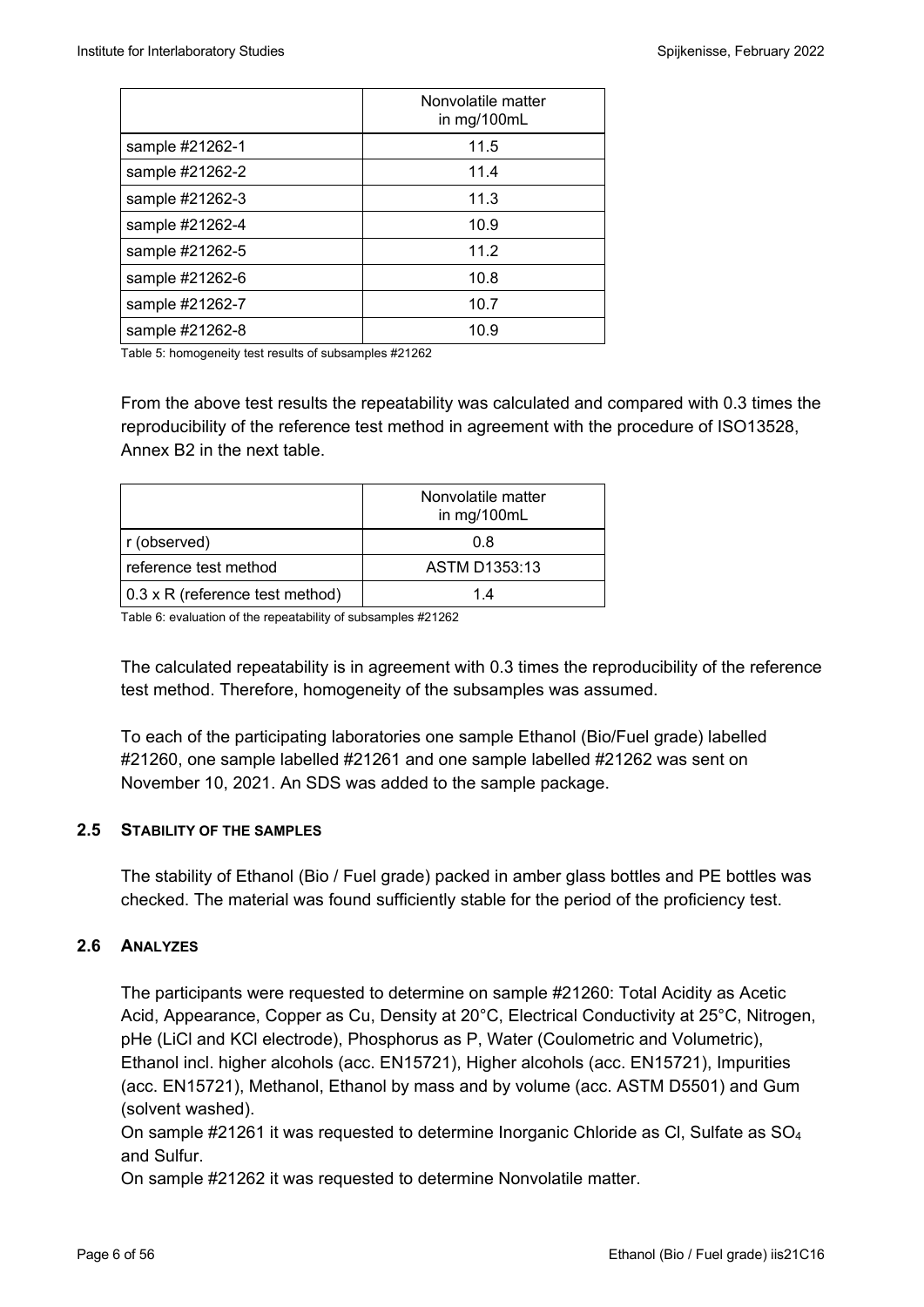|  | Nonvolatile matter in mg/100mL |
| --- | --- |
| sample #21262-1 | 11.5 |
| sample #21262-2 | 11.4 |
| sample #21262-3 | 11.3 |
| sample #21262-4 | 10.9 |
| sample #21262-5 | 11.2 |
| sample #21262-6 | 10.8 |
| sample #21262-7 | 10.7 |
| sample #21262-8 | 10.9 |

Table 5: homogeneity test results of subsamples #21262

From the above test results the repeatability was calculated and compared with 0.3 times the reproducibility of the reference test method in agreement with the procedure of ISO13528, Annex B2 in the next table.

|  | Nonvolatile matter in mg/100mL |
| --- | --- |
| r (observed) | 0.8 |
| reference test method | ASTM D1353:13 |
| 0.3 x R (reference test method) | 1.4 |

Table 6: evaluation of the repeatability of subsamples #21262

The calculated repeatability is in agreement with 0.3 times the reproducibility of the reference test method. Therefore, homogeneity of the subsamples was assumed.

To each of the participating laboratories one sample Ethanol (Bio/Fuel grade) labelled #21260, one sample labelled #21261 and one sample labelled #21262 was sent on November 10, 2021. An SDS was added to the sample package.

## 2.5 STABILITY OF THE SAMPLES

The stability of Ethanol (Bio / Fuel grade) packed in amber glass bottles and PE bottles was checked. The material was found sufficiently stable for the period of the proficiency test.

## 2.6 ANALYZES

The participants were requested to determine on sample #21260: Total Acidity as Acetic Acid, Appearance, Copper as Cu, Density at 20°C, Electrical Conductivity at 25°C, Nitrogen, pHe (LiCl and KCl electrode), Phosphorus as P, Water (Coulometric and Volumetric), Ethanol incl. higher alcohols (acc. EN15721), Higher alcohols (acc. EN15721), Impurities (acc. EN15721), Methanol, Ethanol by mass and by volume (acc. ASTM D5501) and Gum (solvent washed).
On sample #21261 it was requested to determine Inorganic Chloride as Cl, Sulfate as $SO_4$ and Sulfur.
On sample #21262 it was requested to determine Nonvolatile matter.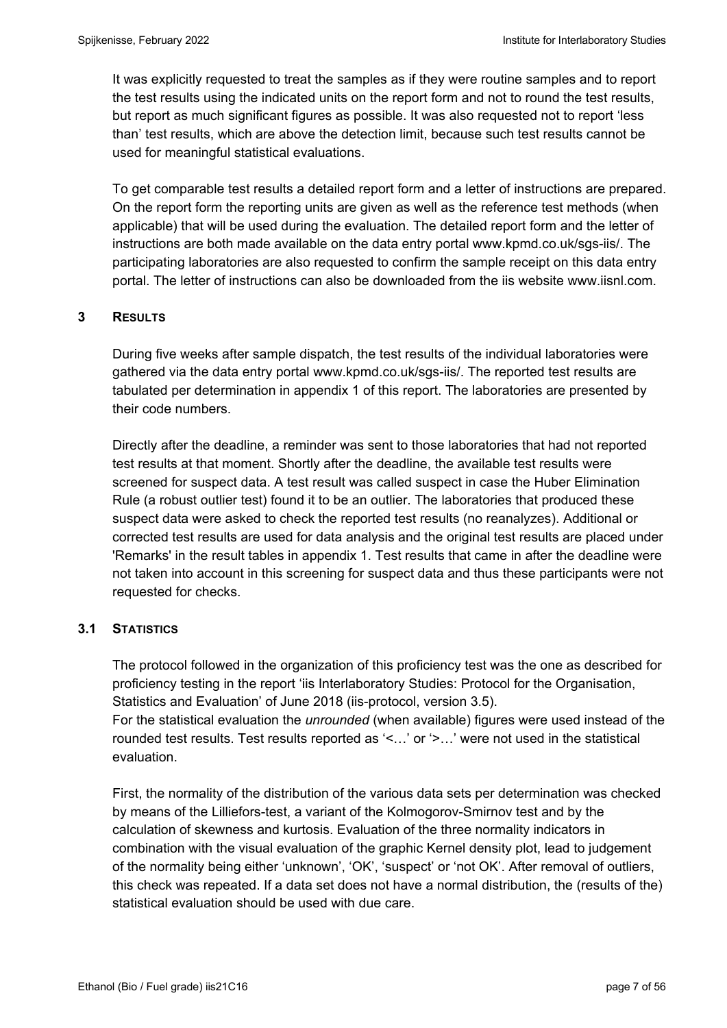It was explicitly requested to treat the samples as if they were routine samples and to report the test results using the indicated units on the report form and not to round the test results, but report as much significant figures as possible. It was also requested not to report 'less than' test results, which are above the detection limit, because such test results cannot be used for meaningful statistical evaluations.

To get comparable test results a detailed report form and a letter of instructions are prepared. On the report form the reporting units are given as well as the reference test methods (when applicable) that will be used during the evaluation. The detailed report form and the letter of instructions are both made available on the data entry portal www.kpmd.co.uk/sgs-iis/. The participating laboratories are also requested to confirm the sample receipt on this data entry portal. The letter of instructions can also be downloaded from the iis website www.iisnl.com.

## 3 RESULTS

During five weeks after sample dispatch, the test results of the individual laboratories were gathered via the data entry portal www.kpmd.co.uk/sgs-iis/. The reported test results are tabulated per determination in appendix 1 of this report. The laboratories are presented by their code numbers.

Directly after the deadline, a reminder was sent to those laboratories that had not reported test results at that moment. Shortly after the deadline, the available test results were screened for suspect data. A test result was called suspect in case the Huber Elimination Rule (a robust outlier test) found it to be an outlier. The laboratories that produced these suspect data were asked to check the reported test results (no reanalyzes). Additional or corrected test results are used for data analysis and the original test results are placed under 'Remarks' in the result tables in appendix 1. Test results that came in after the deadline were not taken into account in this screening for suspect data and thus these participants were not requested for checks.

### 3.1 STATISTICS

The protocol followed in the organization of this proficiency test was the one as described for proficiency testing in the report 'iis Interlaboratory Studies: Protocol for the Organisation, Statistics and Evaluation' of June 2018 (iis-protocol, version 3.5).
For the statistical evaluation the *unrounded* (when available) figures were used instead of the rounded test results. Test results reported as '<…' or '>…' were not used in the statistical evaluation.

First, the normality of the distribution of the various data sets per determination was checked by means of the Lilliefors-test, a variant of the Kolmogorov-Smirnov test and by the calculation of skewness and kurtosis. Evaluation of the three normality indicators in combination with the visual evaluation of the graphic Kernel density plot, lead to judgement of the normality being either 'unknown', 'OK', 'suspect' or 'not OK'. After removal of outliers, this check was repeated. If a data set does not have a normal distribution, the (results of the) statistical evaluation should be used with due care.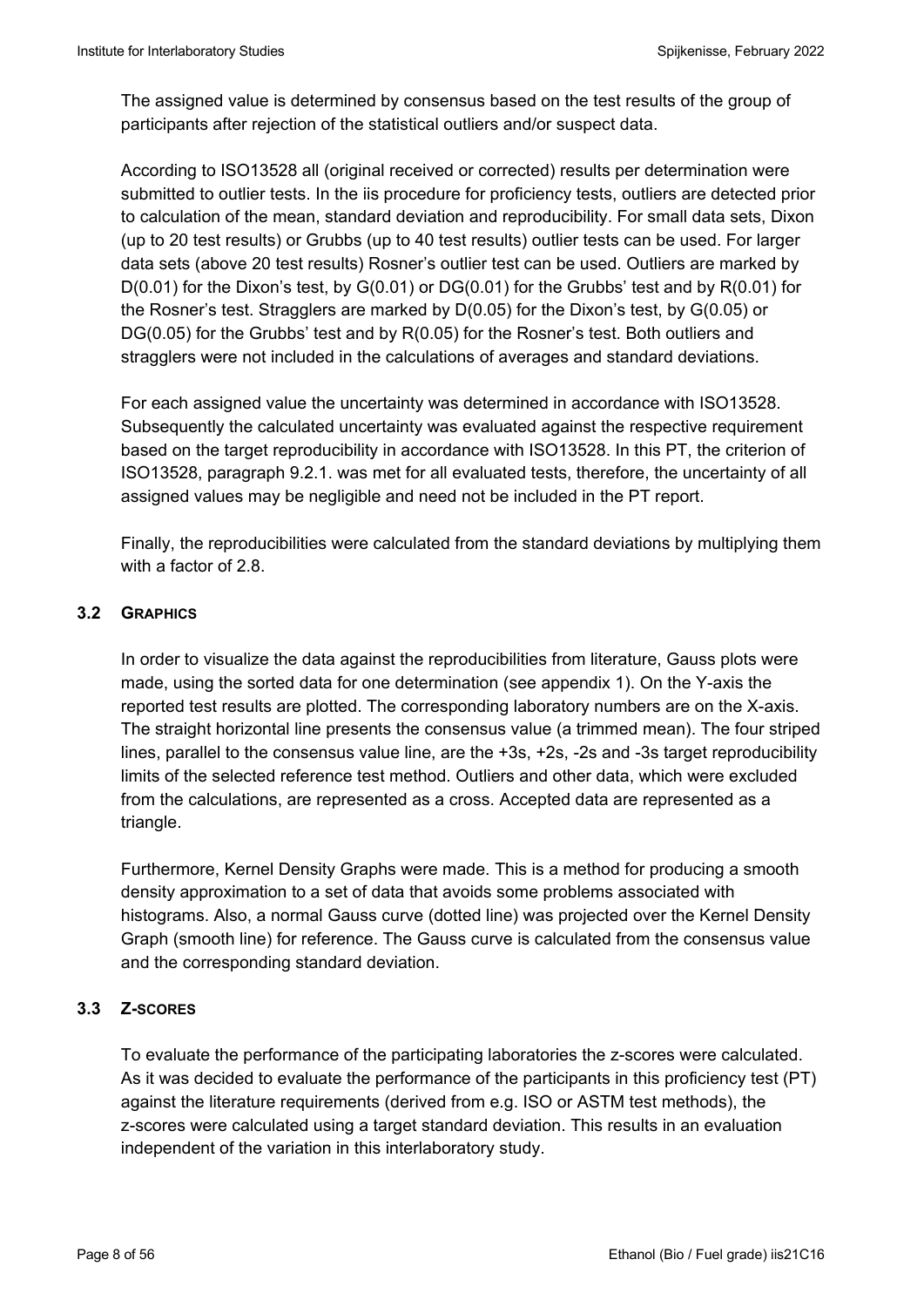The assigned value is determined by consensus based on the test results of the group of participants after rejection of the statistical outliers and/or suspect data.

According to ISO13528 all (original received or corrected) results per determination were submitted to outlier tests. In the iis procedure for proficiency tests, outliers are detected prior to calculation of the mean, standard deviation and reproducibility. For small data sets, Dixon (up to 20 test results) or Grubbs (up to 40 test results) outlier tests can be used. For larger data sets (above 20 test results) Rosner's outlier test can be used. Outliers are marked by D(0.01) for the Dixon's test, by G(0.01) or DG(0.01) for the Grubbs' test and by R(0.01) for the Rosner's test. Stragglers are marked by D(0.05) for the Dixon's test, by G(0.05) or DG(0.05) for the Grubbs' test and by R(0.05) for the Rosner's test. Both outliers and stragglers were not included in the calculations of averages and standard deviations.

For each assigned value the uncertainty was determined in accordance with ISO13528. Subsequently the calculated uncertainty was evaluated against the respective requirement based on the target reproducibility in accordance with ISO13528. In this PT, the criterion of ISO13528, paragraph 9.2.1. was met for all evaluated tests, therefore, the uncertainty of all assigned values may be negligible and need not be included in the PT report.

Finally, the reproducibilities were calculated from the standard deviations by multiplying them with a factor of 2.8.

### 3.2 GRAPHICS

In order to visualize the data against the reproducibilities from literature, Gauss plots were made, using the sorted data for one determination (see appendix 1). On the Y-axis the reported test results are plotted. The corresponding laboratory numbers are on the X-axis. The straight horizontal line presents the consensus value (a trimmed mean). The four striped lines, parallel to the consensus value line, are the +3s, +2s, -2s and -3s target reproducibility limits of the selected reference test method. Outliers and other data, which were excluded from the calculations, are represented as a cross. Accepted data are represented as a triangle.

Furthermore, Kernel Density Graphs were made. This is a method for producing a smooth density approximation to a set of data that avoids some problems associated with histograms. Also, a normal Gauss curve (dotted line) was projected over the Kernel Density Graph (smooth line) for reference. The Gauss curve is calculated from the consensus value and the corresponding standard deviation.

### 3.3 Z-SCORES

To evaluate the performance of the participating laboratories the z-scores were calculated. As it was decided to evaluate the performance of the participants in this proficiency test (PT) against the literature requirements (derived from e.g. ISO or ASTM test methods), the z-scores were calculated using a target standard deviation. This results in an evaluation independent of the variation in this interlaboratory study.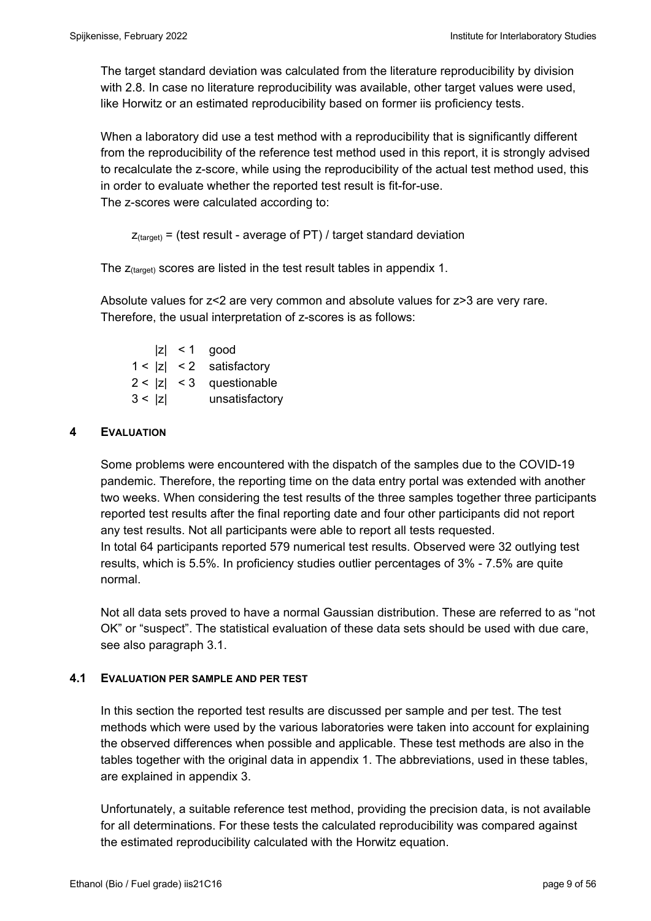The target standard deviation was calculated from the literature reproducibility by division with 2.8. In case no literature reproducibility was available, other target values were used, like Horwitz or an estimated reproducibility based on former iis proficiency tests.

When a laboratory did use a test method with a reproducibility that is significantly different from the reproducibility of the reference test method used in this report, it is strongly advised to recalculate the z-score, while using the reproducibility of the actual test method used, this in order to evaluate whether the reported test result is fit-for-use.
The z-scores were calculated according to:

$z_{(target)}$ = (test result - average of PT) / target standard deviation

The $z_{(target)}$ scores are listed in the test result tables in appendix 1.

Absolute values for z<2 are very common and absolute values for z>3 are very rare. Therefore, the usual interpretation of z-scores is as follows:

| | |
|---|---|
| $\|z\| < 1$ | good |
| $1 < \|z\| < 2$ | satisfactory |
| $2 < \|z\| < 3$ | questionable |
| $3 < \|z\|$ | unsatisfactory |

## 4 EVALUATION

Some problems were encountered with the dispatch of the samples due to the COVID-19 pandemic. Therefore, the reporting time on the data entry portal was extended with another two weeks. When considering the test results of the three samples together three participants reported test results after the final reporting date and four other participants did not report any test results. Not all participants were able to report all tests requested.
In total 64 participants reported 579 numerical test results. Observed were 32 outlying test results, which is 5.5%. In proficiency studies outlier percentages of 3% - 7.5% are quite normal.

Not all data sets proved to have a normal Gaussian distribution. These are referred to as "not OK" or "suspect". The statistical evaluation of these data sets should be used with due care, see also paragraph 3.1.

### 4.1 EVALUATION PER SAMPLE AND PER TEST

In this section the reported test results are discussed per sample and per test. The test methods which were used by the various laboratories were taken into account for explaining the observed differences when possible and applicable. These test methods are also in the tables together with the original data in appendix 1. The abbreviations, used in these tables, are explained in appendix 3.

Unfortunately, a suitable reference test method, providing the precision data, is not available for all determinations. For these tests the calculated reproducibility was compared against the estimated reproducibility calculated with the Horwitz equation.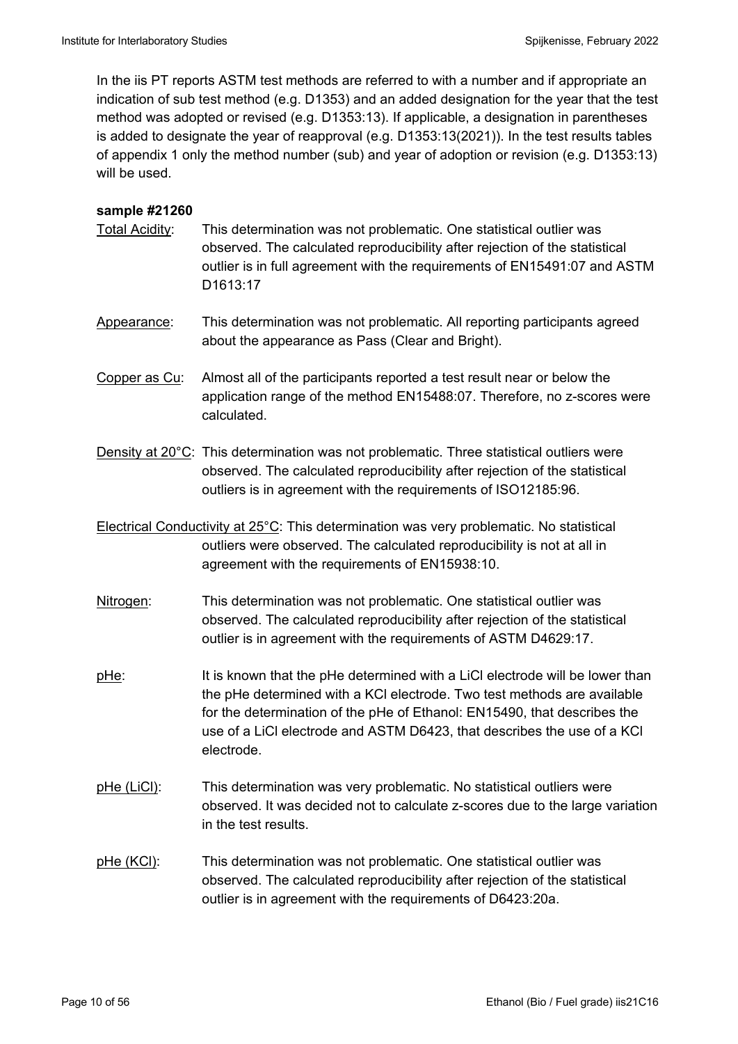In the iis PT reports ASTM test methods are referred to with a number and if appropriate an indication of sub test method (e.g. D1353) and an added designation for the year that the test method was adopted or revised (e.g. D1353:13). If applicable, a designation in parentheses is added to designate the year of reapproval (e.g. D1353:13(2021)). In the test results tables of appendix 1 only the method number (sub) and year of adoption or revision (e.g. D1353:13) will be used.

**sample #21260**

Total Acidity: This determination was not problematic. One statistical outlier was observed. The calculated reproducibility after rejection of the statistical outlier is in full agreement with the requirements of EN15491:07 and ASTM D1613:17

Appearance: This determination was not problematic. All reporting participants agreed about the appearance as Pass (Clear and Bright).

Copper as Cu: Almost all of the participants reported a test result near or below the application range of the method EN15488:07. Therefore, no z-scores were calculated.

Density at 20°C: This determination was not problematic. Three statistical outliers were observed. The calculated reproducibility after rejection of the statistical outliers is in agreement with the requirements of ISO12185:96.

Electrical Conductivity at 25°C: This determination was very problematic. No statistical outliers were observed. The calculated reproducibility is not at all in agreement with the requirements of EN15938:10.

Nitrogen: This determination was not problematic. One statistical outlier was observed. The calculated reproducibility after rejection of the statistical outlier is in agreement with the requirements of ASTM D4629:17.

pHe: It is known that the pHe determined with a LiCl electrode will be lower than the pHe determined with a KCl electrode. Two test methods are available for the determination of the pHe of Ethanol: EN15490, that describes the use of a LiCl electrode and ASTM D6423, that describes the use of a KCl electrode.

pHe (LiCl): This determination was very problematic. No statistical outliers were observed. It was decided not to calculate z-scores due to the large variation in the test results.

pHe (KCl): This determination was not problematic. One statistical outlier was observed. The calculated reproducibility after rejection of the statistical outlier is in agreement with the requirements of D6423:20a.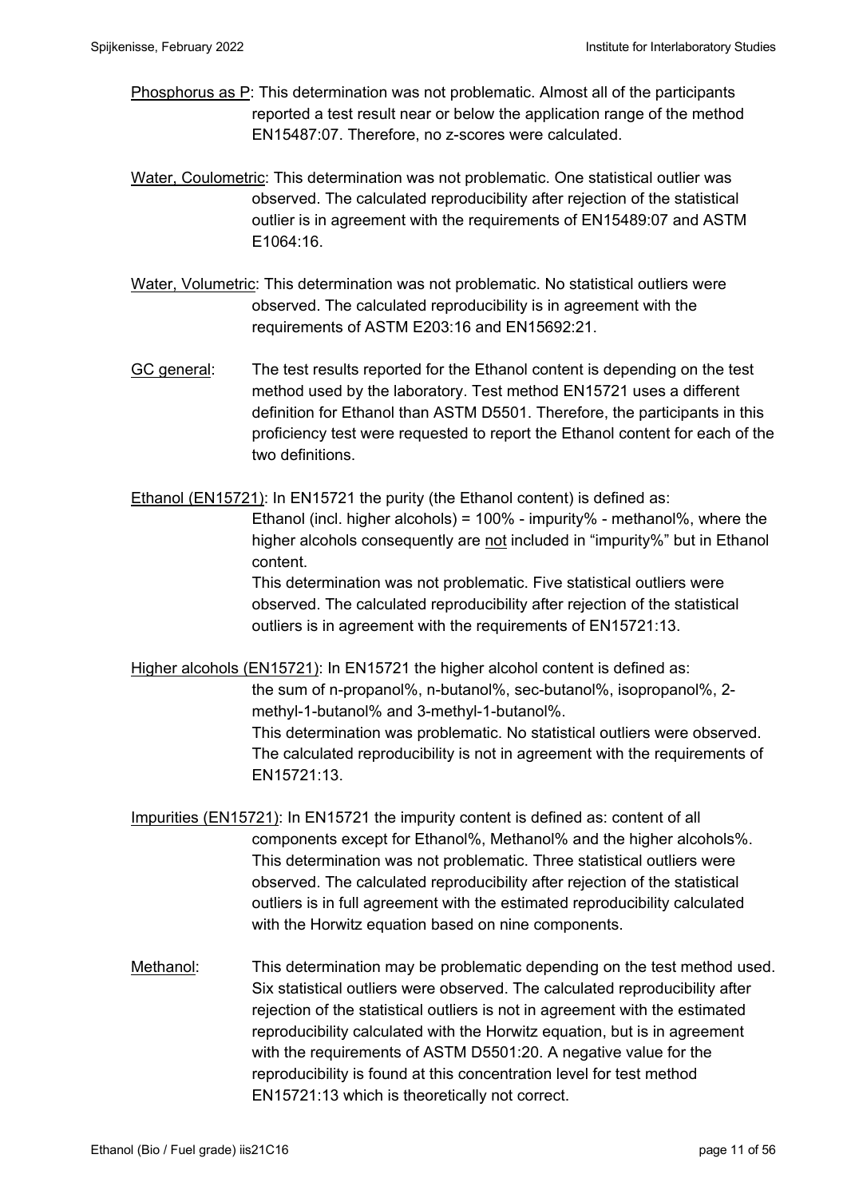<u>Phosphorus as P</u>: This determination was not problematic. Almost all of the participants reported a test result near or below the application range of the method EN15487:07. Therefore, no z-scores were calculated.

<u>Water, Coulometric</u>: This determination was not problematic. One statistical outlier was observed. The calculated reproducibility after rejection of the statistical outlier is in agreement with the requirements of EN15489:07 and ASTM E1064:16.

<u>Water, Volumetric</u>: This determination was not problematic. No statistical outliers were observed. The calculated reproducibility is in agreement with the requirements of ASTM E203:16 and EN15692:21.

<u>GC general</u>: The test results reported for the Ethanol content is depending on the test method used by the laboratory. Test method EN15721 uses a different definition for Ethanol than ASTM D5501. Therefore, the participants in this proficiency test were requested to report the Ethanol content for each of the two definitions.

<u>Ethanol (EN15721)</u>: In EN15721 the purity (the Ethanol content) is defined as:
Ethanol (incl. higher alcohols) = 100% - impurity% - methanol%, where the higher alcohols consequently are <u>not</u> included in "impurity%" but in Ethanol content.
This determination was not problematic. Five statistical outliers were observed. The calculated reproducibility after rejection of the statistical outliers is in agreement with the requirements of EN15721:13.

<u>Higher alcohols (EN15721)</u>: In EN15721 the higher alcohol content is defined as:
the sum of n-propanol%, n-butanol%, sec-butanol%, isopropanol%, 2-methyl-1-butanol% and 3-methyl-1-butanol%.
This determination was problematic. No statistical outliers were observed. The calculated reproducibility is not in agreement with the requirements of EN15721:13.

<u>Impurities (EN15721)</u>: In EN15721 the impurity content is defined as: content of all components except for Ethanol%, Methanol% and the higher alcohols%. This determination was not problematic. Three statistical outliers were observed. The calculated reproducibility after rejection of the statistical outliers is in full agreement with the estimated reproducibility calculated with the Horwitz equation based on nine components.

<u>Methanol</u>: This determination may be problematic depending on the test method used. Six statistical outliers were observed. The calculated reproducibility after rejection of the statistical outliers is not in agreement with the estimated reproducibility calculated with the Horwitz equation, but is in agreement with the requirements of ASTM D5501:20. A negative value for the reproducibility is found at this concentration level for test method EN15721:13 which is theoretically not correct.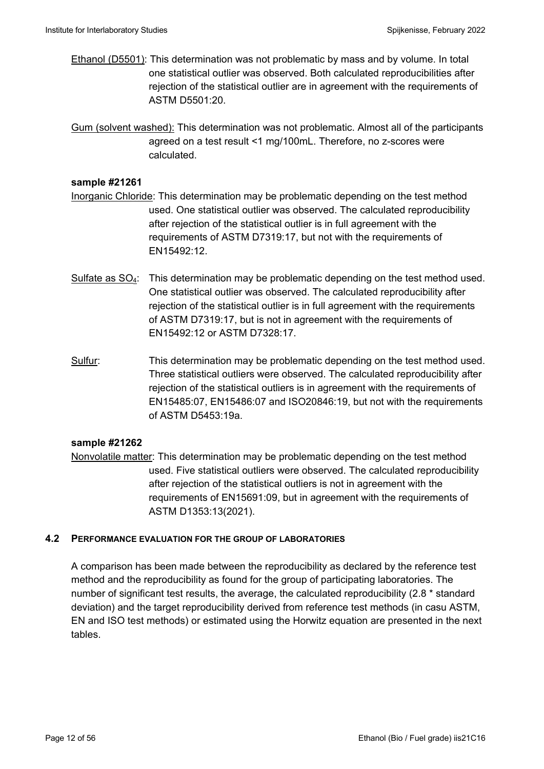Ethanol (D5501): This determination was not problematic by mass and by volume. In total one statistical outlier was observed. Both calculated reproducibilities after rejection of the statistical outlier are in agreement with the requirements of ASTM D5501:20.

Gum (solvent washed): This determination was not problematic. Almost all of the participants agreed on a test result <1 mg/100mL. Therefore, no z-scores were calculated.

**sample #21261**

Inorganic Chloride: This determination may be problematic depending on the test method used. One statistical outlier was observed. The calculated reproducibility after rejection of the statistical outlier is in full agreement with the requirements of ASTM D7319:17, but not with the requirements of EN15492:12.

Sulfate as $SO_4$: This determination may be problematic depending on the test method used. One statistical outlier was observed. The calculated reproducibility after rejection of the statistical outlier is in full agreement with the requirements of ASTM D7319:17, but is not in agreement with the requirements of EN15492:12 or ASTM D7328:17.

Sulfur: This determination may be problematic depending on the test method used. Three statistical outliers were observed. The calculated reproducibility after rejection of the statistical outliers is in agreement with the requirements of EN15485:07, EN15486:07 and ISO20846:19, but not with the requirements of ASTM D5453:19a.

**sample #21262**

Nonvolatile matter: This determination may be problematic depending on the test method used. Five statistical outliers were observed. The calculated reproducibility after rejection of the statistical outliers is not in agreement with the requirements of EN15691:09, but in agreement with the requirements of ASTM D1353:13(2021).

## 4.2 PERFORMANCE EVALUATION FOR THE GROUP OF LABORATORIES

A comparison has been made between the reproducibility as declared by the reference test method and the reproducibility as found for the group of participating laboratories. The number of significant test results, the average, the calculated reproducibility (2.8 * standard deviation) and the target reproducibility derived from reference test methods (in casu ASTM, EN and ISO test methods) or estimated using the Horwitz equation are presented in the next tables.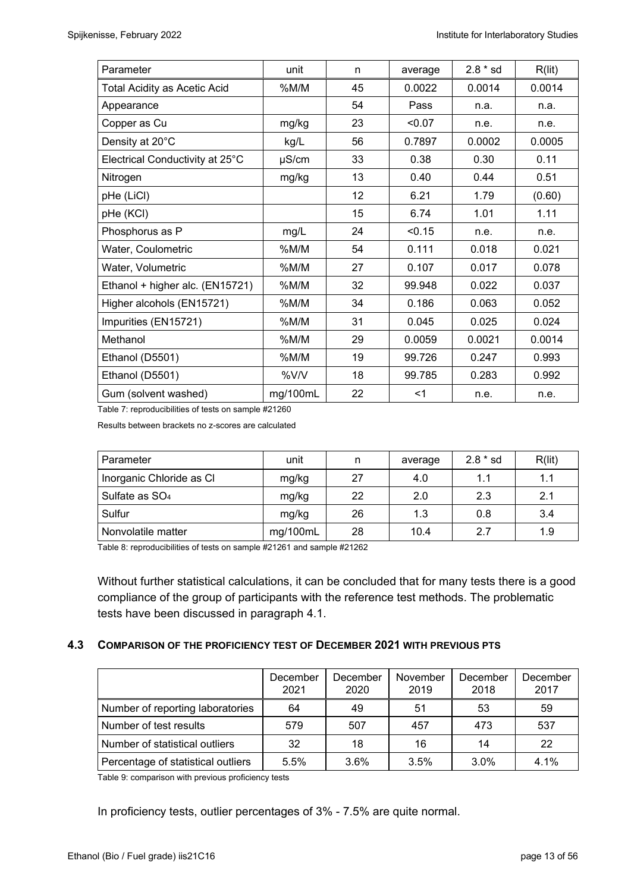| Parameter | unit | n | average | 2.8 * sd | R(lit) |
|---|---|---|---|---|---|
| Total Acidity as Acetic Acid | %M/M | 45 | 0.0022 | 0.0014 | 0.0014 |
| Appearance | | 54 | Pass | n.a. | n.a. |
| Copper as Cu | mg/kg | 23 | <0.07 | n.e. | n.e. |
| Density at 20°C | kg/L | 56 | 0.7897 | 0.0002 | 0.0005 |
| Electrical Conductivity at 25°C | μS/cm | 33 | 0.38 | 0.30 | 0.11 |
| Nitrogen | mg/kg | 13 | 0.40 | 0.44 | 0.51 |
| pHe (LiCl) | | 12 | 6.21 | 1.79 | (0.60) |
| pHe (KCl) | | 15 | 6.74 | 1.01 | 1.11 |
| Phosphorus as P | mg/L | 24 | <0.15 | n.e. | n.e. |
| Water, Coulometric | %M/M | 54 | 0.111 | 0.018 | 0.021 |
| Water, Volumetric | %M/M | 27 | 0.107 | 0.017 | 0.078 |
| Ethanol + higher alc. (EN15721) | %M/M | 32 | 99.948 | 0.022 | 0.037 |
| Higher alcohols (EN15721) | %M/M | 34 | 0.186 | 0.063 | 0.052 |
| Impurities (EN15721) | %M/M | 31 | 0.045 | 0.025 | 0.024 |
| Methanol | %M/M | 29 | 0.0059 | 0.0021 | 0.0014 |
| Ethanol (D5501) | %M/M | 19 | 99.726 | 0.247 | 0.993 |
| Ethanol (D5501) | %V/V | 18 | 99.785 | 0.283 | 0.992 |
| Gum (solvent washed) | mg/100mL | 22 | <1 | n.e. | n.e. |

Table 7: reproducibilities of tests on sample #21260

Results between brackets no z-scores are calculated

| Parameter | unit | n | average | 2.8 * sd | R(lit) |
|---|---|---|---|---|---|
| Inorganic Chloride as Cl | mg/kg | 27 | 4.0 | 1.1 | 1.1 |
| Sulfate as $SO_4$ | mg/kg | 22 | 2.0 | 2.3 | 2.1 |
| Sulfur | mg/kg | 26 | 1.3 | 0.8 | 3.4 |
| Nonvolatile matter | mg/100mL | 28 | 10.4 | 2.7 | 1.9 |

Table 8: reproducibilities of tests on sample #21261 and sample #21262

Without further statistical calculations, it can be concluded that for many tests there is a good compliance of the group of participants with the reference test methods. The problematic tests have been discussed in paragraph 4.1.

### 4.3 COMPARISON OF THE PROFICIENCY TEST OF DECEMBER 2021 WITH PREVIOUS PTS

| | December 2021 | December 2020 | November 2019 | December 2018 | December 2017 |
|---|---|---|---|---|---|
| Number of reporting laboratories | 64 | 49 | 51 | 53 | 59 |
| Number of test results | 579 | 507 | 457 | 473 | 537 |
| Number of statistical outliers | 32 | 18 | 16 | 14 | 22 |
| Percentage of statistical outliers | 5.5% | 3.6% | 3.5% | 3.0% | 4.1% |

Table 9: comparison with previous proficiency tests

In proficiency tests, outlier percentages of 3% - 7.5% are quite normal.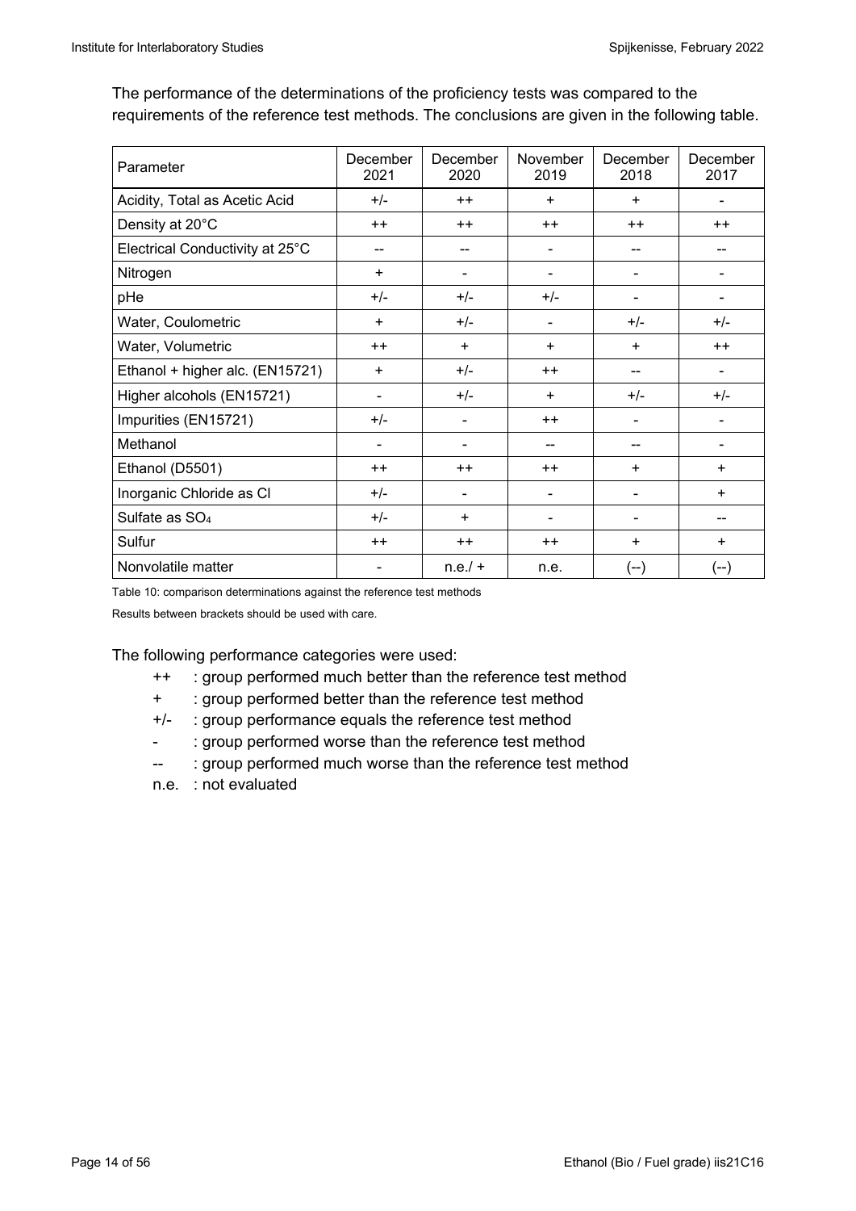The performance of the determinations of the proficiency tests was compared to the requirements of the reference test methods. The conclusions are given in the following table.

| Parameter | December 2021 | December 2020 | November 2019 | December 2018 | December 2017 |
|---|---|---|---|---|---|
| Acidity, Total as Acetic Acid | +/- | ++ | + | + | - |
| Density at 20°C | ++ | ++ | ++ | ++ | ++ |
| Electrical Conductivity at 25°C | -- | -- | - | -- | -- |
| Nitrogen | + | - | - | - | - |
| pHe | +/- | +/- | +/- | - | - |
| Water, Coulometric | + | +/- | - | +/- | +/- |
| Water, Volumetric | ++ | + | + | + | ++ |
| Ethanol + higher alc. (EN15721) | + | +/- | ++ | -- | - |
| Higher alcohols (EN15721) | - | +/- | + | +/- | +/- |
| Impurities (EN15721) | +/- | - | ++ | - | - |
| Methanol | - | - | -- | -- | - |
| Ethanol (D5501) | ++ | ++ | ++ | + | + |
| Inorganic Chloride as Cl | +/- | - | - | - | + |
| Sulfate as $SO_4$ | +/- | + | - | - | -- |
| Sulfur | ++ | ++ | ++ | + | + |
| Nonvolatile matter | - | n.e./ + | n.e. | (--) | (--) |

Table 10: comparison determinations against the reference test methods

Results between brackets should be used with care.

The following performance categories were used:

- ++ : group performed much better than the reference test method
- \+ : group performed better than the reference test method
- +/- : group performance equals the reference test method
- \- : group performed worse than the reference test method
- -- : group performed much worse than the reference test method
- n.e. : not evaluated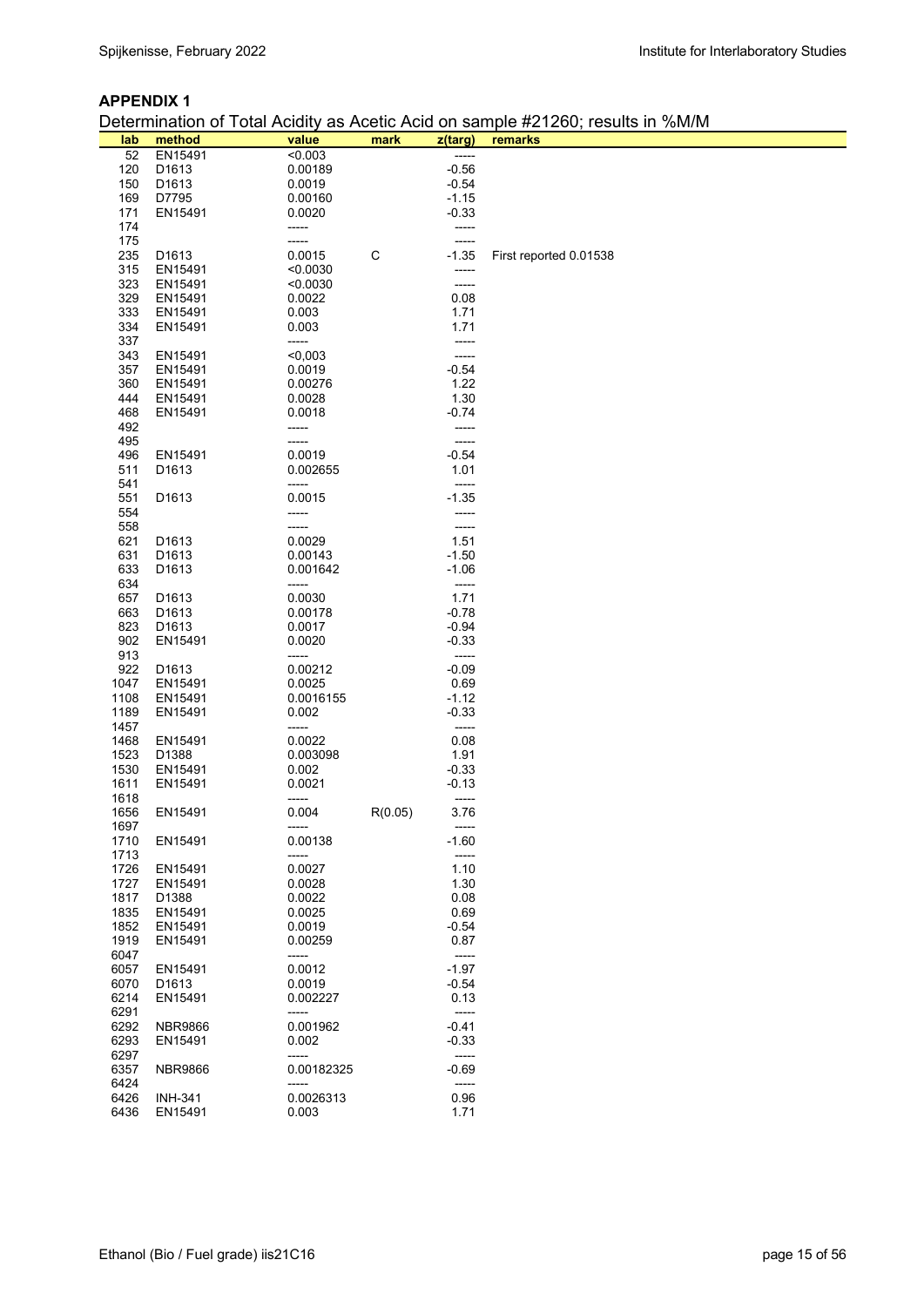## APPENDIX 1

Determination of Total Acidity as Acetic Acid on sample #21260; results in %M/M

| lab | method | value | mark | z(targ) | remarks |
|---|---|---|---|---|---|
| 52 | EN15491 | <0.003 | | ----- | |
| 120 | D1613 | 0.00189 | | -0.56 | |
| 150 | D1613 | 0.0019 | | -0.54 | |
| 169 | D7795 | 0.00160 | | -1.15 | |
| 171 | EN15491 | 0.0020 | | -0.33 | |
| 174 | | ----- | | ----- | |
| 175 | | ----- | | ----- | |
| 235 | D1613 | 0.0015 | C | -1.35 | First reported 0.01538 |
| 315 | EN15491 | <0.0030 | | ----- | |
| 323 | EN15491 | <0.0030 | | ----- | |
| 329 | EN15491 | 0.0022 | | 0.08 | |
| 333 | EN15491 | 0.003 | | 1.71 | |
| 334 | EN15491 | 0.003 | | 1.71 | |
| 337 | | ----- | | ----- | |
| 343 | EN15491 | <0,003 | | ----- | |
| 357 | EN15491 | 0.0019 | | -0.54 | |
| 360 | EN15491 | 0.00276 | | 1.22 | |
| 444 | EN15491 | 0.0028 | | 1.30 | |
| 468 | EN15491 | 0.0018 | | -0.74 | |
| 492 | | ----- | | ----- | |
| 495 | | ----- | | ----- | |
| 496 | EN15491 | 0.0019 | | -0.54 | |
| 511 | D1613 | 0.002655 | | 1.01 | |
| 541 | | ----- | | ----- | |
| 551 | D1613 | 0.0015 | | -1.35 | |
| 554 | | ----- | | ----- | |
| 558 | | ----- | | ----- | |
| 621 | D1613 | 0.0029 | | 1.51 | |
| 631 | D1613 | 0.00143 | | -1.50 | |
| 633 | D1613 | 0.001642 | | -1.06 | |
| 634 | | ----- | | ----- | |
| 657 | D1613 | 0.0030 | | 1.71 | |
| 663 | D1613 | 0.00178 | | -0.78 | |
| 823 | D1613 | 0.0017 | | -0.94 | |
| 902 | EN15491 | 0.0020 | | -0.33 | |
| 913 | | ----- | | ----- | |
| 922 | D1613 | 0.00212 | | -0.09 | |
| 1047 | EN15491 | 0.0025 | | 0.69 | |
| 1108 | EN15491 | 0.0016155 | | -1.12 | |
| 1189 | EN15491 | 0.002 | | -0.33 | |
| 1457 | | ----- | | ----- | |
| 1468 | EN15491 | 0.0022 | | 0.08 | |
| 1523 | D1388 | 0.003098 | | 1.91 | |
| 1530 | EN15491 | 0.002 | | -0.33 | |
| 1611 | EN15491 | 0.0021 | | -0.13 | |
| 1618 | | ----- | | ----- | |
| 1656 | EN15491 | 0.004 | R(0.05) | 3.76 | |
| 1697 | | ----- | | ----- | |
| 1710 | EN15491 | 0.00138 | | -1.60 | |
| 1713 | | ----- | | ----- | |
| 1726 | EN15491 | 0.0027 | | 1.10 | |
| 1727 | EN15491 | 0.0028 | | 1.30 | |
| 1817 | D1388 | 0.0022 | | 0.08 | |
| 1835 | EN15491 | 0.0025 | | 0.69 | |
| 1852 | EN15491 | 0.0019 | | -0.54 | |
| 1919 | EN15491 | 0.00259 | | 0.87 | |
| 6047 | | ----- | | ----- | |
| 6057 | EN15491 | 0.0012 | | -1.97 | |
| 6070 | D1613 | 0.0019 | | -0.54 | |
| 6214 | EN15491 | 0.002227 | | 0.13 | |
| 6291 | | ----- | | ----- | |
| 6292 | NBR9866 | 0.001962 | | -0.41 | |
| 6293 | EN15491 | 0.002 | | -0.33 | |
| 6297 | | ----- | | ----- | |
| 6357 | NBR9866 | 0.00182325 | | -0.69 | |
| 6424 | | ----- | | ----- | |
| 6426 | INH-341 | 0.0026313 | | 0.96 | |
| 6436 | EN15491 | 0.003 | | 1.71 | |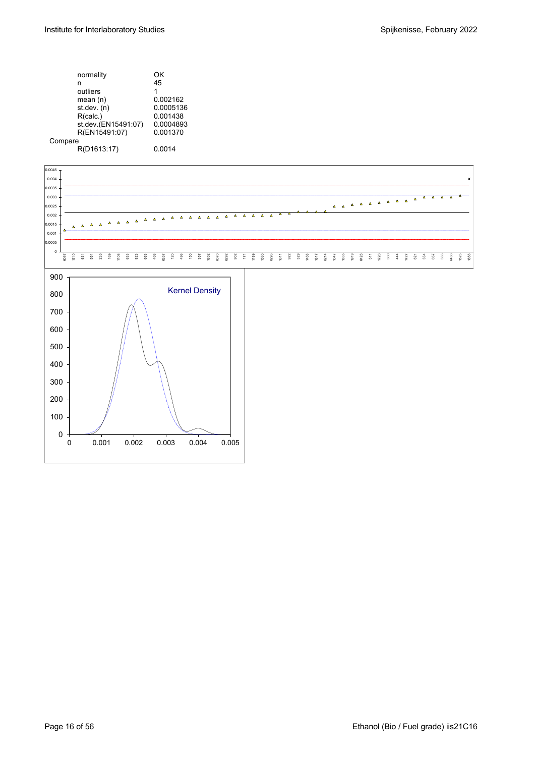| | |
|---|---|
| normality | OK |
| n | 45 |
| outliers | 1 |
| mean (n) | 0.002162 |
| st.dev. (n) | 0.0005136 |
| R(calc.) | 0.001438 |
| st.dev.(EN15491:07) | 0.0004893 |
| R(EN15491:07) | 0.001370 |
| Compare | |
| R(D1613:17) | 0.0014 |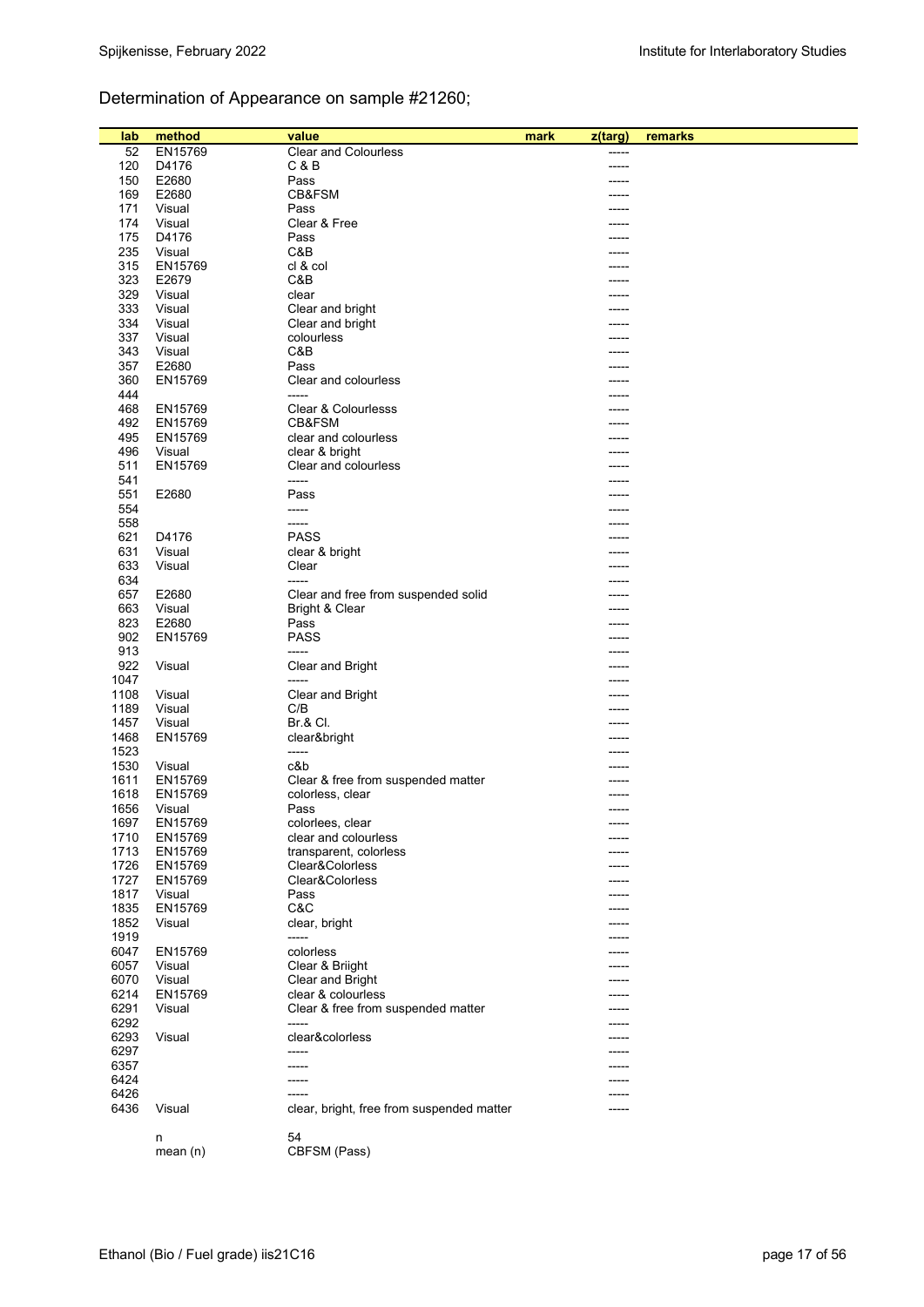## Determination of Appearance on sample #21260;

| lab | method | value | mark | z(targ) | remarks |
|---|---|---|---|---|---|
| 52 | EN15769 | Clear and Colourless | | ----- | |
| 120 | D4176 | C & B | | ----- | |
| 150 | E2680 | Pass | | ----- | |
| 169 | E2680 | CB&FSM | | ----- | |
| 171 | Visual | Pass | | ----- | |
| 174 | Visual | Clear & Free | | ----- | |
| 175 | D4176 | Pass | | ----- | |
| 235 | Visual | C&B | | ----- | |
| 315 | EN15769 | cl & col | | ----- | |
| 323 | E2679 | C&B | | ----- | |
| 329 | Visual | clear | | ----- | |
| 333 | Visual | Clear and bright | | ----- | |
| 334 | Visual | Clear and bright | | ----- | |
| 337 | Visual | colourless | | ----- | |
| 343 | Visual | C&B | | ----- | |
| 357 | E2680 | Pass | | ----- | |
| 360 | EN15769 | Clear and colourless | | ----- | |
| 444 | | ----- | | ----- | |
| 468 | EN15769 | Clear & Colourlesss | | ----- | |
| 492 | EN15769 | CB&FSM | | ----- | |
| 495 | EN15769 | clear and colourless | | ----- | |
| 496 | Visual | clear & bright | | ----- | |
| 511 | EN15769 | Clear and colourless | | ----- | |
| 541 | | ----- | | ----- | |
| 551 | E2680 | Pass | | ----- | |
| 554 | | ----- | | ----- | |
| 558 | | ----- | | ----- | |
| 621 | D4176 | PASS | | ----- | |
| 631 | Visual | clear & bright | | ----- | |
| 633 | Visual | Clear | | ----- | |
| 634 | | ----- | | ----- | |
| 657 | E2680 | Clear and free from suspended solid | | ----- | |
| 663 | Visual | Bright & Clear | | ----- | |
| 823 | E2680 | Pass | | ----- | |
| 902 | EN15769 | PASS | | ----- | |
| 913 | | ----- | | ----- | |
| 922 | Visual | Clear and Bright | | ----- | |
| 1047 | | ----- | | ----- | |
| 1108 | Visual | Clear and Bright | | ----- | |
| 1189 | Visual | C/B | | ----- | |
| 1457 | Visual | Br.& Cl. | | ----- | |
| 1468 | EN15769 | clear&bright | | ----- | |
| 1523 | | ----- | | ----- | |
| 1530 | Visual | c&b | | ----- | |
| 1611 | EN15769 | Clear & free from suspended matter | | ----- | |
| 1618 | EN15769 | colorless, clear | | ----- | |
| 1656 | Visual | Pass | | ----- | |
| 1697 | EN15769 | colorlees, clear | | ----- | |
| 1710 | EN15769 | clear and colourless | | ----- | |
| 1713 | EN15769 | transparent, colorless | | ----- | |
| 1726 | EN15769 | Clear&Colorless | | ----- | |
| 1727 | EN15769 | Clear&Colorless | | ----- | |
| 1817 | Visual | Pass | | ----- | |
| 1835 | EN15769 | C&C | | ----- | |
| 1852 | Visual | clear, bright | | ----- | |
| 1919 | | ----- | | ----- | |
| 6047 | EN15769 | colorless | | ----- | |
| 6057 | Visual | Clear & Briight | | ----- | |
| 6070 | Visual | Clear and Bright | | ----- | |
| 6214 | EN15769 | clear & colourless | | ----- | |
| 6291 | Visual | Clear & free from suspended matter | | ----- | |
| 6292 | | ----- | | ----- | |
| 6293 | Visual | clear&colorless | | ----- | |
| 6297 | | ----- | | ----- | |
| 6357 | | ----- | | ----- | |
| 6424 | | ----- | | ----- | |
| 6426 | | ----- | | ----- | |
| 6436 | Visual | clear, bright, free from suspended matter | | ----- | |
| | n | 54 | | | |
| | mean (n) | CBFSM (Pass) | | | |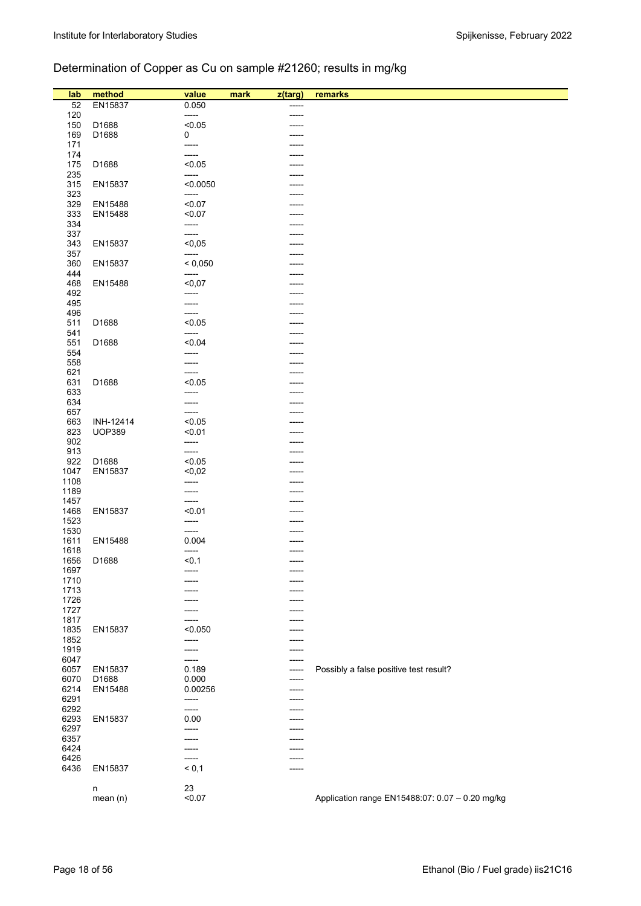## Determination of Copper as Cu on sample #21260; results in mg/kg

| lab | method | value | mark | z(targ) | remarks |
|---|---|---|---|---|---|
| 52 | EN15837 | 0.050 | | ----- | |
| 120 | | ----- | | ----- | |
| 150 | D1688 | <0.05 | | ----- | |
| 169 | D1688 | 0 | | ----- | |
| 171 | | ----- | | ----- | |
| 174 | | ----- | | ----- | |
| 175 | D1688 | <0.05 | | ----- | |
| 235 | | ----- | | ----- | |
| 315 | EN15837 | <0.0050 | | ----- | |
| 323 | | ----- | | ----- | |
| 329 | EN15488 | <0.07 | | ----- | |
| 333 | EN15488 | <0.07 | | ----- | |
| 334 | | ----- | | ----- | |
| 337 | | ----- | | ----- | |
| 343 | EN15837 | <0,05 | | ----- | |
| 357 | | ----- | | ----- | |
| 360 | EN15837 | < 0,050 | | ----- | |
| 444 | | ----- | | ----- | |
| 468 | EN15488 | <0,07 | | ----- | |
| 492 | | ----- | | ----- | |
| 495 | | ----- | | ----- | |
| 496 | | ----- | | ----- | |
| 511 | D1688 | <0.05 | | ----- | |
| 541 | | ----- | | ----- | |
| 551 | D1688 | <0.04 | | ----- | |
| 554 | | ----- | | ----- | |
| 558 | | ----- | | ----- | |
| 621 | | ----- | | ----- | |
| 631 | D1688 | <0.05 | | ----- | |
| 633 | | ----- | | ----- | |
| 634 | | ----- | | ----- | |
| 657 | | ----- | | ----- | |
| 663 | INH-12414 | <0.05 | | ----- | |
| 823 | UOP389 | <0.01 | | ----- | |
| 902 | | ----- | | ----- | |
| 913 | | ----- | | ----- | |
| 922 | D1688 | <0.05 | | ----- | |
| 1047 | EN15837 | <0,02 | | ----- | |
| 1108 | | ----- | | ----- | |
| 1189 | | ----- | | ----- | |
| 1457 | | ----- | | ----- | |
| 1468 | EN15837 | <0.01 | | ----- | |
| 1523 | | ----- | | ----- | |
| 1530 | | ----- | | ----- | |
| 1611 | EN15488 | 0.004 | | ----- | |
| 1618 | | ----- | | ----- | |
| 1656 | D1688 | <0.1 | | ----- | |
| 1697 | | ----- | | ----- | |
| 1710 | | ----- | | ----- | |
| 1713 | | ----- | | ----- | |
| 1726 | | ----- | | ----- | |
| 1727 | | ----- | | ----- | |
| 1817 | | ----- | | ----- | |
| 1835 | EN15837 | <0.050 | | ----- | |
| 1852 | | ----- | | ----- | |
| 1919 | | ----- | | ----- | |
| 6047 | | ----- | | ----- | |
| 6057 | EN15837 | 0.189 | | ----- | Possibly a false positive test result? |
| 6070 | D1688 | 0.000 | | ----- | |
| 6214 | EN15488 | 0.00256 | | ----- | |
| 6291 | | ----- | | ----- | |
| 6292 | | ----- | | ----- | |
| 6293 | EN15837 | 0.00 | | ----- | |
| 6297 | | ----- | | ----- | |
| 6357 | | ----- | | ----- | |
| 6424 | | ----- | | ----- | |
| 6426 | | ----- | | ----- | |
| 6436 | EN15837 | < 0,1 | | ----- | |
| | n | 23 | | | |
| | mean (n) | <0.07 | | | Application range EN15488:07: 0.07 – 0.20 mg/kg |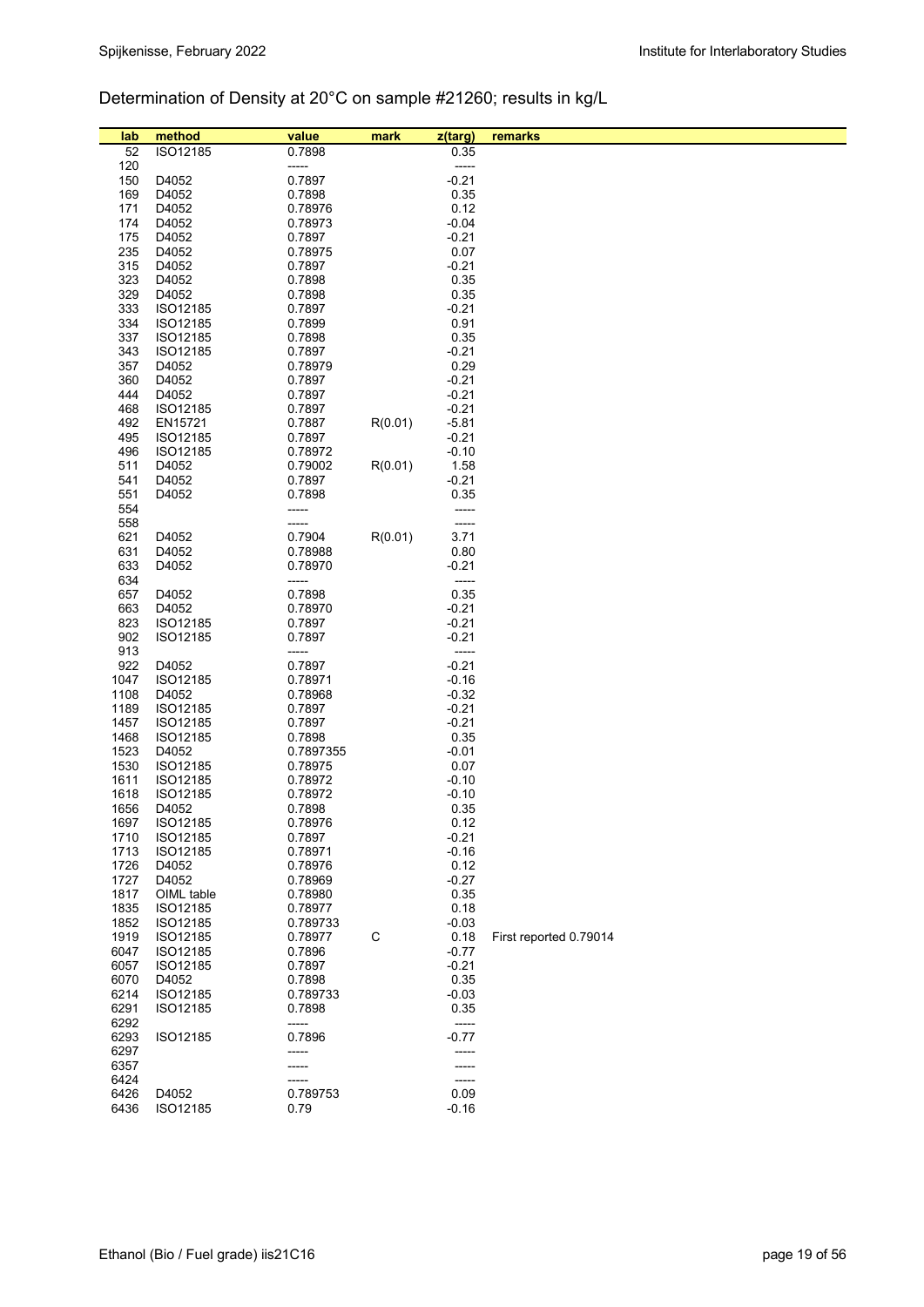# Determination of Density at 20°C on sample #21260; results in kg/L

| lab | method | value | mark | z(targ) | remarks |
|---|---|---|---|---|---|
| 52 | ISO12185 | 0.7898 | | 0.35 | |
| 120 | | ----- | | ----- | |
| 150 | D4052 | 0.7897 | | -0.21 | |
| 169 | D4052 | 0.7898 | | 0.35 | |
| 171 | D4052 | 0.78976 | | 0.12 | |
| 174 | D4052 | 0.78973 | | -0.04 | |
| 175 | D4052 | 0.7897 | | -0.21 | |
| 235 | D4052 | 0.78975 | | 0.07 | |
| 315 | D4052 | 0.7897 | | -0.21 | |
| 323 | D4052 | 0.7898 | | 0.35 | |
| 329 | D4052 | 0.7898 | | 0.35 | |
| 333 | ISO12185 | 0.7897 | | -0.21 | |
| 334 | ISO12185 | 0.7899 | | 0.91 | |
| 337 | ISO12185 | 0.7898 | | 0.35 | |
| 343 | ISO12185 | 0.7897 | | -0.21 | |
| 357 | D4052 | 0.78979 | | 0.29 | |
| 360 | D4052 | 0.7897 | | -0.21 | |
| 444 | D4052 | 0.7897 | | -0.21 | |
| 468 | ISO12185 | 0.7897 | | -0.21 | |
| 492 | EN15721 | 0.7887 | R(0.01) | -5.81 | |
| 495 | ISO12185 | 0.7897 | | -0.21 | |
| 496 | ISO12185 | 0.78972 | | -0.10 | |
| 511 | D4052 | 0.79002 | R(0.01) | 1.58 | |
| 541 | D4052 | 0.7897 | | -0.21 | |
| 551 | D4052 | 0.7898 | | 0.35 | |
| 554 | | ----- | | ----- | |
| 558 | | ----- | | ----- | |
| 621 | D4052 | 0.7904 | R(0.01) | 3.71 | |
| 631 | D4052 | 0.78988 | | 0.80 | |
| 633 | D4052 | 0.78970 | | -0.21 | |
| 634 | | ----- | | ----- | |
| 657 | D4052 | 0.7898 | | 0.35 | |
| 663 | D4052 | 0.78970 | | -0.21 | |
| 823 | ISO12185 | 0.7897 | | -0.21 | |
| 902 | ISO12185 | 0.7897 | | -0.21 | |
| 913 | | ----- | | ----- | |
| 922 | D4052 | 0.7897 | | -0.21 | |
| 1047 | ISO12185 | 0.78971 | | -0.16 | |
| 1108 | D4052 | 0.78968 | | -0.32 | |
| 1189 | ISO12185 | 0.7897 | | -0.21 | |
| 1457 | ISO12185 | 0.7897 | | -0.21 | |
| 1468 | ISO12185 | 0.7898 | | 0.35 | |
| 1523 | D4052 | 0.7897355 | | -0.01 | |
| 1530 | ISO12185 | 0.78975 | | 0.07 | |
| 1611 | ISO12185 | 0.78972 | | -0.10 | |
| 1618 | ISO12185 | 0.78972 | | -0.10 | |
| 1656 | D4052 | 0.7898 | | 0.35 | |
| 1697 | ISO12185 | 0.78976 | | 0.12 | |
| 1710 | ISO12185 | 0.7897 | | -0.21 | |
| 1713 | ISO12185 | 0.78971 | | -0.16 | |
| 1726 | D4052 | 0.78976 | | 0.12 | |
| 1727 | D4052 | 0.78969 | | -0.27 | |
| 1817 | OIML table | 0.78980 | | 0.35 | |
| 1835 | ISO12185 | 0.78977 | | 0.18 | |
| 1852 | ISO12185 | 0.789733 | | -0.03 | |
| 1919 | ISO12185 | 0.78977 | C | 0.18 | First reported 0.79014 |
| 6047 | ISO12185 | 0.7896 | | -0.77 | |
| 6057 | ISO12185 | 0.7897 | | -0.21 | |
| 6070 | D4052 | 0.7898 | | 0.35 | |
| 6214 | ISO12185 | 0.789733 | | -0.03 | |
| 6291 | ISO12185 | 0.7898 | | 0.35 | |
| 6292 | | ----- | | ----- | |
| 6293 | ISO12185 | 0.7896 | | -0.77 | |
| 6297 | | ----- | | ----- | |
| 6357 | | ----- | | ----- | |
| 6424 | | ----- | | ----- | |
| 6426 | D4052 | 0.789753 | | 0.09 | |
| 6436 | ISO12185 | 0.79 | | -0.16 | |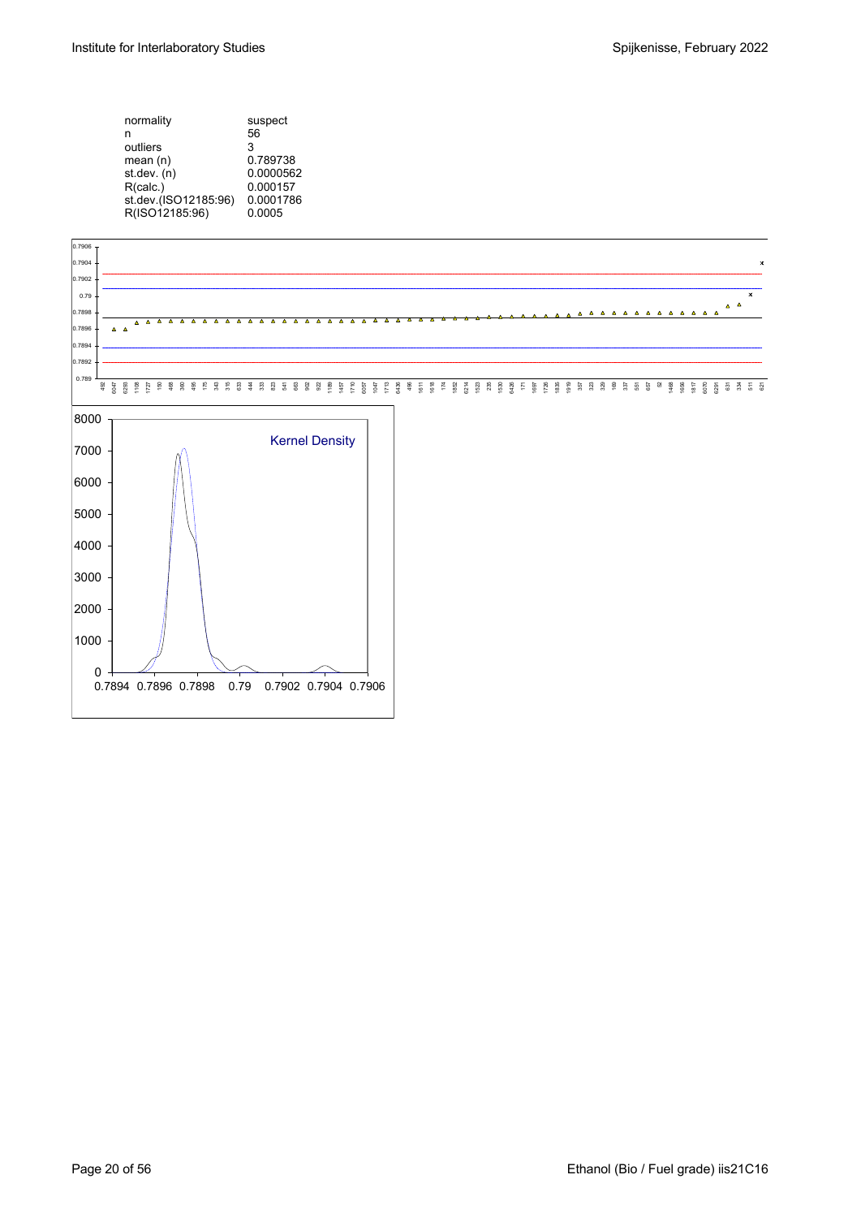| | |
|---|---|
| normality | suspect |
| n | 56 |
| outliers | 3 |
| mean (n) | 0.789738 |
| st.dev. (n) | 0.0000562 |
| R(calc.) | 0.000157 |
| st.dev.(ISO12185:96) | 0.0001786 |
| R(ISO12185:96) | 0.0005 |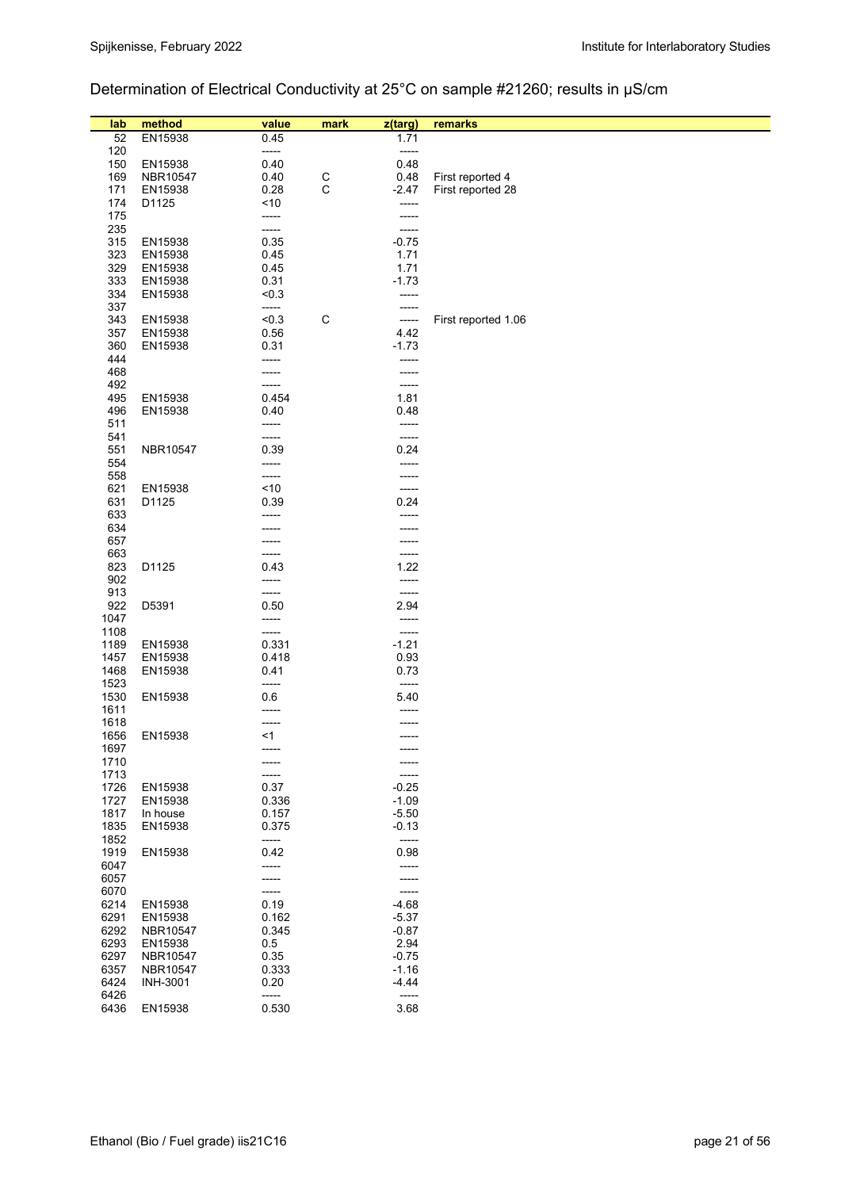## Determination of Electrical Conductivity at 25°C on sample #21260; results in μS/cm

| lab | method | value | mark | z(targ) | remarks |
|---|---|---|---|---|---|
| 52 | EN15938 | 0.45 | | 1.71 | |
| 120 | | ----- | | ----- | |
| 150 | EN15938 | 0.40 | | 0.48 | |
| 169 | NBR10547 | 0.40 | C | 0.48 | First reported 4 |
| 171 | EN15938 | 0.28 | C | -2.47 | First reported 28 |
| 174 | D1125 | <10 | | ----- | |
| 175 | | ----- | | ----- | |
| 235 | | ----- | | ----- | |
| 315 | EN15938 | 0.35 | | -0.75 | |
| 323 | EN15938 | 0.45 | | 1.71 | |
| 329 | EN15938 | 0.45 | | 1.71 | |
| 333 | EN15938 | 0.31 | | -1.73 | |
| 334 | EN15938 | <0.3 | | ----- | |
| 337 | | ----- | | ----- | |
| 343 | EN15938 | <0.3 | C | ----- | First reported 1.06 |
| 357 | EN15938 | 0.56 | | 4.42 | |
| 360 | EN15938 | 0.31 | | -1.73 | |
| 444 | | ----- | | ----- | |
| 468 | | ----- | | ----- | |
| 492 | | ----- | | ----- | |
| 495 | EN15938 | 0.454 | | 1.81 | |
| 496 | EN15938 | 0.40 | | 0.48 | |
| 511 | | ----- | | ----- | |
| 541 | | ----- | | ----- | |
| 551 | NBR10547 | 0.39 | | 0.24 | |
| 554 | | ----- | | ----- | |
| 558 | | ----- | | ----- | |
| 621 | EN15938 | <10 | | ----- | |
| 631 | D1125 | 0.39 | | 0.24 | |
| 633 | | ----- | | ----- | |
| 634 | | ----- | | ----- | |
| 657 | | ----- | | ----- | |
| 663 | | ----- | | ----- | |
| 823 | D1125 | 0.43 | | 1.22 | |
| 902 | | ----- | | ----- | |
| 913 | | ----- | | ----- | |
| 922 | D5391 | 0.50 | | 2.94 | |
| 1047 | | ----- | | ----- | |
| 1108 | | ----- | | ----- | |
| 1189 | EN15938 | 0.331 | | -1.21 | |
| 1457 | EN15938 | 0.418 | | 0.93 | |
| 1468 | EN15938 | 0.41 | | 0.73 | |
| 1523 | | ----- | | ----- | |
| 1530 | EN15938 | 0.6 | | 5.40 | |
| 1611 | | ----- | | ----- | |
| 1618 | | ----- | | ----- | |
| 1656 | EN15938 | <1 | | ----- | |
| 1697 | | ----- | | ----- | |
| 1710 | | ----- | | ----- | |
| 1713 | | ----- | | ----- | |
| 1726 | EN15938 | 0.37 | | -0.25 | |
| 1727 | EN15938 | 0.336 | | -1.09 | |
| 1817 | In house | 0.157 | | -5.50 | |
| 1835 | EN15938 | 0.375 | | -0.13 | |
| 1852 | | ----- | | ----- | |
| 1919 | EN15938 | 0.42 | | 0.98 | |
| 6047 | | ----- | | ----- | |
| 6057 | | ----- | | ----- | |
| 6070 | | ----- | | ----- | |
| 6214 | EN15938 | 0.19 | | -4.68 | |
| 6291 | EN15938 | 0.162 | | -5.37 | |
| 6292 | NBR10547 | 0.345 | | -0.87 | |
| 6293 | EN15938 | 0.5 | | 2.94 | |
| 6297 | NBR10547 | 0.35 | | -0.75 | |
| 6357 | NBR10547 | 0.333 | | -1.16 | |
| 6424 | INH-3001 | 0.20 | | -4.44 | |
| 6426 | | ----- | | ----- | |
| 6436 | EN15938 | 0.530 | | 3.68 | |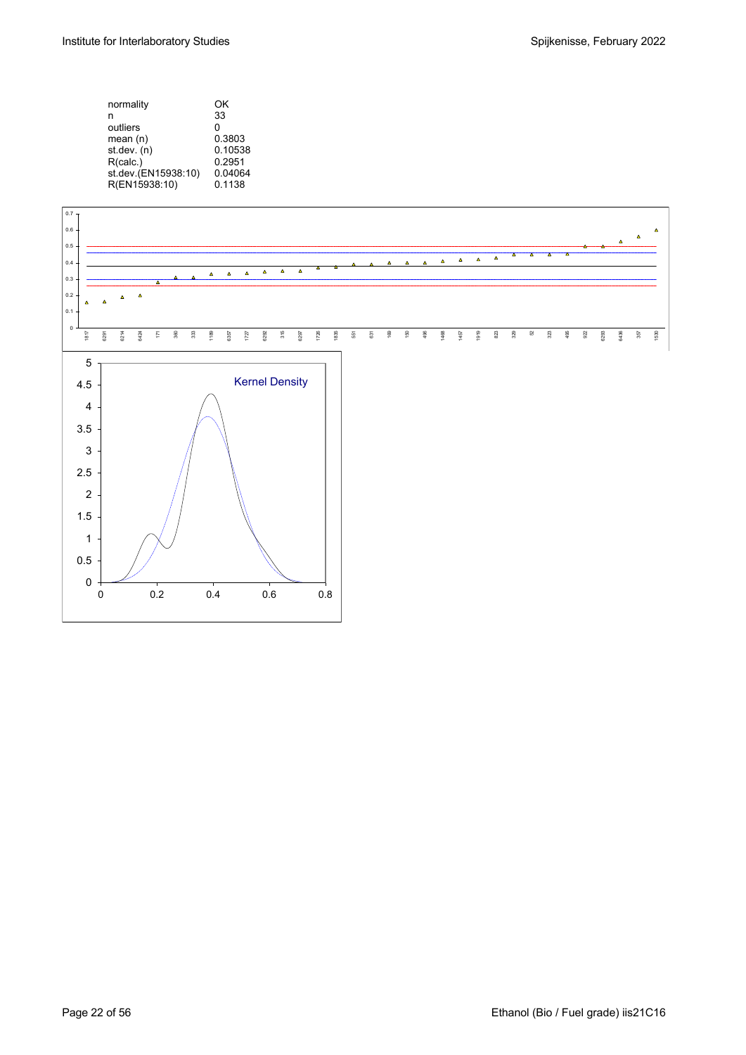| | |
|---|---|
| normality | OK |
| n | 33 |
| outliers | 0 |
| mean (n) | 0.3803 |
| st.dev. (n) | 0.10538 |
| R(calc.) | 0.2951 |
| st.dev.(EN15938:10) | 0.04064 |
| R(EN15938:10) | 0.1138 |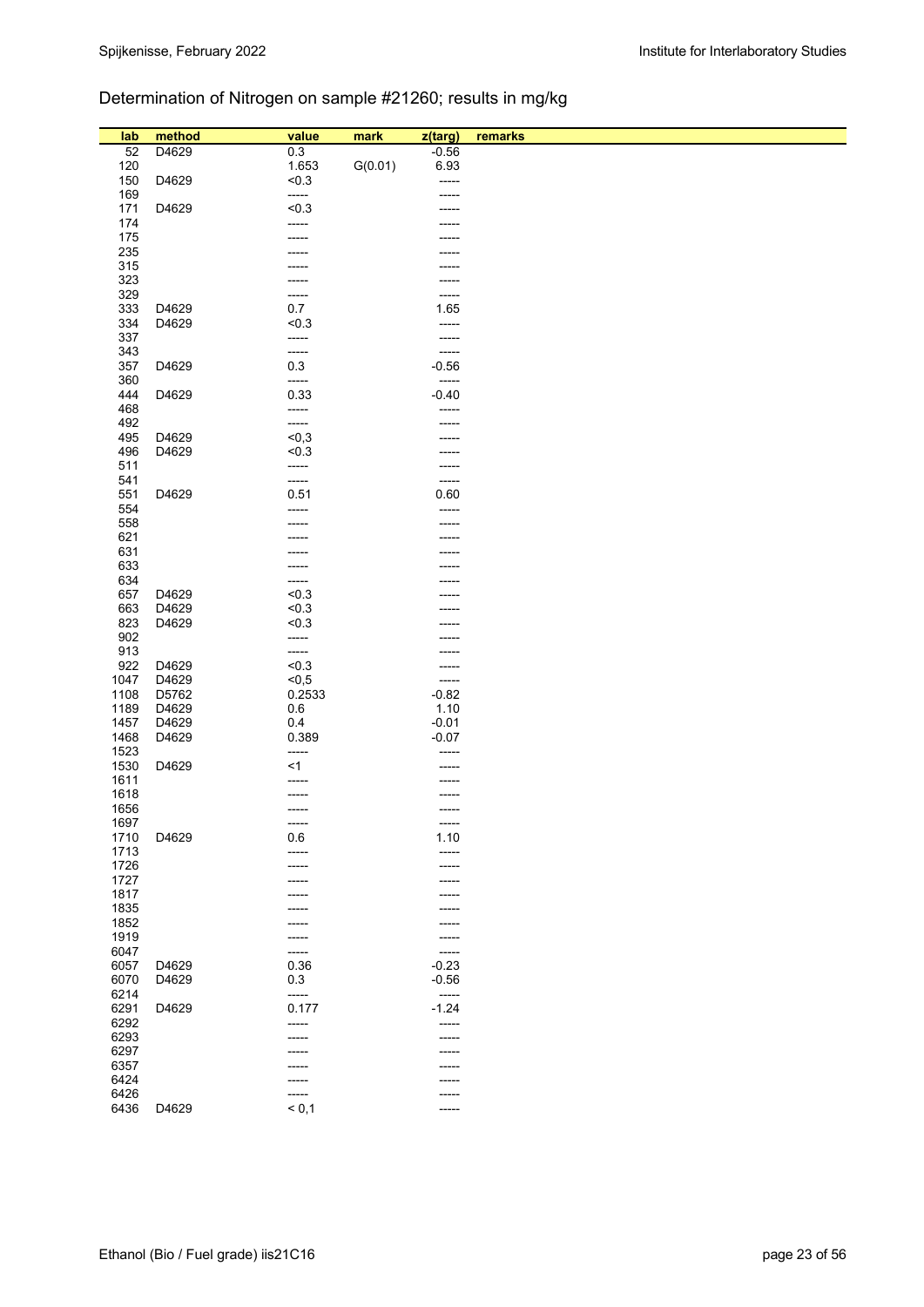## Determination of Nitrogen on sample #21260; results in mg/kg

| lab | method | value | mark | z(targ) | remarks |
|---|---|---|---|---|---|
| 52 | D4629 | 0.3 | | -0.56 | |
| 120 | | 1.653 | G(0.01) | 6.93 | |
| 150 | D4629 | <0.3 | | ----- | |
| 169 | | ----- | | ----- | |
| 171 | D4629 | <0.3 | | ----- | |
| 174 | | ----- | | ----- | |
| 175 | | ----- | | ----- | |
| 235 | | ----- | | ----- | |
| 315 | | ----- | | ----- | |
| 323 | | ----- | | ----- | |
| 329 | | ----- | | ----- | |
| 333 | D4629 | 0.7 | | 1.65 | |
| 334 | D4629 | <0.3 | | ----- | |
| 337 | | ----- | | ----- | |
| 343 | | ----- | | ----- | |
| 357 | D4629 | 0.3 | | -0.56 | |
| 360 | | ----- | | ----- | |
| 444 | D4629 | 0.33 | | -0.40 | |
| 468 | | ----- | | ----- | |
| 492 | | ----- | | ----- | |
| 495 | D4629 | <0,3 | | ----- | |
| 496 | D4629 | <0.3 | | ----- | |
| 511 | | ----- | | ----- | |
| 541 | | ----- | | ----- | |
| 551 | D4629 | 0.51 | | 0.60 | |
| 554 | | ----- | | ----- | |
| 558 | | ----- | | ----- | |
| 621 | | ----- | | ----- | |
| 631 | | ----- | | ----- | |
| 633 | | ----- | | ----- | |
| 634 | | ----- | | ----- | |
| 657 | D4629 | <0.3 | | ----- | |
| 663 | D4629 | <0.3 | | ----- | |
| 823 | D4629 | <0.3 | | ----- | |
| 902 | | ----- | | ----- | |
| 913 | | ----- | | ----- | |
| 922 | D4629 | <0.3 | | ----- | |
| 1047 | D4629 | <0,5 | | ----- | |
| 1108 | D5762 | 0.2533 | | -0.82 | |
| 1189 | D4629 | 0.6 | | 1.10 | |
| 1457 | D4629 | 0.4 | | -0.01 | |
| 1468 | D4629 | 0.389 | | -0.07 | |
| 1523 | | ----- | | ----- | |
| 1530 | D4629 | <1 | | ----- | |
| 1611 | | ----- | | ----- | |
| 1618 | | ----- | | ----- | |
| 1656 | | ----- | | ----- | |
| 1697 | | ----- | | ----- | |
| 1710 | D4629 | 0.6 | | 1.10 | |
| 1713 | | ----- | | ----- | |
| 1726 | | ----- | | ----- | |
| 1727 | | ----- | | ----- | |
| 1817 | | ----- | | ----- | |
| 1835 | | ----- | | ----- | |
| 1852 | | ----- | | ----- | |
| 1919 | | ----- | | ----- | |
| 6047 | | ----- | | ----- | |
| 6057 | D4629 | 0.36 | | -0.23 | |
| 6070 | D4629 | 0.3 | | -0.56 | |
| 6214 | | ----- | | ----- | |
| 6291 | D4629 | 0.177 | | -1.24 | |
| 6292 | | ----- | | ----- | |
| 6293 | | ----- | | ----- | |
| 6297 | | ----- | | ----- | |
| 6357 | | ----- | | ----- | |
| 6424 | | ----- | | ----- | |
| 6426 | | ----- | | ----- | |
| 6436 | D4629 | < 0,1 | | ----- | |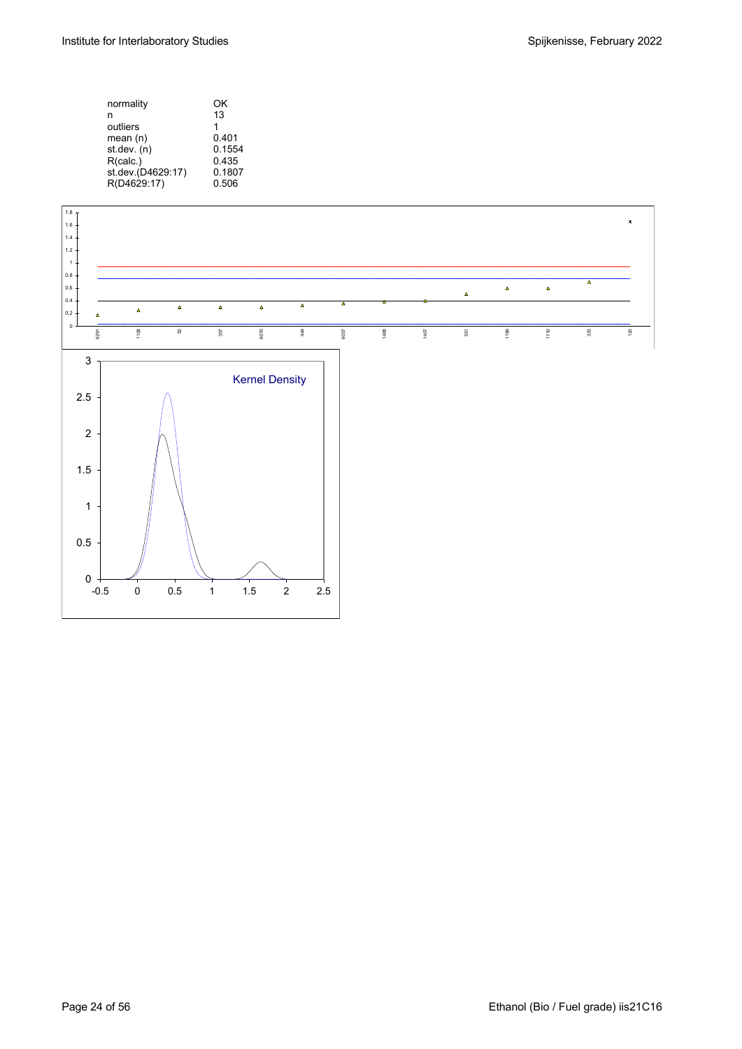| | |
|---|---|
| normality | OK |
| n | 13 |
| outliers | 1 |
| mean (n) | 0.401 |
| st.dev. (n) | 0.1554 |
| R(calc.) | 0.435 |
| st.dev.(D4629:17) | 0.1807 |
| R(D4629:17) | 0.506 |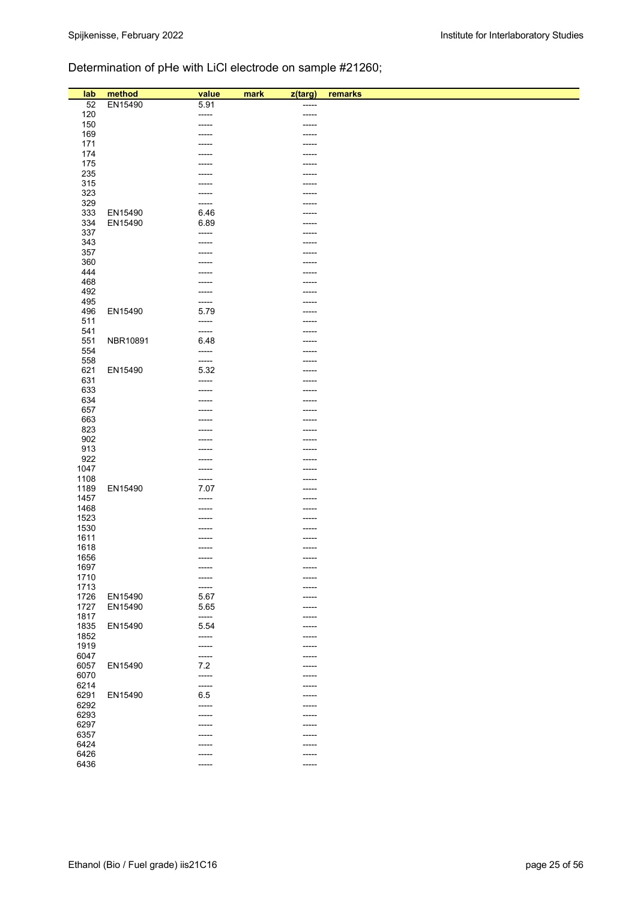Determination of pHe with LiCl electrode on sample #21260;

| lab | method | value | mark | z(targ) | remarks |
|---|---|---|---|---|---|
| 52 | EN15490 | 5.91 | | ----- | |
| 120 | | ----- | | ----- | |
| 150 | | ----- | | ----- | |
| 169 | | ----- | | ----- | |
| 171 | | ----- | | ----- | |
| 174 | | ----- | | ----- | |
| 175 | | ----- | | ----- | |
| 235 | | ----- | | ----- | |
| 315 | | ----- | | ----- | |
| 323 | | ----- | | ----- | |
| 329 | | ----- | | ----- | |
| 333 | EN15490 | 6.46 | | ----- | |
| 334 | EN15490 | 6.89 | | ----- | |
| 337 | | ----- | | ----- | |
| 343 | | ----- | | ----- | |
| 357 | | ----- | | ----- | |
| 360 | | ----- | | ----- | |
| 444 | | ----- | | ----- | |
| 468 | | ----- | | ----- | |
| 492 | | ----- | | ----- | |
| 495 | | ----- | | ----- | |
| 496 | EN15490 | 5.79 | | ----- | |
| 511 | | ----- | | ----- | |
| 541 | | ----- | | ----- | |
| 551 | NBR10891 | 6.48 | | ----- | |
| 554 | | ----- | | ----- | |
| 558 | | ----- | | ----- | |
| 621 | EN15490 | 5.32 | | ----- | |
| 631 | | ----- | | ----- | |
| 633 | | ----- | | ----- | |
| 634 | | ----- | | ----- | |
| 657 | | ----- | | ----- | |
| 663 | | ----- | | ----- | |
| 823 | | ----- | | ----- | |
| 902 | | ----- | | ----- | |
| 913 | | ----- | | ----- | |
| 922 | | ----- | | ----- | |
| 1047 | | ----- | | ----- | |
| 1108 | | ----- | | ----- | |
| 1189 | EN15490 | 7.07 | | ----- | |
| 1457 | | ----- | | ----- | |
| 1468 | | ----- | | ----- | |
| 1523 | | ----- | | ----- | |
| 1530 | | ----- | | ----- | |
| 1611 | | ----- | | ----- | |
| 1618 | | ----- | | ----- | |
| 1656 | | ----- | | ----- | |
| 1697 | | ----- | | ----- | |
| 1710 | | ----- | | ----- | |
| 1713 | | ----- | | ----- | |
| 1726 | EN15490 | 5.67 | | ----- | |
| 1727 | EN15490 | 5.65 | | ----- | |
| 1817 | | ----- | | ----- | |
| 1835 | EN15490 | 5.54 | | ----- | |
| 1852 | | ----- | | ----- | |
| 1919 | | ----- | | ----- | |
| 6047 | | ----- | | ----- | |
| 6057 | EN15490 | 7.2 | | ----- | |
| 6070 | | ----- | | ----- | |
| 6214 | | ----- | | ----- | |
| 6291 | EN15490 | 6.5 | | ----- | |
| 6292 | | ----- | | ----- | |
| 6293 | | ----- | | ----- | |
| 6297 | | ----- | | ----- | |
| 6357 | | ----- | | ----- | |
| 6424 | | ----- | | ----- | |
| 6426 | | ----- | | ----- | |
| 6436 | | ----- | | ----- | |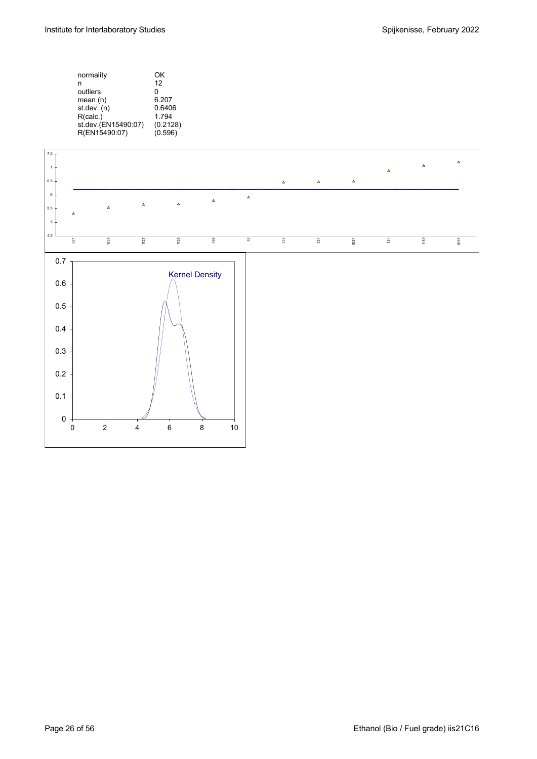| | |
|---|---|
| normality | OK |
| n | 12 |
| outliers | 0 |
| mean (n) | 6.207 |
| st.dev. (n) | 0.6406 |
| R(calc.) | 1.794 |
| st.dev.(EN15490:07) | (0.2128) |
| R(EN15490:07) | (0.596) |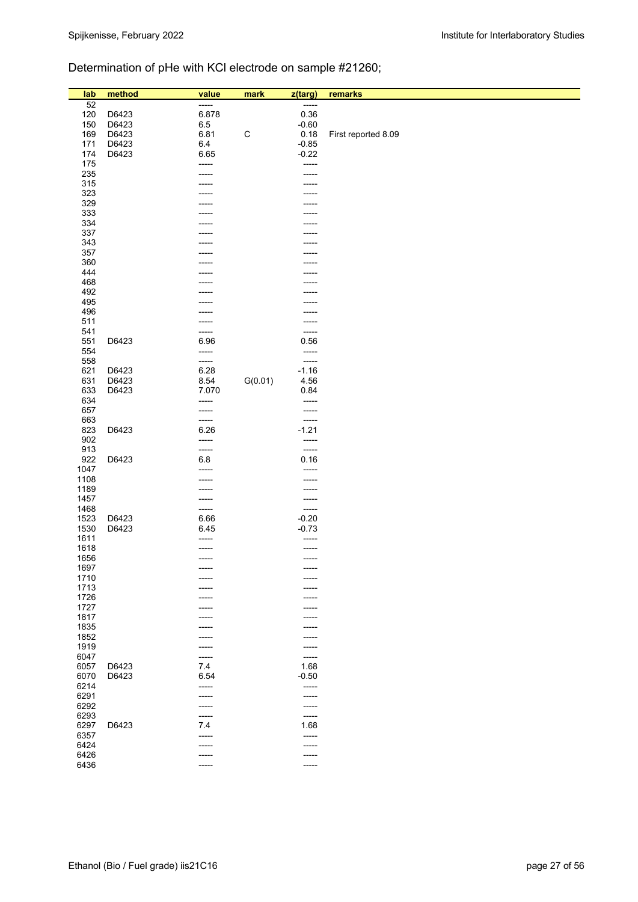Determination of pHe with KCl electrode on sample #21260;

| lab | method | value | mark | z(targ) | remarks |
|---|---|---|---|---|---|
| 52 | | ----- | | ----- | |
| 120 | D6423 | 6.878 | | 0.36 | |
| 150 | D6423 | 6.5 | | -0.60 | |
| 169 | D6423 | 6.81 | C | 0.18 | First reported 8.09 |
| 171 | D6423 | 6.4 | | -0.85 | |
| 174 | D6423 | 6.65 | | -0.22 | |
| 175 | | ----- | | ----- | |
| 235 | | ----- | | ----- | |
| 315 | | ----- | | ----- | |
| 323 | | ----- | | ----- | |
| 329 | | ----- | | ----- | |
| 333 | | ----- | | ----- | |
| 334 | | ----- | | ----- | |
| 337 | | ----- | | ----- | |
| 343 | | ----- | | ----- | |
| 357 | | ----- | | ----- | |
| 360 | | ----- | | ----- | |
| 444 | | ----- | | ----- | |
| 468 | | ----- | | ----- | |
| 492 | | ----- | | ----- | |
| 495 | | ----- | | ----- | |
| 496 | | ----- | | ----- | |
| 511 | | ----- | | ----- | |
| 541 | | ----- | | ----- | |
| 551 | D6423 | 6.96 | | 0.56 | |
| 554 | | ----- | | ----- | |
| 558 | | ----- | | ----- | |
| 621 | D6423 | 6.28 | | -1.16 | |
| 631 | D6423 | 8.54 | G(0.01) | 4.56 | |
| 633 | D6423 | 7.070 | | 0.84 | |
| 634 | | ----- | | ----- | |
| 657 | | ----- | | ----- | |
| 663 | | ----- | | ----- | |
| 823 | D6423 | 6.26 | | -1.21 | |
| 902 | | ----- | | ----- | |
| 913 | | ----- | | ----- | |
| 922 | D6423 | 6.8 | | 0.16 | |
| 1047 | | ----- | | ----- | |
| 1108 | | ----- | | ----- | |
| 1189 | | ----- | | ----- | |
| 1457 | | ----- | | ----- | |
| 1468 | | ----- | | ----- | |
| 1523 | D6423 | 6.66 | | -0.20 | |
| 1530 | D6423 | 6.45 | | -0.73 | |
| 1611 | | ----- | | ----- | |
| 1618 | | ----- | | ----- | |
| 1656 | | ----- | | ----- | |
| 1697 | | ----- | | ----- | |
| 1710 | | ----- | | ----- | |
| 1713 | | ----- | | ----- | |
| 1726 | | ----- | | ----- | |
| 1727 | | ----- | | ----- | |
| 1817 | | ----- | | ----- | |
| 1835 | | ----- | | ----- | |
| 1852 | | ----- | | ----- | |
| 1919 | | ----- | | ----- | |
| 6047 | | ----- | | ----- | |
| 6057 | D6423 | 7.4 | | 1.68 | |
| 6070 | D6423 | 6.54 | | -0.50 | |
| 6214 | | ----- | | ----- | |
| 6291 | | ----- | | ----- | |
| 6292 | | ----- | | ----- | |
| 6293 | | ----- | | ----- | |
| 6297 | D6423 | 7.4 | | 1.68 | |
| 6357 | | ----- | | ----- | |
| 6424 | | ----- | | ----- | |
| 6426 | | ----- | | ----- | |
| 6436 | | ----- | | ----- | |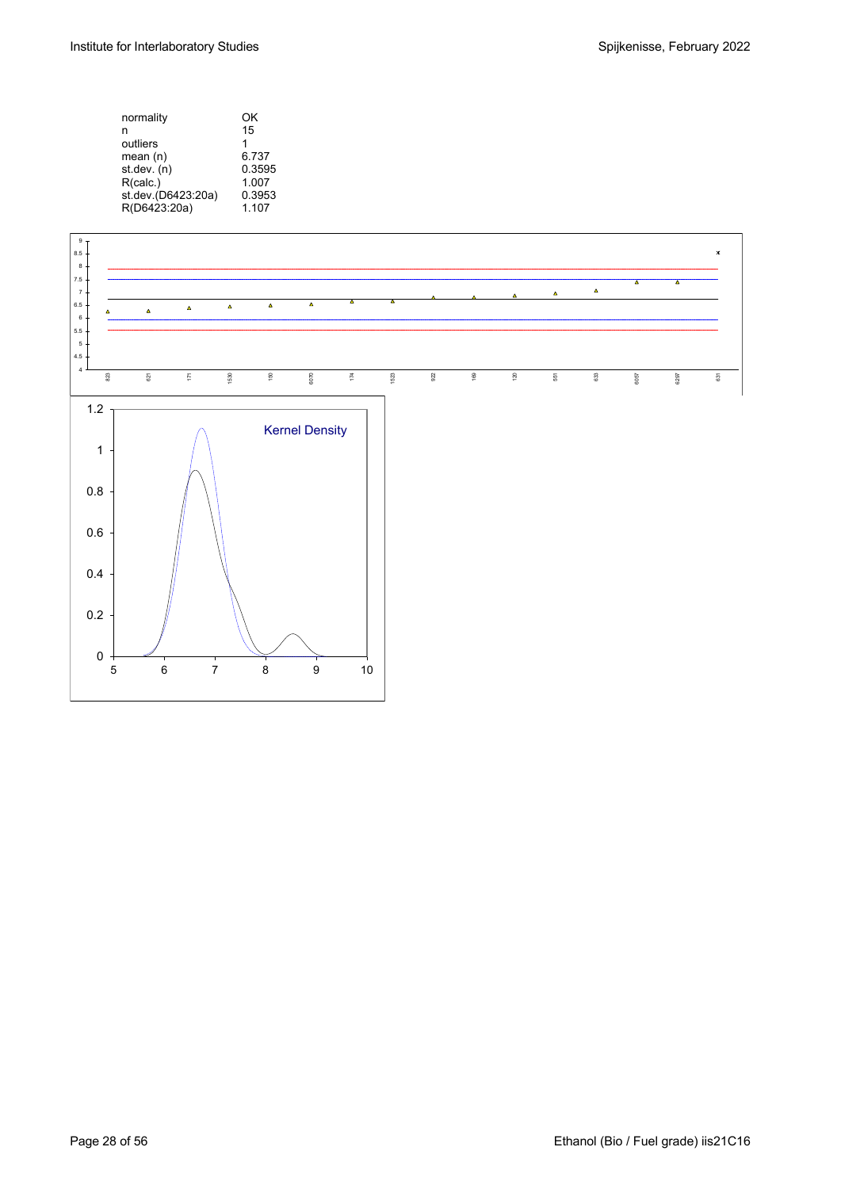| | |
|---|---|
| normality | OK |
| n | 15 |
| outliers | 1 |
| mean (n) | 6.737 |
| st.dev. (n) | 0.3595 |
| R(calc.) | 1.007 |
| st.dev.(D6423:20a) | 0.3953 |
| R(D6423:20a) | 1.107 |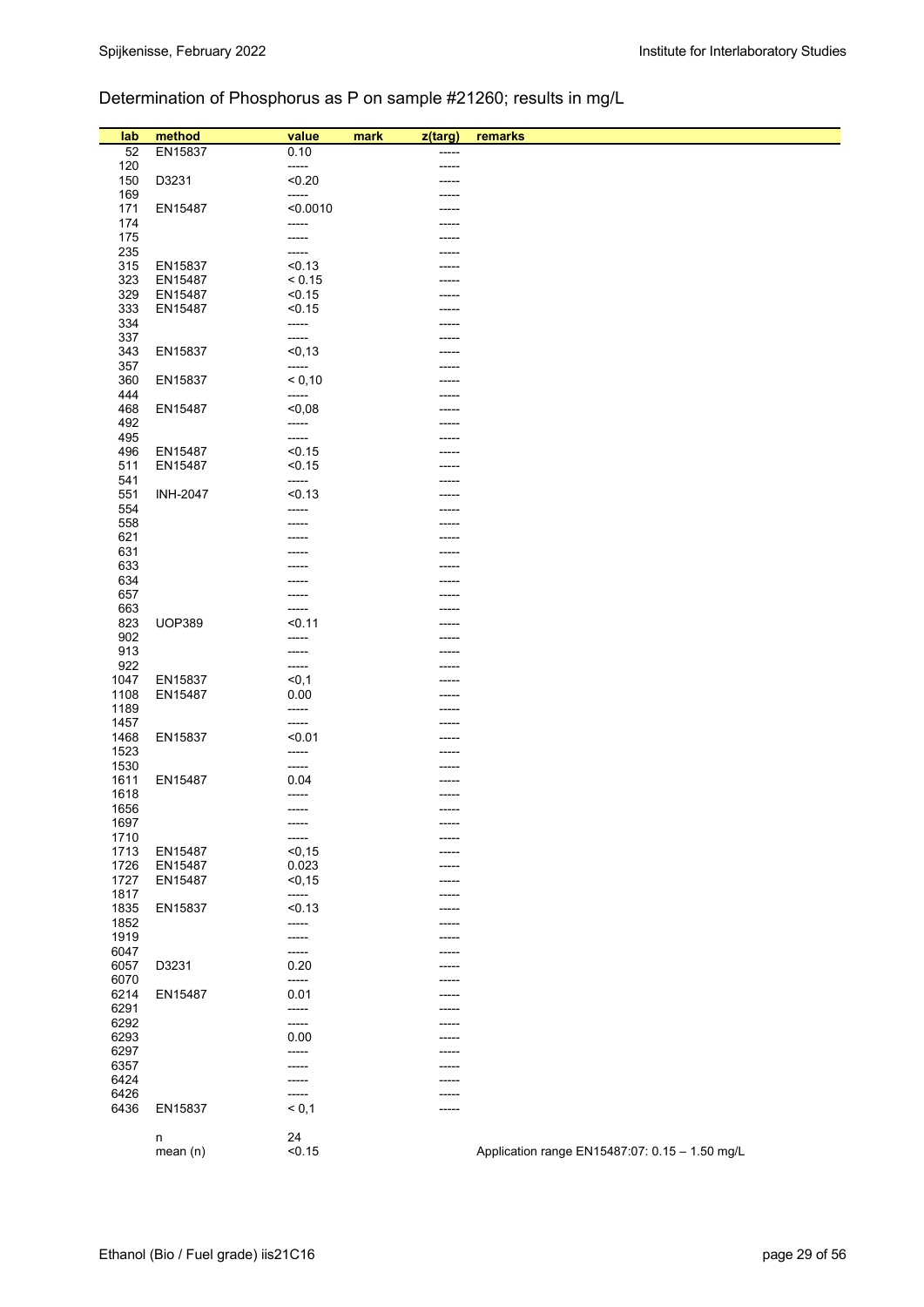Determination of Phosphorus as P on sample #21260; results in mg/L

| lab | method | value | mark | z(targ) | remarks |
|---|---|---|---|---|---|
| 52 | EN15837 | 0.10 | | ----- | |
| 120 | | ----- | | ----- | |
| 150 | D3231 | <0.20 | | ----- | |
| 169 | | ----- | | ----- | |
| 171 | EN15487 | <0.0010 | | ----- | |
| 174 | | ----- | | ----- | |
| 175 | | ----- | | ----- | |
| 235 | | ----- | | ----- | |
| 315 | EN15837 | <0.13 | | ----- | |
| 323 | EN15487 | < 0.15 | | ----- | |
| 329 | EN15487 | <0.15 | | ----- | |
| 333 | EN15487 | <0.15 | | ----- | |
| 334 | | ----- | | ----- | |
| 337 | | ----- | | ----- | |
| 343 | EN15837 | <0,13 | | ----- | |
| 357 | | ----- | | ----- | |
| 360 | EN15837 | < 0,10 | | ----- | |
| 444 | | ----- | | ----- | |
| 468 | EN15487 | <0,08 | | ----- | |
| 492 | | ----- | | ----- | |
| 495 | | ----- | | ----- | |
| 496 | EN15487 | <0.15 | | ----- | |
| 511 | EN15487 | <0.15 | | ----- | |
| 541 | | ----- | | ----- | |
| 551 | INH-2047 | <0.13 | | ----- | |
| 554 | | ----- | | ----- | |
| 558 | | ----- | | ----- | |
| 621 | | ----- | | ----- | |
| 631 | | ----- | | ----- | |
| 633 | | ----- | | ----- | |
| 634 | | ----- | | ----- | |
| 657 | | ----- | | ----- | |
| 663 | | ----- | | ----- | |
| 823 | UOP389 | <0.11 | | ----- | |
| 902 | | ----- | | ----- | |
| 913 | | ----- | | ----- | |
| 922 | | ----- | | ----- | |
| 1047 | EN15837 | <0,1 | | ----- | |
| 1108 | EN15487 | 0.00 | | ----- | |
| 1189 | | ----- | | ----- | |
| 1457 | | ----- | | ----- | |
| 1468 | EN15837 | <0.01 | | ----- | |
| 1523 | | ----- | | ----- | |
| 1530 | | ----- | | ----- | |
| 1611 | EN15487 | 0.04 | | ----- | |
| 1618 | | ----- | | ----- | |
| 1656 | | ----- | | ----- | |
| 1697 | | ----- | | ----- | |
| 1710 | | ----- | | ----- | |
| 1713 | EN15487 | <0,15 | | ----- | |
| 1726 | EN15487 | 0.023 | | ----- | |
| 1727 | EN15487 | <0,15 | | ----- | |
| 1817 | | ----- | | ----- | |
| 1835 | EN15837 | <0.13 | | ----- | |
| 1852 | | ----- | | ----- | |
| 1919 | | ----- | | ----- | |
| 6047 | | ----- | | ----- | |
| 6057 | D3231 | 0.20 | | ----- | |
| 6070 | | ----- | | ----- | |
| 6214 | EN15487 | 0.01 | | ----- | |
| 6291 | | ----- | | ----- | |
| 6292 | | ----- | | ----- | |
| 6293 | | 0.00 | | ----- | |
| 6297 | | ----- | | ----- | |
| 6357 | | ----- | | ----- | |
| 6424 | | ----- | | ----- | |
| 6426 | | ----- | | ----- | |
| 6436 | EN15837 | < 0,1 | | ----- | |
| | n | 24 | | | |
| | mean (n) | <0.15 | | | Application range EN15487:07: 0.15 – 1.50 mg/L |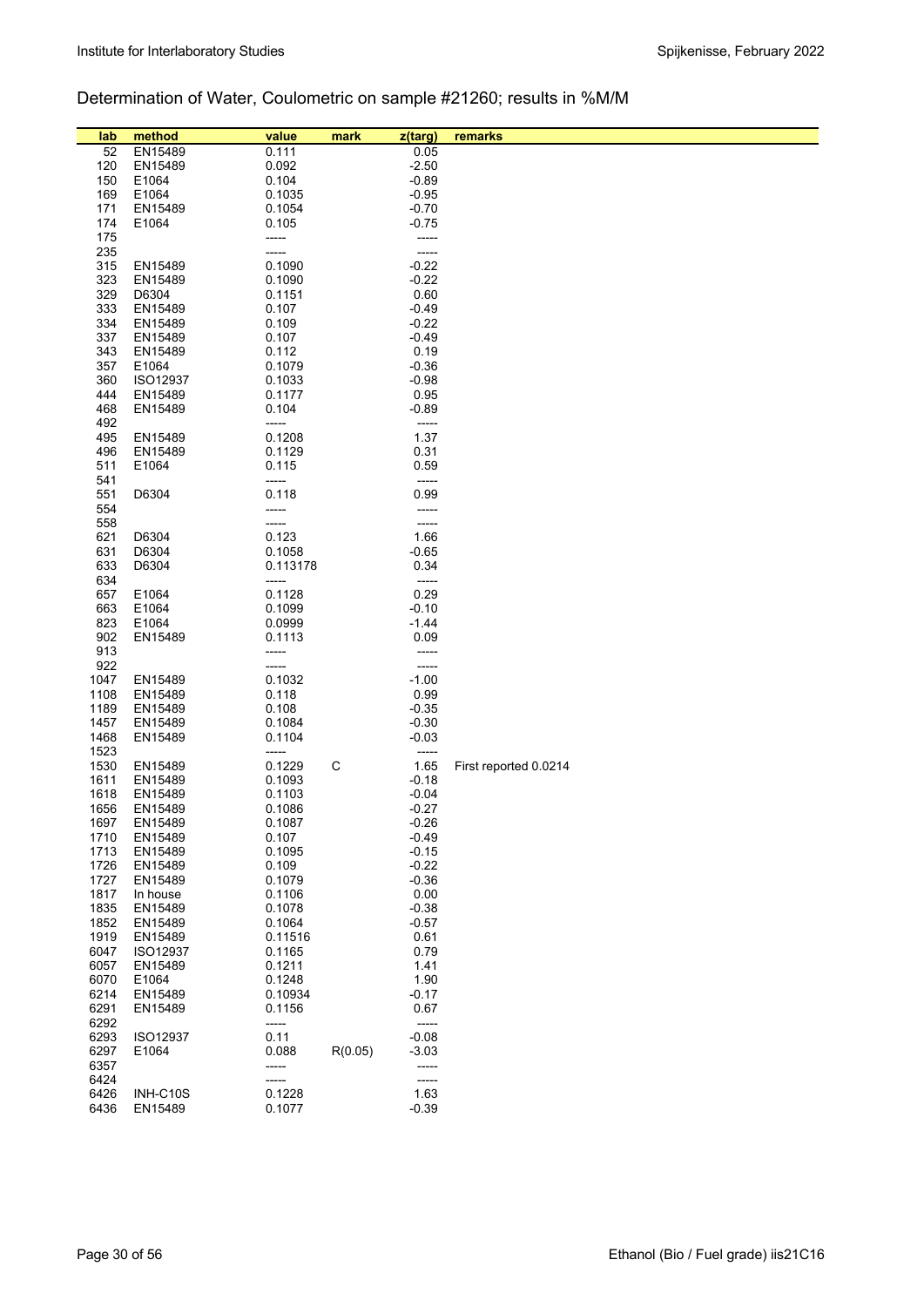## Determination of Water, Coulometric on sample #21260; results in %M/M

| lab | method | value | mark | z(targ) | remarks |
|---|---|---|---|---|---|
| 52 | EN15489 | 0.111 | | 0.05 | |
| 120 | EN15489 | 0.092 | | -2.50 | |
| 150 | E1064 | 0.104 | | -0.89 | |
| 169 | E1064 | 0.1035 | | -0.95 | |
| 171 | EN15489 | 0.1054 | | -0.70 | |
| 174 | E1064 | 0.105 | | -0.75 | |
| 175 | | ----- | | ----- | |
| 235 | | ----- | | ----- | |
| 315 | EN15489 | 0.1090 | | -0.22 | |
| 323 | EN15489 | 0.1090 | | -0.22 | |
| 329 | D6304 | 0.1151 | | 0.60 | |
| 333 | EN15489 | 0.107 | | -0.49 | |
| 334 | EN15489 | 0.109 | | -0.22 | |
| 337 | EN15489 | 0.107 | | -0.49 | |
| 343 | EN15489 | 0.112 | | 0.19 | |
| 357 | E1064 | 0.1079 | | -0.36 | |
| 360 | ISO12937 | 0.1033 | | -0.98 | |
| 444 | EN15489 | 0.1177 | | 0.95 | |
| 468 | EN15489 | 0.104 | | -0.89 | |
| 492 | | ----- | | ----- | |
| 495 | EN15489 | 0.1208 | | 1.37 | |
| 496 | EN15489 | 0.1129 | | 0.31 | |
| 511 | E1064 | 0.115 | | 0.59 | |
| 541 | | ----- | | ----- | |
| 551 | D6304 | 0.118 | | 0.99 | |
| 554 | | ----- | | ----- | |
| 558 | | ----- | | ----- | |
| 621 | D6304 | 0.123 | | 1.66 | |
| 631 | D6304 | 0.1058 | | -0.65 | |
| 633 | D6304 | 0.113178 | | 0.34 | |
| 634 | | ----- | | ----- | |
| 657 | E1064 | 0.1128 | | 0.29 | |
| 663 | E1064 | 0.1099 | | -0.10 | |
| 823 | E1064 | 0.0999 | | -1.44 | |
| 902 | EN15489 | 0.1113 | | 0.09 | |
| 913 | | ----- | | ----- | |
| 922 | | ----- | | ----- | |
| 1047 | EN15489 | 0.1032 | | -1.00 | |
| 1108 | EN15489 | 0.118 | | 0.99 | |
| 1189 | EN15489 | 0.108 | | -0.35 | |
| 1457 | EN15489 | 0.1084 | | -0.30 | |
| 1468 | EN15489 | 0.1104 | | -0.03 | |
| 1523 | | ----- | | ----- | |
| 1530 | EN15489 | 0.1229 | C | 1.65 | First reported 0.0214 |
| 1611 | EN15489 | 0.1093 | | -0.18 | |
| 1618 | EN15489 | 0.1103 | | -0.04 | |
| 1656 | EN15489 | 0.1086 | | -0.27 | |
| 1697 | EN15489 | 0.1087 | | -0.26 | |
| 1710 | EN15489 | 0.107 | | -0.49 | |
| 1713 | EN15489 | 0.1095 | | -0.15 | |
| 1726 | EN15489 | 0.109 | | -0.22 | |
| 1727 | EN15489 | 0.1079 | | -0.36 | |
| 1817 | In house | 0.1106 | | 0.00 | |
| 1835 | EN15489 | 0.1078 | | -0.38 | |
| 1852 | EN15489 | 0.1064 | | -0.57 | |
| 1919 | EN15489 | 0.11516 | | 0.61 | |
| 6047 | ISO12937 | 0.1165 | | 0.79 | |
| 6057 | EN15489 | 0.1211 | | 1.41 | |
| 6070 | E1064 | 0.1248 | | 1.90 | |
| 6214 | EN15489 | 0.10934 | | -0.17 | |
| 6291 | EN15489 | 0.1156 | | 0.67 | |
| 6292 | | ----- | | ----- | |
| 6293 | ISO12937 | 0.11 | | -0.08 | |
| 6297 | E1064 | 0.088 | R(0.05) | -3.03 | |
| 6357 | | ----- | | ----- | |
| 6424 | | ----- | | ----- | |
| 6426 | INH-C10S | 0.1228 | | 1.63 | |
| 6436 | EN15489 | 0.1077 | | -0.39 | |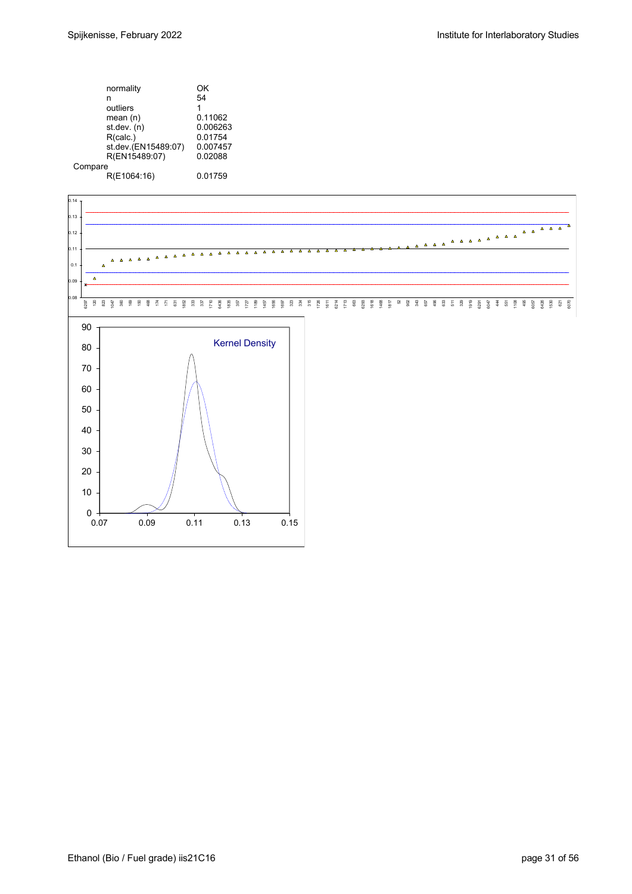| | |
|---|---|
| normality | OK |
| n | 54 |
| outliers | 1 |
| mean (n) | 0.11062 |
| st.dev. (n) | 0.006263 |
| R(calc.) | 0.01754 |
| st.dev.(EN15489:07) | 0.007457 |
| R(EN15489:07) | 0.02088 |
| Compare | |
| R(E1064:16) | 0.01759 |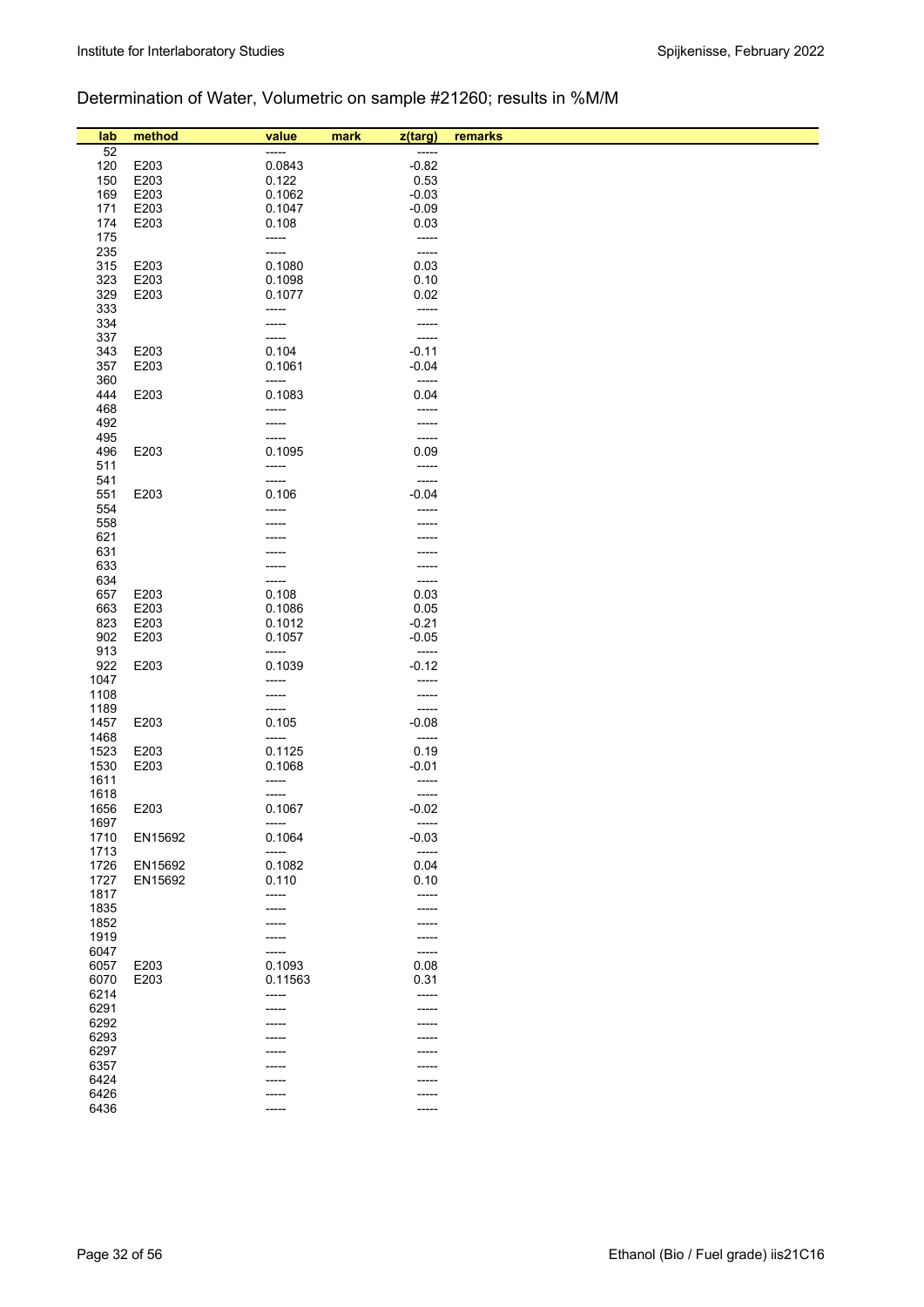## Determination of Water, Volumetric on sample #21260; results in %M/M

| lab | method | value | mark | z(targ) | remarks |
|---|---|---|---|---|---|
| 52 | | ----- | | ----- | |
| 120 | E203 | 0.0843 | | -0.82 | |
| 150 | E203 | 0.122 | | 0.53 | |
| 169 | E203 | 0.1062 | | -0.03 | |
| 171 | E203 | 0.1047 | | -0.09 | |
| 174 | E203 | 0.108 | | 0.03 | |
| 175 | | ----- | | ----- | |
| 235 | | ----- | | ----- | |
| 315 | E203 | 0.1080 | | 0.03 | |
| 323 | E203 | 0.1098 | | 0.10 | |
| 329 | E203 | 0.1077 | | 0.02 | |
| 333 | | ----- | | ----- | |
| 334 | | ----- | | ----- | |
| 337 | | ----- | | ----- | |
| 343 | E203 | 0.104 | | -0.11 | |
| 357 | E203 | 0.1061 | | -0.04 | |
| 360 | | ----- | | ----- | |
| 444 | E203 | 0.1083 | | 0.04 | |
| 468 | | ----- | | ----- | |
| 492 | | ----- | | ----- | |
| 495 | | ----- | | ----- | |
| 496 | E203 | 0.1095 | | 0.09 | |
| 511 | | ----- | | ----- | |
| 541 | | ----- | | ----- | |
| 551 | E203 | 0.106 | | -0.04 | |
| 554 | | ----- | | ----- | |
| 558 | | ----- | | ----- | |
| 621 | | ----- | | ----- | |
| 631 | | ----- | | ----- | |
| 633 | | ----- | | ----- | |
| 634 | | ----- | | ----- | |
| 657 | E203 | 0.108 | | 0.03 | |
| 663 | E203 | 0.1086 | | 0.05 | |
| 823 | E203 | 0.1012 | | -0.21 | |
| 902 | E203 | 0.1057 | | -0.05 | |
| 913 | | ----- | | ----- | |
| 922 | E203 | 0.1039 | | -0.12 | |
| 1047 | | ----- | | ----- | |
| 1108 | | ----- | | ----- | |
| 1189 | | ----- | | ----- | |
| 1457 | E203 | 0.105 | | -0.08 | |
| 1468 | | ----- | | ----- | |
| 1523 | E203 | 0.1125 | | 0.19 | |
| 1530 | E203 | 0.1068 | | -0.01 | |
| 1611 | | ----- | | ----- | |
| 1618 | | ----- | | ----- | |
| 1656 | E203 | 0.1067 | | -0.02 | |
| 1697 | | ----- | | ----- | |
| 1710 | EN15692 | 0.1064 | | -0.03 | |
| 1713 | | ----- | | ----- | |
| 1726 | EN15692 | 0.1082 | | 0.04 | |
| 1727 | EN15692 | 0.110 | | 0.10 | |
| 1817 | | ----- | | ----- | |
| 1835 | | ----- | | ----- | |
| 1852 | | ----- | | ----- | |
| 1919 | | ----- | | ----- | |
| 6047 | | ----- | | ----- | |
| 6057 | E203 | 0.1093 | | 0.08 | |
| 6070 | E203 | 0.11563 | | 0.31 | |
| 6214 | | ----- | | ----- | |
| 6291 | | ----- | | ----- | |
| 6292 | | ----- | | ----- | |
| 6293 | | ----- | | ----- | |
| 6297 | | ----- | | ----- | |
| 6357 | | ----- | | ----- | |
| 6424 | | ----- | | ----- | |
| 6426 | | ----- | | ----- | |
| 6436 | | ----- | | ----- | |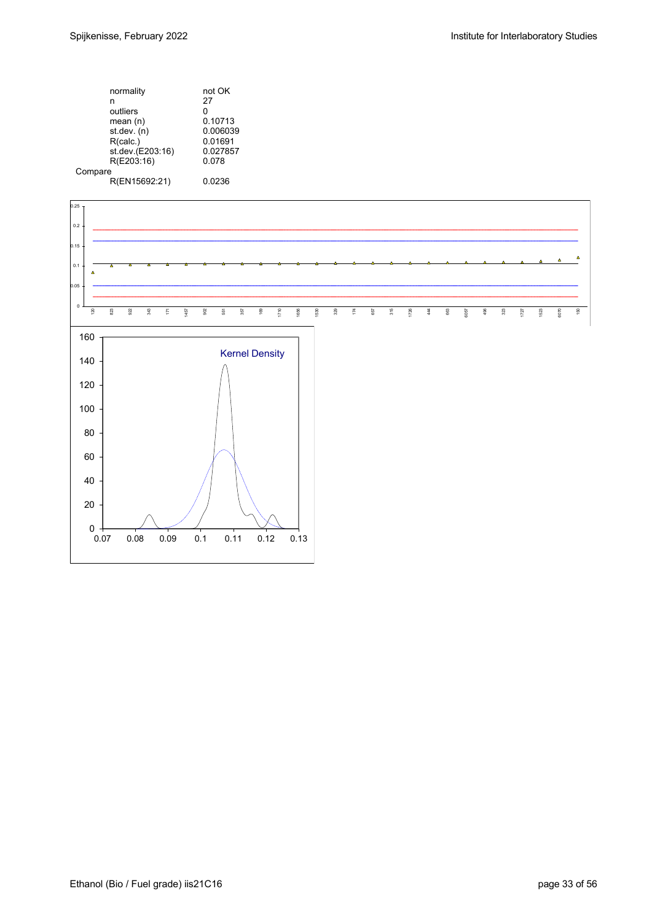| | |
|---|---|
| normality | not OK |
| n | 27 |
| outliers | 0 |
| mean (n) | 0.10713 |
| st.dev. (n) | 0.006039 |
| R(calc.) | 0.01691 |
| st.dev.(E203:16) | 0.027857 |
| R(E203:16) | 0.078 |
| Compare | |
| R(EN15692:21) | 0.0236 |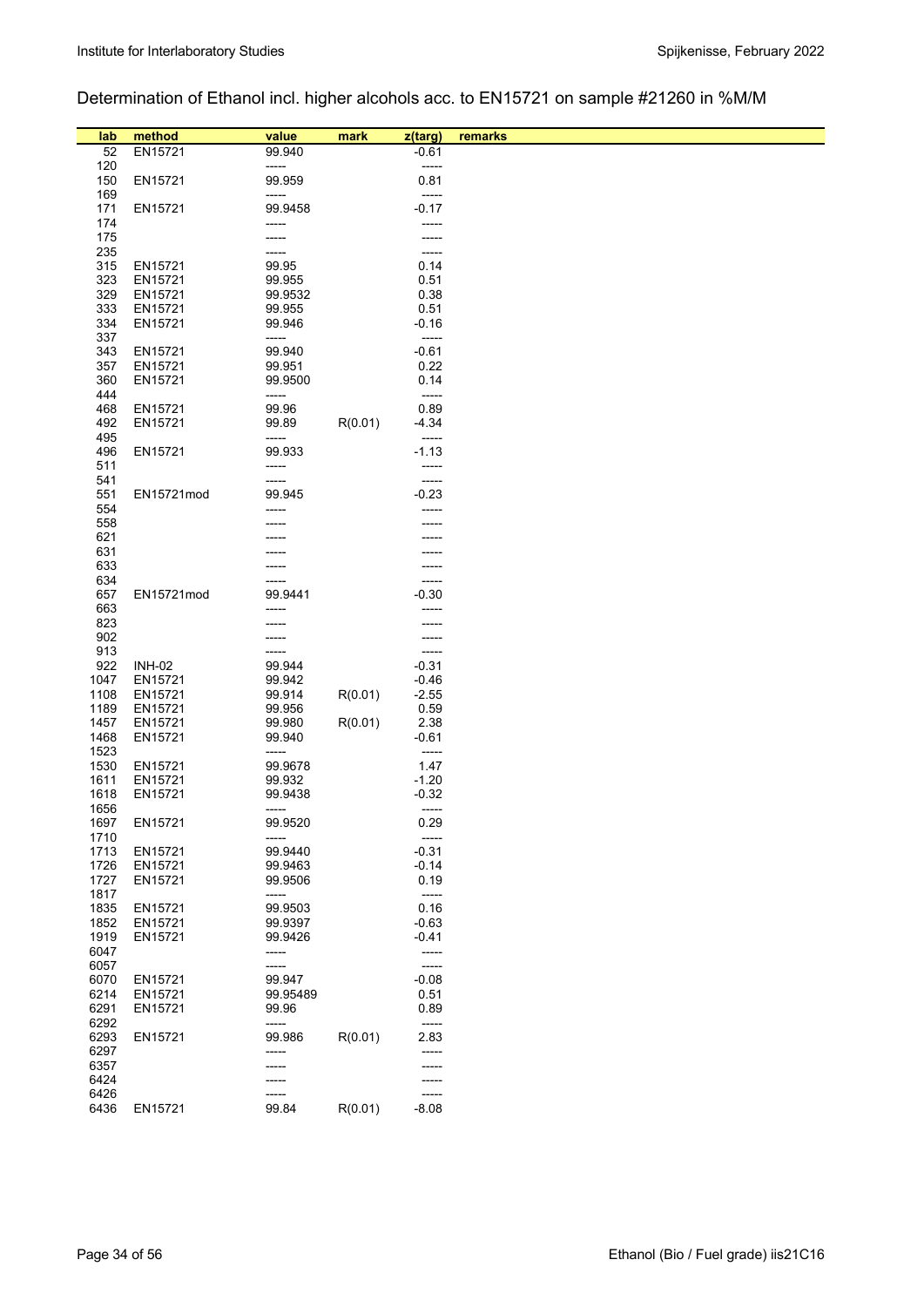## Determination of Ethanol incl. higher alcohols acc. to EN15721 on sample #21260 in %M/M

| lab | method | value | mark | z(targ) | remarks |
|---|---|---|---|---|---|
| 52 | EN15721 | 99.940 | | -0.61 | |
| 120 | | ----- | | ----- | |
| 150 | EN15721 | 99.959 | | 0.81 | |
| 169 | | ----- | | ----- | |
| 171 | EN15721 | 99.9458 | | -0.17 | |
| 174 | | ----- | | ----- | |
| 175 | | ----- | | ----- | |
| 235 | | ----- | | ----- | |
| 315 | EN15721 | 99.95 | | 0.14 | |
| 323 | EN15721 | 99.955 | | 0.51 | |
| 329 | EN15721 | 99.9532 | | 0.38 | |
| 333 | EN15721 | 99.955 | | 0.51 | |
| 334 | EN15721 | 99.946 | | -0.16 | |
| 337 | | ----- | | ----- | |
| 343 | EN15721 | 99.940 | | -0.61 | |
| 357 | EN15721 | 99.951 | | 0.22 | |
| 360 | EN15721 | 99.9500 | | 0.14 | |
| 444 | | ----- | | ----- | |
| 468 | EN15721 | 99.96 | | 0.89 | |
| 492 | EN15721 | 99.89 | R(0.01) | -4.34 | |
| 495 | | ----- | | ----- | |
| 496 | EN15721 | 99.933 | | -1.13 | |
| 511 | | ----- | | ----- | |
| 541 | | ----- | | ----- | |
| 551 | EN15721mod | 99.945 | | -0.23 | |
| 554 | | ----- | | ----- | |
| 558 | | ----- | | ----- | |
| 621 | | ----- | | ----- | |
| 631 | | ----- | | ----- | |
| 633 | | ----- | | ----- | |
| 634 | | ----- | | ----- | |
| 657 | EN15721mod | 99.9441 | | -0.30 | |
| 663 | | ----- | | ----- | |
| 823 | | ----- | | ----- | |
| 902 | | ----- | | ----- | |
| 913 | | ----- | | ----- | |
| 922 | INH-02 | 99.944 | | -0.31 | |
| 1047 | EN15721 | 99.942 | | -0.46 | |
| 1108 | EN15721 | 99.914 | R(0.01) | -2.55 | |
| 1189 | EN15721 | 99.956 | | 0.59 | |
| 1457 | EN15721 | 99.980 | R(0.01) | 2.38 | |
| 1468 | EN15721 | 99.940 | | -0.61 | |
| 1523 | | ----- | | ----- | |
| 1530 | EN15721 | 99.9678 | | 1.47 | |
| 1611 | EN15721 | 99.932 | | -1.20 | |
| 1618 | EN15721 | 99.9438 | | -0.32 | |
| 1656 | | ----- | | ----- | |
| 1697 | EN15721 | 99.9520 | | 0.29 | |
| 1710 | | ----- | | ----- | |
| 1713 | EN15721 | 99.9440 | | -0.31 | |
| 1726 | EN15721 | 99.9463 | | -0.14 | |
| 1727 | EN15721 | 99.9506 | | 0.19 | |
| 1817 | | ----- | | ----- | |
| 1835 | EN15721 | 99.9503 | | 0.16 | |
| 1852 | EN15721 | 99.9397 | | -0.63 | |
| 1919 | EN15721 | 99.9426 | | -0.41 | |
| 6047 | | ----- | | ----- | |
| 6057 | | ----- | | ----- | |
| 6070 | EN15721 | 99.947 | | -0.08 | |
| 6214 | EN15721 | 99.95489 | | 0.51 | |
| 6291 | EN15721 | 99.96 | | 0.89 | |
| 6292 | | ----- | | ----- | |
| 6293 | EN15721 | 99.986 | R(0.01) | 2.83 | |
| 6297 | | ----- | | ----- | |
| 6357 | | ----- | | ----- | |
| 6424 | | ----- | | ----- | |
| 6426 | | ----- | | ----- | |
| 6436 | EN15721 | 99.84 | R(0.01) | -8.08 | |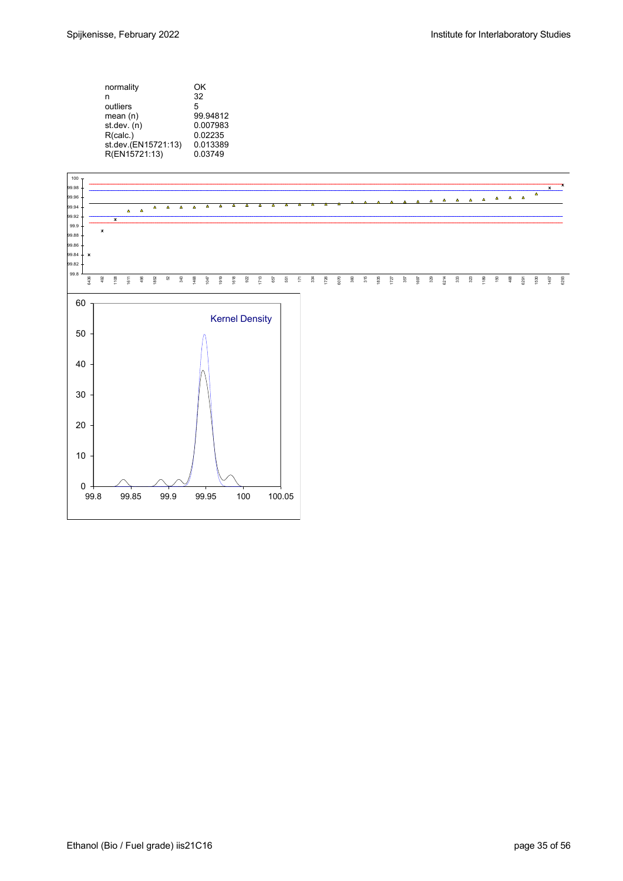| | |
|---|---|
| normality | OK |
| n | 32 |
| outliers | 5 |
| mean (n) | 99.94812 |
| st.dev. (n) | 0.007983 |
| R(calc.) | 0.02235 |
| st.dev.(EN15721:13) | 0.013389 |
| R(EN15721:13) | 0.03749 |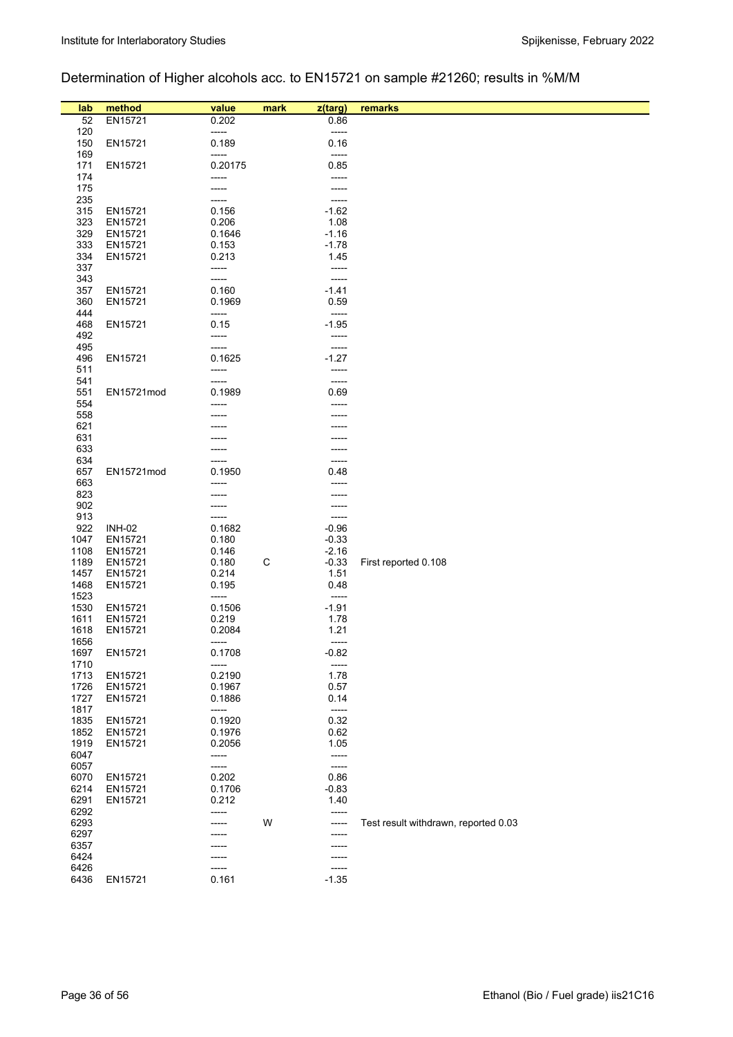## Determination of Higher alcohols acc. to EN15721 on sample #21260; results in %M/M

| lab | method | value | mark | z(targ) | remarks |
|---|---|---|---|---|---|
| 52 | EN15721 | 0.202 | | 0.86 | |
| 120 | | ----- | | ----- | |
| 150 | EN15721 | 0.189 | | 0.16 | |
| 169 | | ----- | | ----- | |
| 171 | EN15721 | 0.20175 | | 0.85 | |
| 174 | | ----- | | ----- | |
| 175 | | ----- | | ----- | |
| 235 | | ----- | | ----- | |
| 315 | EN15721 | 0.156 | | -1.62 | |
| 323 | EN15721 | 0.206 | | 1.08 | |
| 329 | EN15721 | 0.1646 | | -1.16 | |
| 333 | EN15721 | 0.153 | | -1.78 | |
| 334 | EN15721 | 0.213 | | 1.45 | |
| 337 | | ----- | | ----- | |
| 343 | | ----- | | ----- | |
| 357 | EN15721 | 0.160 | | -1.41 | |
| 360 | EN15721 | 0.1969 | | 0.59 | |
| 444 | | ----- | | ----- | |
| 468 | EN15721 | 0.15 | | -1.95 | |
| 492 | | ----- | | ----- | |
| 495 | | ----- | | ----- | |
| 496 | EN15721 | 0.1625 | | -1.27 | |
| 511 | | ----- | | ----- | |
| 541 | | ----- | | ----- | |
| 551 | EN15721mod | 0.1989 | | 0.69 | |
| 554 | | ----- | | ----- | |
| 558 | | ----- | | ----- | |
| 621 | | ----- | | ----- | |
| 631 | | ----- | | ----- | |
| 633 | | ----- | | ----- | |
| 634 | | ----- | | ----- | |
| 657 | EN15721mod | 0.1950 | | 0.48 | |
| 663 | | ----- | | ----- | |
| 823 | | ----- | | ----- | |
| 902 | | ----- | | ----- | |
| 913 | | ----- | | ----- | |
| 922 | INH-02 | 0.1682 | | -0.96 | |
| 1047 | EN15721 | 0.180 | | -0.33 | |
| 1108 | EN15721 | 0.146 | | -2.16 | |
| 1189 | EN15721 | 0.180 | C | -0.33 | First reported 0.108 |
| 1457 | EN15721 | 0.214 | | 1.51 | |
| 1468 | EN15721 | 0.195 | | 0.48 | |
| 1523 | | ----- | | ----- | |
| 1530 | EN15721 | 0.1506 | | -1.91 | |
| 1611 | EN15721 | 0.219 | | 1.78 | |
| 1618 | EN15721 | 0.2084 | | 1.21 | |
| 1656 | | ----- | | ----- | |
| 1697 | EN15721 | 0.1708 | | -0.82 | |
| 1710 | | ----- | | ----- | |
| 1713 | EN15721 | 0.2190 | | 1.78 | |
| 1726 | EN15721 | 0.1967 | | 0.57 | |
| 1727 | EN15721 | 0.1886 | | 0.14 | |
| 1817 | | ----- | | ----- | |
| 1835 | EN15721 | 0.1920 | | 0.32 | |
| 1852 | EN15721 | 0.1976 | | 0.62 | |
| 1919 | EN15721 | 0.2056 | | 1.05 | |
| 6047 | | ----- | | ----- | |
| 6057 | | ----- | | ----- | |
| 6070 | EN15721 | 0.202 | | 0.86 | |
| 6214 | EN15721 | 0.1706 | | -0.83 | |
| 6291 | EN15721 | 0.212 | | 1.40 | |
| 6292 | | ----- | | ----- | |
| 6293 | | ----- | W | ----- | Test result withdrawn, reported 0.03 |
| 6297 | | ----- | | ----- | |
| 6357 | | ----- | | ----- | |
| 6424 | | ----- | | ----- | |
| 6426 | | ----- | | ----- | |
| 6436 | EN15721 | 0.161 | | -1.35 | |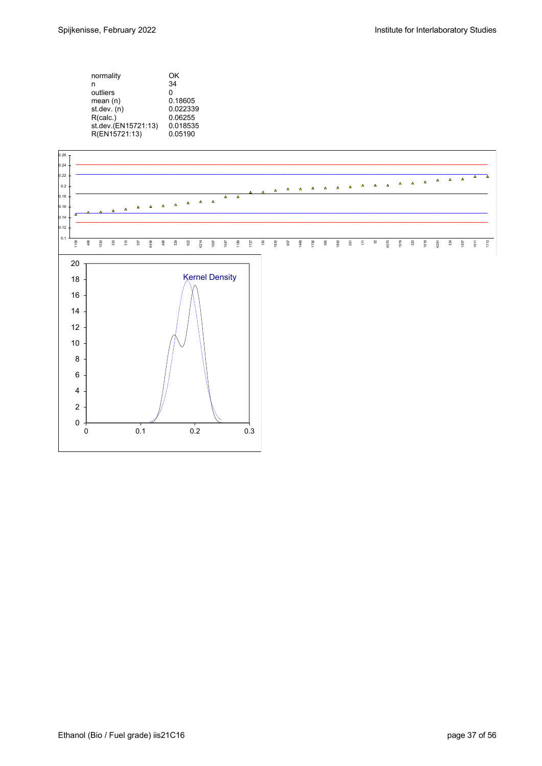| | |
|---|---|
| normality | OK |
| n | 34 |
| outliers | 0 |
| mean (n) | 0.18605 |
| st.dev. (n) | 0.022339 |
| R(calc.) | 0.06255 |
| st.dev.(EN15721:13) | 0.018535 |
| R(EN15721:13) | 0.05190 |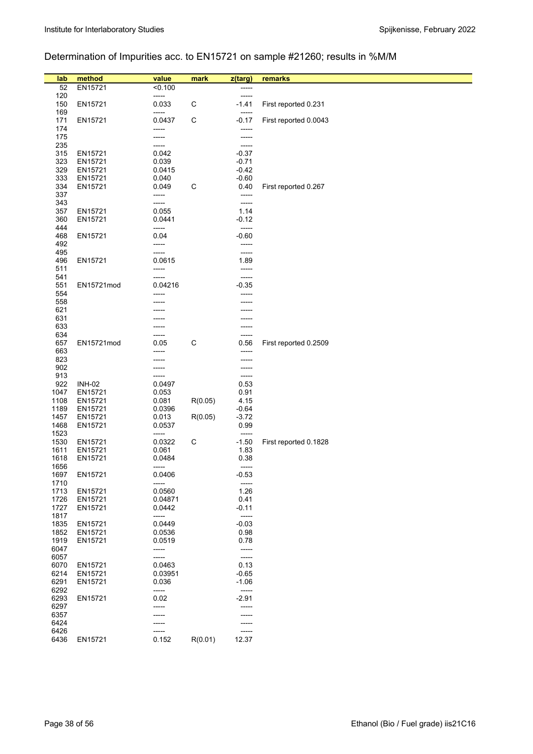Determination of Impurities acc. to EN15721 on sample #21260; results in %M/M

| lab | method | value | mark | z(targ) | remarks |
|---|---|---|---|---|---|
| 52 | EN15721 | <0.100 | | ----- | |
| 120 | | ----- | | ----- | |
| 150 | EN15721 | 0.033 | C | -1.41 | First reported 0.231 |
| 169 | | ----- | | ----- | |
| 171 | EN15721 | 0.0437 | C | -0.17 | First reported 0.0043 |
| 174 | | ----- | | ----- | |
| 175 | | ----- | | ----- | |
| 235 | | ----- | | ----- | |
| 315 | EN15721 | 0.042 | | -0.37 | |
| 323 | EN15721 | 0.039 | | -0.71 | |
| 329 | EN15721 | 0.0415 | | -0.42 | |
| 333 | EN15721 | 0.040 | | -0.60 | |
| 334 | EN15721 | 0.049 | C | 0.40 | First reported 0.267 |
| 337 | | ----- | | ----- | |
| 343 | | ----- | | ----- | |
| 357 | EN15721 | 0.055 | | 1.14 | |
| 360 | EN15721 | 0.0441 | | -0.12 | |
| 444 | | ----- | | ----- | |
| 468 | EN15721 | 0.04 | | -0.60 | |
| 492 | | ----- | | ----- | |
| 495 | | ----- | | ----- | |
| 496 | EN15721 | 0.0615 | | 1.89 | |
| 511 | | ----- | | ----- | |
| 541 | | ----- | | ----- | |
| 551 | EN15721mod | 0.04216 | | -0.35 | |
| 554 | | ----- | | ----- | |
| 558 | | ----- | | ----- | |
| 621 | | ----- | | ----- | |
| 631 | | ----- | | ----- | |
| 633 | | ----- | | ----- | |
| 634 | | ----- | | ----- | |
| 657 | EN15721mod | 0.05 | C | 0.56 | First reported 0.2509 |
| 663 | | ----- | | ----- | |
| 823 | | ----- | | ----- | |
| 902 | | ----- | | ----- | |
| 913 | | ----- | | ----- | |
| 922 | INH-02 | 0.0497 | | 0.53 | |
| 1047 | EN15721 | 0.053 | | 0.91 | |
| 1108 | EN15721 | 0.081 | R(0.05) | 4.15 | |
| 1189 | EN15721 | 0.0396 | | -0.64 | |
| 1457 | EN15721 | 0.013 | R(0.05) | -3.72 | |
| 1468 | EN15721 | 0.0537 | | 0.99 | |
| 1523 | | ----- | | ----- | |
| 1530 | EN15721 | 0.0322 | C | -1.50 | First reported 0.1828 |
| 1611 | EN15721 | 0.061 | | 1.83 | |
| 1618 | EN15721 | 0.0484 | | 0.38 | |
| 1656 | | ----- | | ----- | |
| 1697 | EN15721 | 0.0406 | | -0.53 | |
| 1710 | | ----- | | ----- | |
| 1713 | EN15721 | 0.0560 | | 1.26 | |
| 1726 | EN15721 | 0.04871 | | 0.41 | |
| 1727 | EN15721 | 0.0442 | | -0.11 | |
| 1817 | | ----- | | ----- | |
| 1835 | EN15721 | 0.0449 | | -0.03 | |
| 1852 | EN15721 | 0.0536 | | 0.98 | |
| 1919 | EN15721 | 0.0519 | | 0.78 | |
| 6047 | | ----- | | ----- | |
| 6057 | | ----- | | ----- | |
| 6070 | EN15721 | 0.0463 | | 0.13 | |
| 6214 | EN15721 | 0.03951 | | -0.65 | |
| 6291 | EN15721 | 0.036 | | -1.06 | |
| 6292 | | ----- | | ----- | |
| 6293 | EN15721 | 0.02 | | -2.91 | |
| 6297 | | ----- | | ----- | |
| 6357 | | ----- | | ----- | |
| 6424 | | ----- | | ----- | |
| 6426 | | ----- | | ----- | |
| 6436 | EN15721 | 0.152 | R(0.01) | 12.37 | |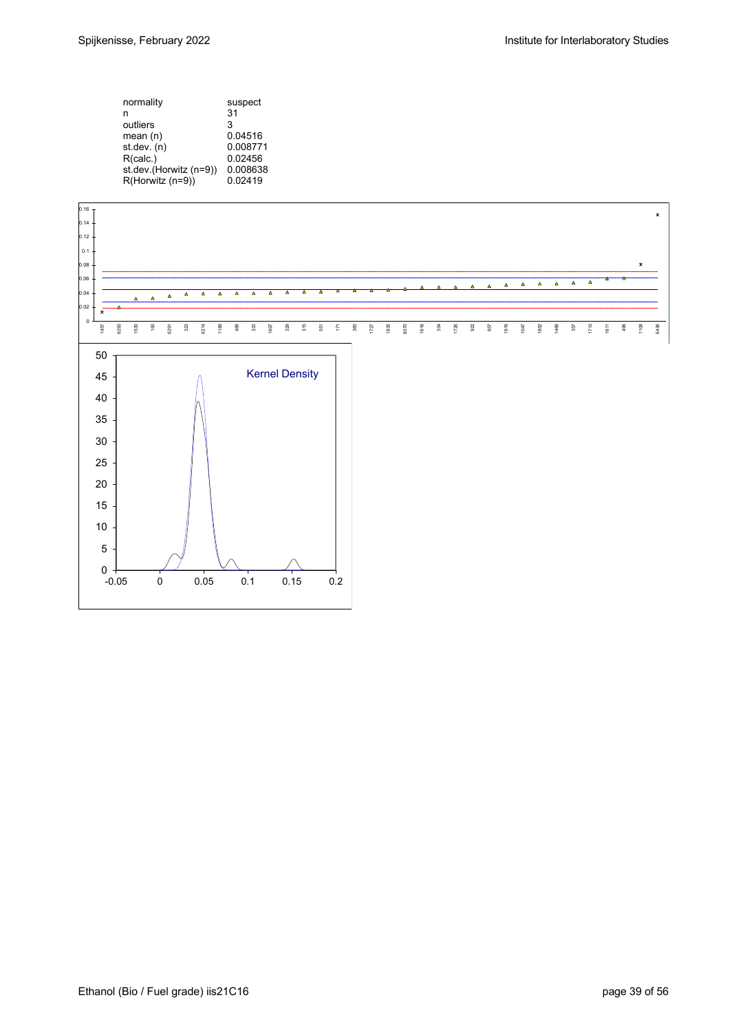| | |
|---|---|
| normality | suspect |
| n | 31 |
| outliers | 3 |
| mean (n) | 0.04516 |
| st.dev. (n) | 0.008771 |
| R(calc.) | 0.02456 |
| st.dev.(Horwitz (n=9)) | 0.008638 |
| R(Horwitz (n=9)) | 0.02419 |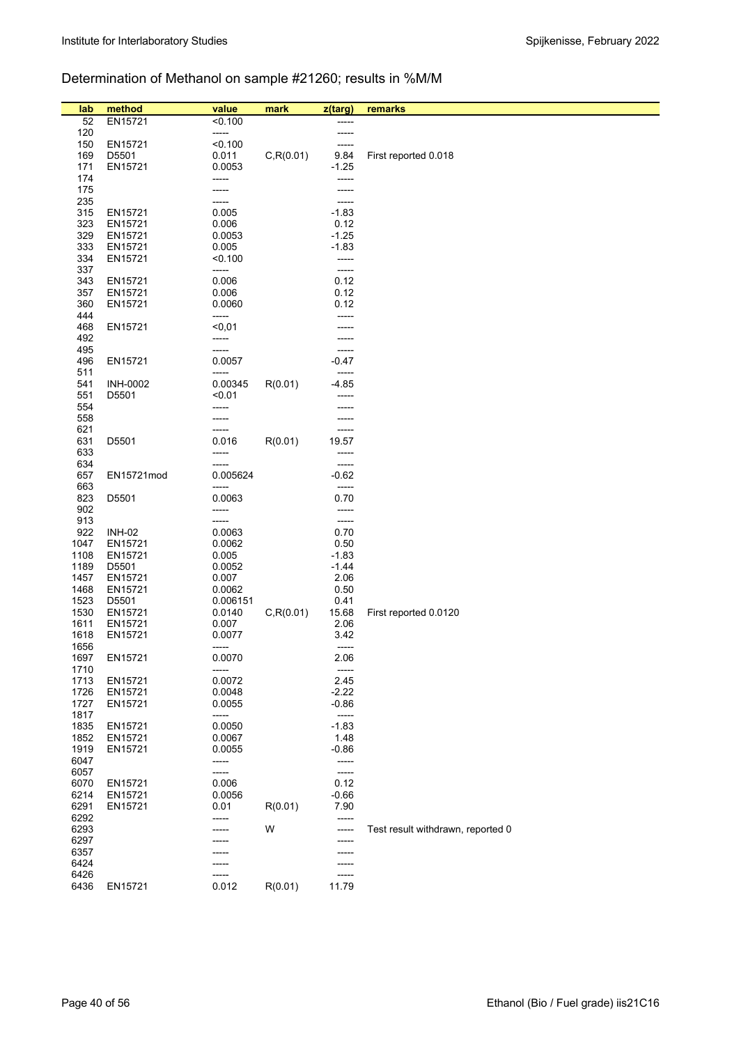## Determination of Methanol on sample #21260; results in %M/M

| lab | method | value | mark | z(targ) | remarks |
|---|---|---|---|---|---|
| 52 | EN15721 | <0.100 | | ----- | |
| 120 | | ----- | | ----- | |
| 150 | EN15721 | <0.100 | | ----- | |
| 169 | D5501 | 0.011 | C,R(0.01) | 9.84 | First reported 0.018 |
| 171 | EN15721 | 0.0053 | | -1.25 | |
| 174 | | ----- | | ----- | |
| 175 | | ----- | | ----- | |
| 235 | | ----- | | ----- | |
| 315 | EN15721 | 0.005 | | -1.83 | |
| 323 | EN15721 | 0.006 | | 0.12 | |
| 329 | EN15721 | 0.0053 | | -1.25 | |
| 333 | EN15721 | 0.005 | | -1.83 | |
| 334 | EN15721 | <0.100 | | ----- | |
| 337 | | ----- | | ----- | |
| 343 | EN15721 | 0.006 | | 0.12 | |
| 357 | EN15721 | 0.006 | | 0.12 | |
| 360 | EN15721 | 0.0060 | | 0.12 | |
| 444 | | ----- | | ----- | |
| 468 | EN15721 | <0,01 | | ----- | |
| 492 | | ----- | | ----- | |
| 495 | | ----- | | ----- | |
| 496 | EN15721 | 0.0057 | | -0.47 | |
| 511 | | ----- | | ----- | |
| 541 | INH-0002 | 0.00345 | R(0.01) | -4.85 | |
| 551 | D5501 | <0.01 | | ----- | |
| 554 | | ----- | | ----- | |
| 558 | | ----- | | ----- | |
| 621 | | ----- | | ----- | |
| 631 | D5501 | 0.016 | R(0.01) | 19.57 | |
| 633 | | ----- | | ----- | |
| 634 | | ----- | | ----- | |
| 657 | EN15721mod | 0.005624 | | -0.62 | |
| 663 | | ----- | | ----- | |
| 823 | D5501 | 0.0063 | | 0.70 | |
| 902 | | ----- | | ----- | |
| 913 | | ----- | | ----- | |
| 922 | INH-02 | 0.0063 | | 0.70 | |
| 1047 | EN15721 | 0.0062 | | 0.50 | |
| 1108 | EN15721 | 0.005 | | -1.83 | |
| 1189 | D5501 | 0.0052 | | -1.44 | |
| 1457 | EN15721 | 0.007 | | 2.06 | |
| 1468 | EN15721 | 0.0062 | | 0.50 | |
| 1523 | D5501 | 0.006151 | | 0.41 | |
| 1530 | EN15721 | 0.0140 | C,R(0.01) | 15.68 | First reported 0.0120 |
| 1611 | EN15721 | 0.007 | | 2.06 | |
| 1618 | EN15721 | 0.0077 | | 3.42 | |
| 1656 | | ----- | | ----- | |
| 1697 | EN15721 | 0.0070 | | 2.06 | |
| 1710 | | ----- | | ----- | |
| 1713 | EN15721 | 0.0072 | | 2.45 | |
| 1726 | EN15721 | 0.0048 | | -2.22 | |
| 1727 | EN15721 | 0.0055 | | -0.86 | |
| 1817 | | ----- | | ----- | |
| 1835 | EN15721 | 0.0050 | | -1.83 | |
| 1852 | EN15721 | 0.0067 | | 1.48 | |
| 1919 | EN15721 | 0.0055 | | -0.86 | |
| 6047 | | ----- | | ----- | |
| 6057 | | ----- | | ----- | |
| 6070 | EN15721 | 0.006 | | 0.12 | |
| 6214 | EN15721 | 0.0056 | | -0.66 | |
| 6291 | EN15721 | 0.01 | R(0.01) | 7.90 | |
| 6292 | | ----- | | ----- | |
| 6293 | | ----- | W | ----- | Test result withdrawn, reported 0 |
| 6297 | | ----- | | ----- | |
| 6357 | | ----- | | ----- | |
| 6424 | | ----- | | ----- | |
| 6426 | | ----- | | ----- | |
| 6436 | EN15721 | 0.012 | R(0.01) | 11.79 | |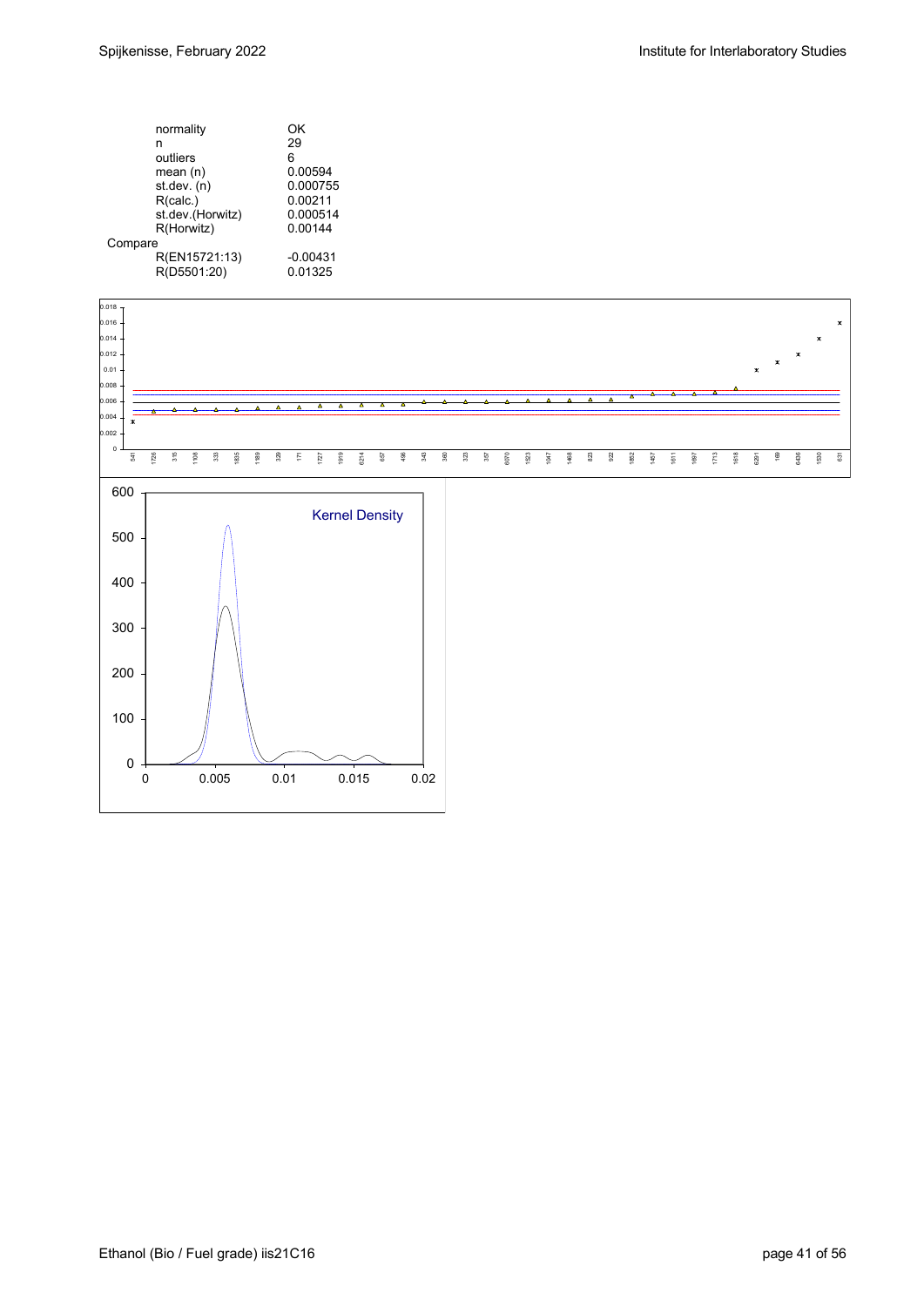| | |
|---|---|
| normality | OK |
| n | 29 |
| outliers | 6 |
| mean (n) | 0.00594 |
| st.dev. (n) | 0.000755 |
| R(calc.) | 0.00211 |
| st.dev.(Horwitz) | 0.000514 |
| R(Horwitz) | 0.00144 |
| Compare | |
| R(EN15721:13) | -0.00431 |
| R(D5501:20) | 0.01325 |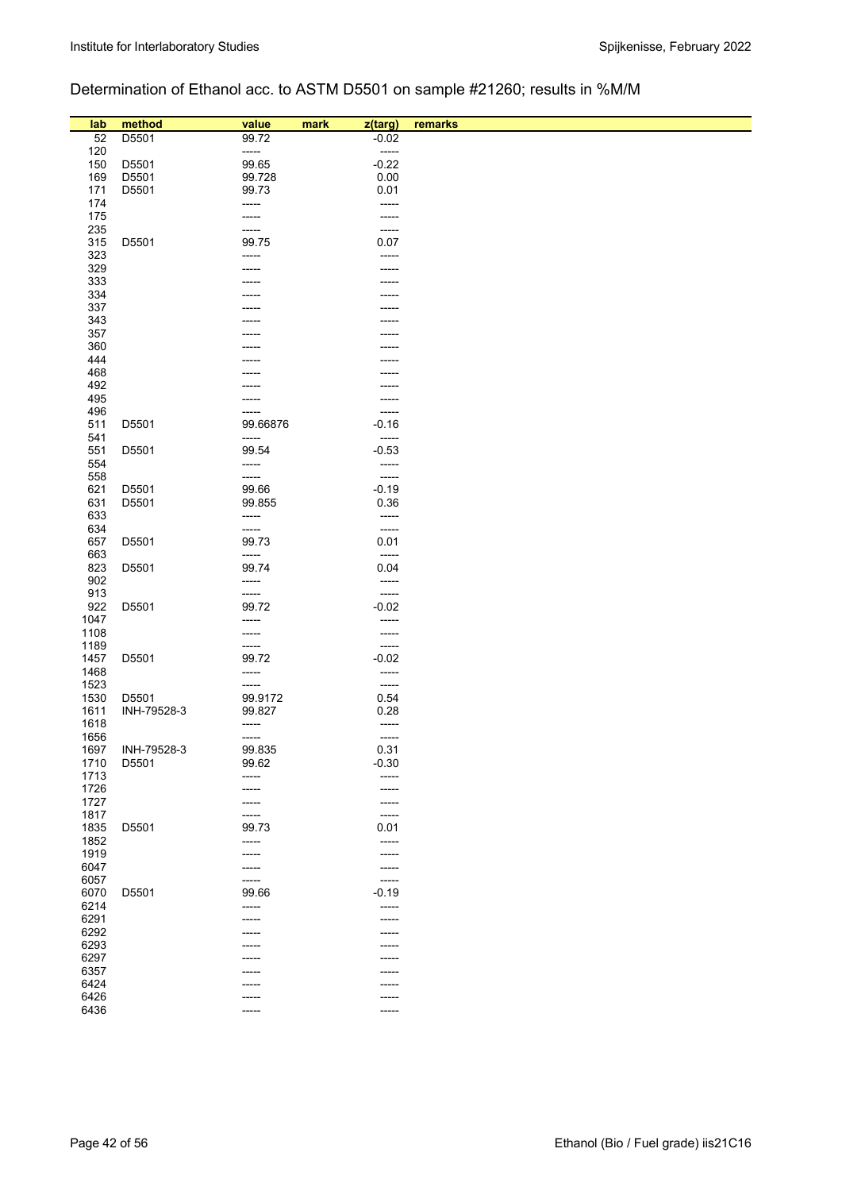## Determination of Ethanol acc. to ASTM D5501 on sample #21260; results in %M/M

| lab | method | value | mark | z(targ) | remarks |
|---|---|---|---|---|---|
| 52 | D5501 | 99.72 | | -0.02 | |
| 120 | | ----- | | ----- | |
| 150 | D5501 | 99.65 | | -0.22 | |
| 169 | D5501 | 99.728 | | 0.00 | |
| 171 | D5501 | 99.73 | | 0.01 | |
| 174 | | ----- | | ----- | |
| 175 | | ----- | | ----- | |
| 235 | | ----- | | ----- | |
| 315 | D5501 | 99.75 | | 0.07 | |
| 323 | | ----- | | ----- | |
| 329 | | ----- | | ----- | |
| 333 | | ----- | | ----- | |
| 334 | | ----- | | ----- | |
| 337 | | ----- | | ----- | |
| 343 | | ----- | | ----- | |
| 357 | | ----- | | ----- | |
| 360 | | ----- | | ----- | |
| 444 | | ----- | | ----- | |
| 468 | | ----- | | ----- | |
| 492 | | ----- | | ----- | |
| 495 | | ----- | | ----- | |
| 496 | | ----- | | ----- | |
| 511 | D5501 | 99.66876 | | -0.16 | |
| 541 | | ----- | | ----- | |
| 551 | D5501 | 99.54 | | -0.53 | |
| 554 | | ----- | | ----- | |
| 558 | | ----- | | ----- | |
| 621 | D5501 | 99.66 | | -0.19 | |
| 631 | D5501 | 99.855 | | 0.36 | |
| 633 | | ----- | | ----- | |
| 634 | | ----- | | ----- | |
| 657 | D5501 | 99.73 | | 0.01 | |
| 663 | | ----- | | ----- | |
| 823 | D5501 | 99.74 | | 0.04 | |
| 902 | | ----- | | ----- | |
| 913 | | ----- | | ----- | |
| 922 | D5501 | 99.72 | | -0.02 | |
| 1047 | | ----- | | ----- | |
| 1108 | | ----- | | ----- | |
| 1189 | | ----- | | ----- | |
| 1457 | D5501 | 99.72 | | -0.02 | |
| 1468 | | ----- | | ----- | |
| 1523 | | ----- | | ----- | |
| 1530 | D5501 | 99.9172 | | 0.54 | |
| 1611 | INH-79528-3 | 99.827 | | 0.28 | |
| 1618 | | ----- | | ----- | |
| 1656 | | ----- | | ----- | |
| 1697 | INH-79528-3 | 99.835 | | 0.31 | |
| 1710 | D5501 | 99.62 | | -0.30 | |
| 1713 | | ----- | | ----- | |
| 1726 | | ----- | | ----- | |
| 1727 | | ----- | | ----- | |
| 1817 | | ----- | | ----- | |
| 1835 | D5501 | 99.73 | | 0.01 | |
| 1852 | | ----- | | ----- | |
| 1919 | | ----- | | ----- | |
| 6047 | | ----- | | ----- | |
| 6057 | | ----- | | ----- | |
| 6070 | D5501 | 99.66 | | -0.19 | |
| 6214 | | ----- | | ----- | |
| 6291 | | ----- | | ----- | |
| 6292 | | ----- | | ----- | |
| 6293 | | ----- | | ----- | |
| 6297 | | ----- | | ----- | |
| 6357 | | ----- | | ----- | |
| 6424 | | ----- | | ----- | |
| 6426 | | ----- | | ----- | |
| 6436 | | ----- | | ----- | |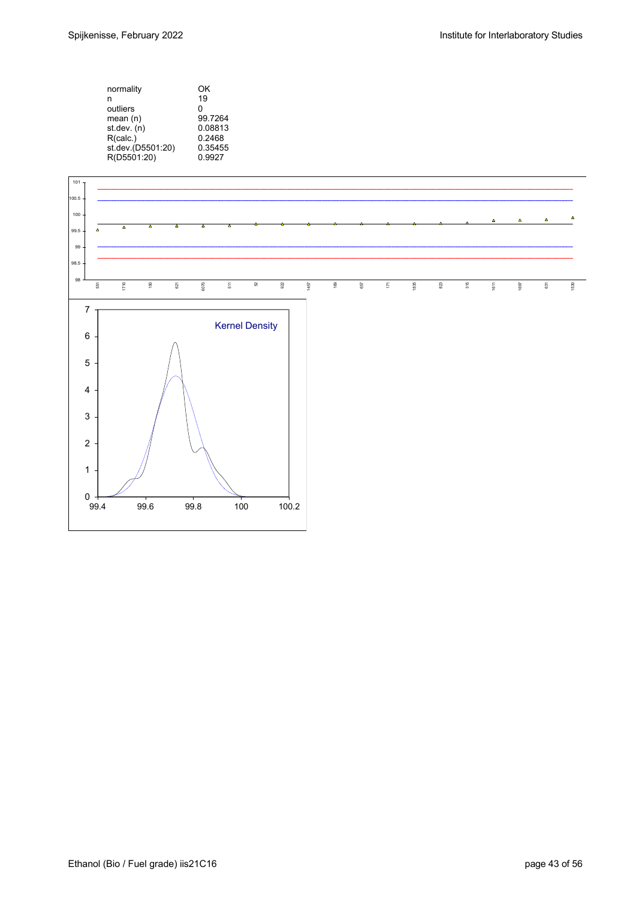| | |
|---|---|
| normality | OK |
| n | 19 |
| outliers | 0 |
| mean (n) | 99.7264 |
| st.dev. (n) | 0.08813 |
| R(calc.) | 0.2468 |
| st.dev.(D5501:20) | 0.35455 |
| R(D5501:20) | 0.9927 |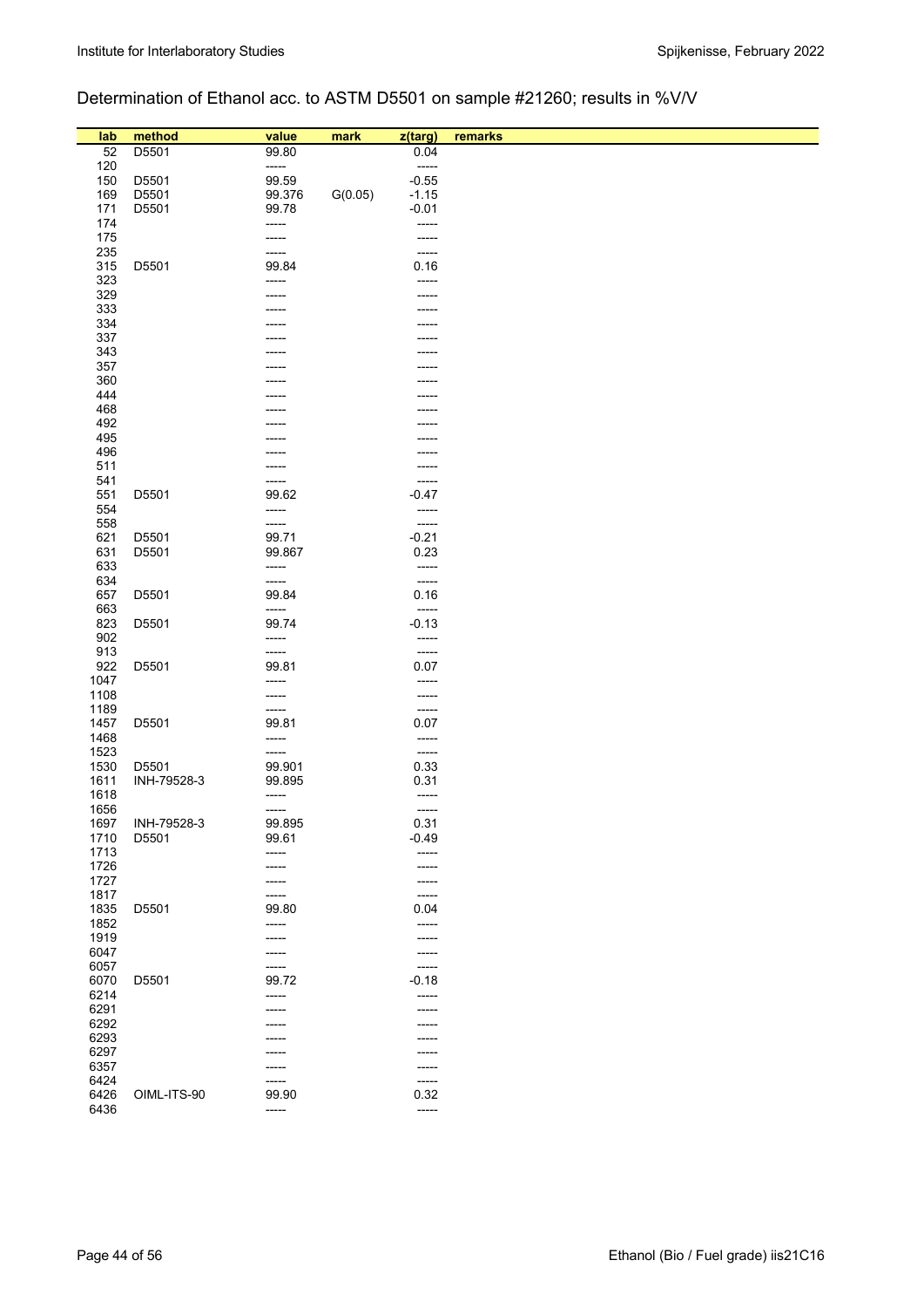Determination of Ethanol acc. to ASTM D5501 on sample #21260; results in %V/V

| lab | method | value | mark | z(targ) | remarks |
|---|---|---|---|---|---|
| 52 | D5501 | 99.80 | | 0.04 | |
| 120 | | ----- | | ----- | |
| 150 | D5501 | 99.59 | | -0.55 | |
| 169 | D5501 | 99.376 | G(0.05) | -1.15 | |
| 171 | D5501 | 99.78 | | -0.01 | |
| 174 | | ----- | | ----- | |
| 175 | | ----- | | ----- | |
| 235 | | ----- | | ----- | |
| 315 | D5501 | 99.84 | | 0.16 | |
| 323 | | ----- | | ----- | |
| 329 | | ----- | | ----- | |
| 333 | | ----- | | ----- | |
| 334 | | ----- | | ----- | |
| 337 | | ----- | | ----- | |
| 343 | | ----- | | ----- | |
| 357 | | ----- | | ----- | |
| 360 | | ----- | | ----- | |
| 444 | | ----- | | ----- | |
| 468 | | ----- | | ----- | |
| 492 | | ----- | | ----- | |
| 495 | | ----- | | ----- | |
| 496 | | ----- | | ----- | |
| 511 | | ----- | | ----- | |
| 541 | | ----- | | ----- | |
| 551 | D5501 | 99.62 | | -0.47 | |
| 554 | | ----- | | ----- | |
| 558 | | ----- | | ----- | |
| 621 | D5501 | 99.71 | | -0.21 | |
| 631 | D5501 | 99.867 | | 0.23 | |
| 633 | | ----- | | ----- | |
| 634 | | ----- | | ----- | |
| 657 | D5501 | 99.84 | | 0.16 | |
| 663 | | ----- | | ----- | |
| 823 | D5501 | 99.74 | | -0.13 | |
| 902 | | ----- | | ----- | |
| 913 | | ----- | | ----- | |
| 922 | D5501 | 99.81 | | 0.07 | |
| 1047 | | ----- | | ----- | |
| 1108 | | ----- | | ----- | |
| 1189 | | ----- | | ----- | |
| 1457 | D5501 | 99.81 | | 0.07 | |
| 1468 | | ----- | | ----- | |
| 1523 | | ----- | | ----- | |
| 1530 | D5501 | 99.901 | | 0.33 | |
| 1611 | INH-79528-3 | 99.895 | | 0.31 | |
| 1618 | | ----- | | ----- | |
| 1656 | | ----- | | ----- | |
| 1697 | INH-79528-3 | 99.895 | | 0.31 | |
| 1710 | D5501 | 99.61 | | -0.49 | |
| 1713 | | ----- | | ----- | |
| 1726 | | ----- | | ----- | |
| 1727 | | ----- | | ----- | |
| 1817 | | ----- | | ----- | |
| 1835 | D5501 | 99.80 | | 0.04 | |
| 1852 | | ----- | | ----- | |
| 1919 | | ----- | | ----- | |
| 6047 | | ----- | | ----- | |
| 6057 | | ----- | | ----- | |
| 6070 | D5501 | 99.72 | | -0.18 | |
| 6214 | | ----- | | ----- | |
| 6291 | | ----- | | ----- | |
| 6292 | | ----- | | ----- | |
| 6293 | | ----- | | ----- | |
| 6297 | | ----- | | ----- | |
| 6357 | | ----- | | ----- | |
| 6424 | | ----- | | ----- | |
| 6426 | OIML-ITS-90 | 99.90 | | 0.32 | |
| 6436 | | ----- | | ----- | |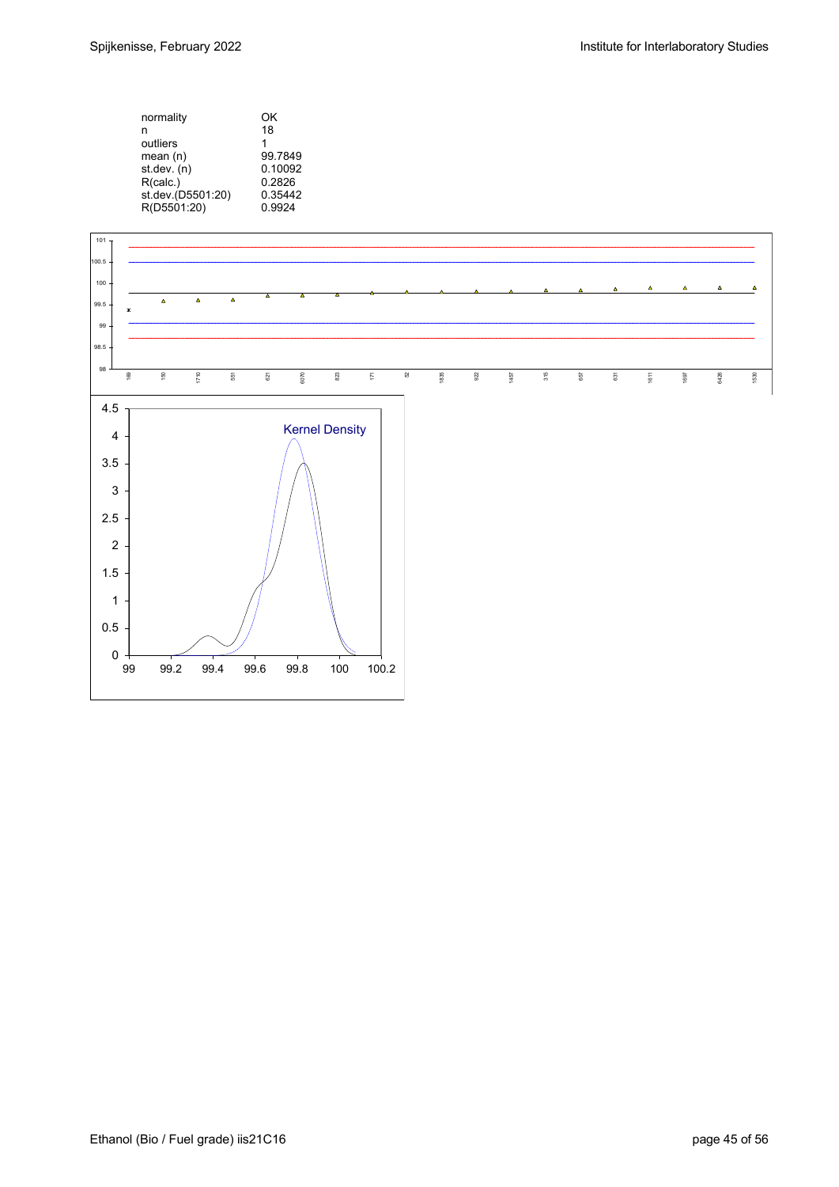| | |
|---|---|
| normality | OK |
| n | 18 |
| outliers | 1 |
| mean (n) | 99.7849 |
| st.dev. (n) | 0.10092 |
| R(calc.) | 0.2826 |
| st.dev.(D5501:20) | 0.35442 |
| R(D5501:20) | 0.9924 |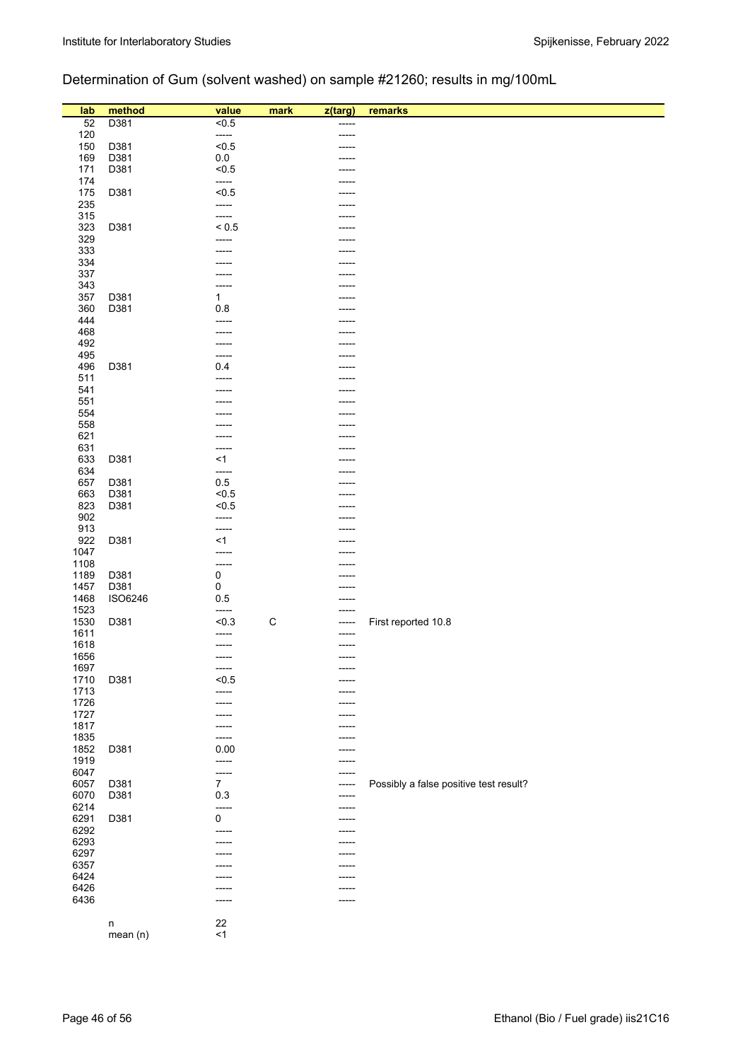## Determination of Gum (solvent washed) on sample #21260; results in mg/100mL

| lab | method | value | mark | z(targ) | remarks |
|---|---|---|---|---|---|
| 52 | D381 | <0.5 | | ----- | |
| 120 | | ----- | | ----- | |
| 150 | D381 | <0.5 | | ----- | |
| 169 | D381 | 0.0 | | ----- | |
| 171 | D381 | <0.5 | | ----- | |
| 174 | | ----- | | ----- | |
| 175 | D381 | <0.5 | | ----- | |
| 235 | | ----- | | ----- | |
| 315 | | ----- | | ----- | |
| 323 | D381 | < 0.5 | | ----- | |
| 329 | | ----- | | ----- | |
| 333 | | ----- | | ----- | |
| 334 | | ----- | | ----- | |
| 337 | | ----- | | ----- | |
| 343 | | ----- | | ----- | |
| 357 | D381 | 1 | | ----- | |
| 360 | D381 | 0.8 | | ----- | |
| 444 | | ----- | | ----- | |
| 468 | | ----- | | ----- | |
| 492 | | ----- | | ----- | |
| 495 | | ----- | | ----- | |
| 496 | D381 | 0.4 | | ----- | |
| 511 | | ----- | | ----- | |
| 541 | | ----- | | ----- | |
| 551 | | ----- | | ----- | |
| 554 | | ----- | | ----- | |
| 558 | | ----- | | ----- | |
| 621 | | ----- | | ----- | |
| 631 | | ----- | | ----- | |
| 633 | D381 | <1 | | ----- | |
| 634 | | ----- | | ----- | |
| 657 | D381 | 0.5 | | ----- | |
| 663 | D381 | <0.5 | | ----- | |
| 823 | D381 | <0.5 | | ----- | |
| 902 | | ----- | | ----- | |
| 913 | | ----- | | ----- | |
| 922 | D381 | <1 | | ----- | |
| 1047 | | ----- | | ----- | |
| 1108 | | ----- | | ----- | |
| 1189 | D381 | 0 | | ----- | |
| 1457 | D381 | 0 | | ----- | |
| 1468 | ISO6246 | 0.5 | | ----- | |
| 1523 | | ----- | | ----- | |
| 1530 | D381 | <0.3 | C | ----- | First reported 10.8 |
| 1611 | | ----- | | ----- | |
| 1618 | | ----- | | ----- | |
| 1656 | | ----- | | ----- | |
| 1697 | | ----- | | ----- | |
| 1710 | D381 | <0.5 | | ----- | |
| 1713 | | ----- | | ----- | |
| 1726 | | ----- | | ----- | |
| 1727 | | ----- | | ----- | |
| 1817 | | ----- | | ----- | |
| 1835 | | ----- | | ----- | |
| 1852 | D381 | 0.00 | | ----- | |
| 1919 | | ----- | | ----- | |
| 6047 | | ----- | | ----- | |
| 6057 | D381 | 7 | | ----- | Possibly a false positive test result? |
| 6070 | D381 | 0.3 | | ----- | |
| 6214 | | ----- | | ----- | |
| 6291 | D381 | 0 | | ----- | |
| 6292 | | ----- | | ----- | |
| 6293 | | ----- | | ----- | |
| 6297 | | ----- | | ----- | |
| 6357 | | ----- | | ----- | |
| 6424 | | ----- | | ----- | |
| 6426 | | ----- | | ----- | |
| 6436 | | ----- | | ----- | |
| | n | 22 | | | |
| | mean (n) | <1 | | | |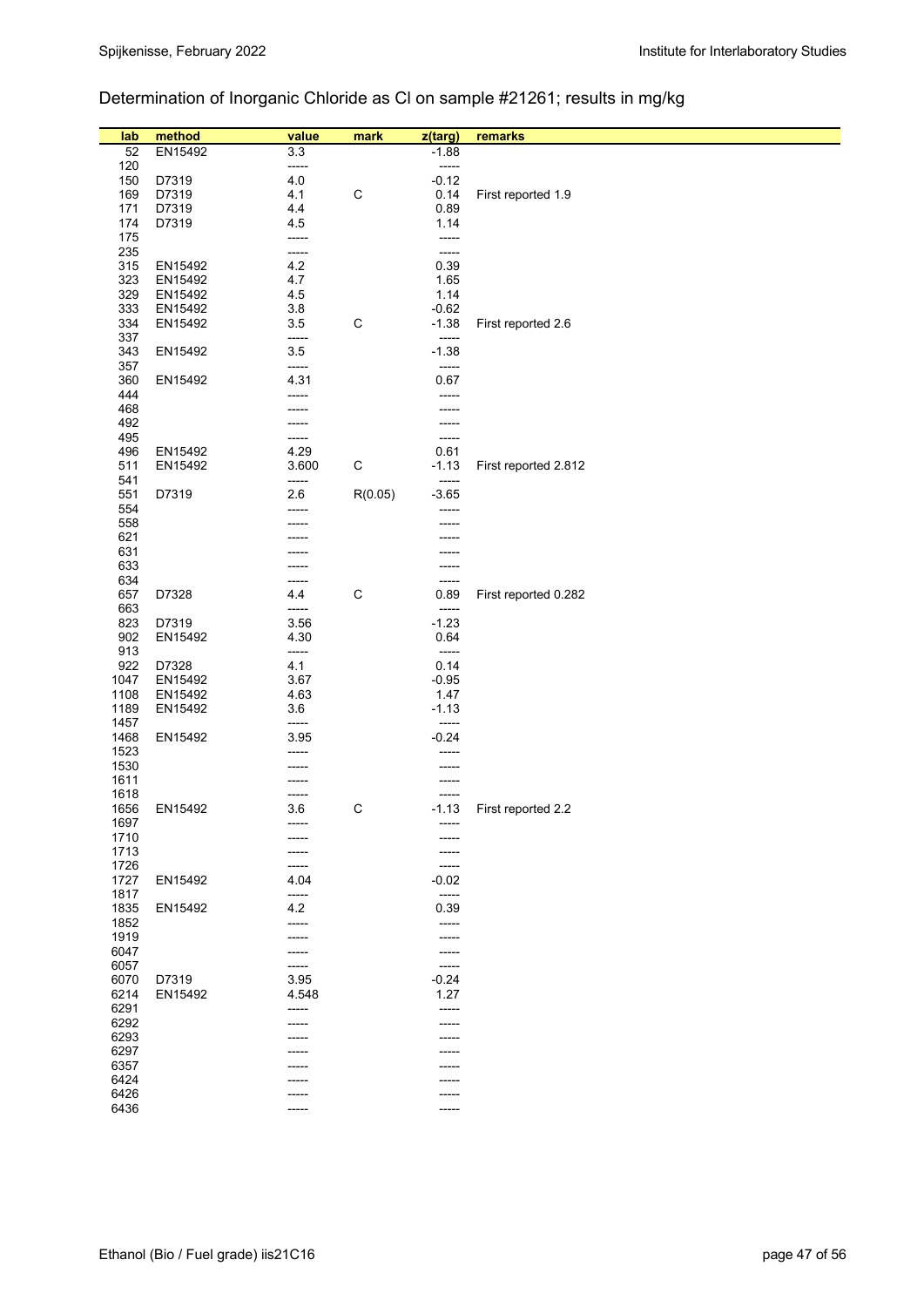# Determination of Inorganic Chloride as Cl on sample #21261; results in mg/kg

| lab | method | value | mark | z(targ) | remarks |
|---|---|---|---|---|---|
| 52 | EN15492 | 3.3 | | -1.88 | |
| 120 | | ----- | | ----- | |
| 150 | D7319 | 4.0 | | -0.12 | |
| 169 | D7319 | 4.1 | C | 0.14 | First reported 1.9 |
| 171 | D7319 | 4.4 | | 0.89 | |
| 174 | D7319 | 4.5 | | 1.14 | |
| 175 | | ----- | | ----- | |
| 235 | | ----- | | ----- | |
| 315 | EN15492 | 4.2 | | 0.39 | |
| 323 | EN15492 | 4.7 | | 1.65 | |
| 329 | EN15492 | 4.5 | | 1.14 | |
| 333 | EN15492 | 3.8 | | -0.62 | |
| 334 | EN15492 | 3.5 | C | -1.38 | First reported 2.6 |
| 337 | | ----- | | ----- | |
| 343 | EN15492 | 3.5 | | -1.38 | |
| 357 | | ----- | | ----- | |
| 360 | EN15492 | 4.31 | | 0.67 | |
| 444 | | ----- | | ----- | |
| 468 | | ----- | | ----- | |
| 492 | | ----- | | ----- | |
| 495 | | ----- | | ----- | |
| 496 | EN15492 | 4.29 | | 0.61 | |
| 511 | EN15492 | 3.600 | C | -1.13 | First reported 2.812 |
| 541 | | ----- | | ----- | |
| 551 | D7319 | 2.6 | R(0.05) | -3.65 | |
| 554 | | ----- | | ----- | |
| 558 | | ----- | | ----- | |
| 621 | | ----- | | ----- | |
| 631 | | ----- | | ----- | |
| 633 | | ----- | | ----- | |
| 634 | | ----- | | ----- | |
| 657 | D7328 | 4.4 | C | 0.89 | First reported 0.282 |
| 663 | | ----- | | ----- | |
| 823 | D7319 | 3.56 | | -1.23 | |
| 902 | EN15492 | 4.30 | | 0.64 | |
| 913 | | ----- | | ----- | |
| 922 | D7328 | 4.1 | | 0.14 | |
| 1047 | EN15492 | 3.67 | | -0.95 | |
| 1108 | EN15492 | 4.63 | | 1.47 | |
| 1189 | EN15492 | 3.6 | | -1.13 | |
| 1457 | | ----- | | ----- | |
| 1468 | EN15492 | 3.95 | | -0.24 | |
| 1523 | | ----- | | ----- | |
| 1530 | | ----- | | ----- | |
| 1611 | | ----- | | ----- | |
| 1618 | | ----- | | ----- | |
| 1656 | EN15492 | 3.6 | C | -1.13 | First reported 2.2 |
| 1697 | | ----- | | ----- | |
| 1710 | | ----- | | ----- | |
| 1713 | | ----- | | ----- | |
| 1726 | | ----- | | ----- | |
| 1727 | EN15492 | 4.04 | | -0.02 | |
| 1817 | | ----- | | ----- | |
| 1835 | EN15492 | 4.2 | | 0.39 | |
| 1852 | | ----- | | ----- | |
| 1919 | | ----- | | ----- | |
| 6047 | | ----- | | ----- | |
| 6057 | | ----- | | ----- | |
| 6070 | D7319 | 3.95 | | -0.24 | |
| 6214 | EN15492 | 4.548 | | 1.27 | |
| 6291 | | ----- | | ----- | |
| 6292 | | ----- | | ----- | |
| 6293 | | ----- | | ----- | |
| 6297 | | ----- | | ----- | |
| 6357 | | ----- | | ----- | |
| 6424 | | ----- | | ----- | |
| 6426 | | ----- | | ----- | |
| 6436 | | ----- | | ----- | |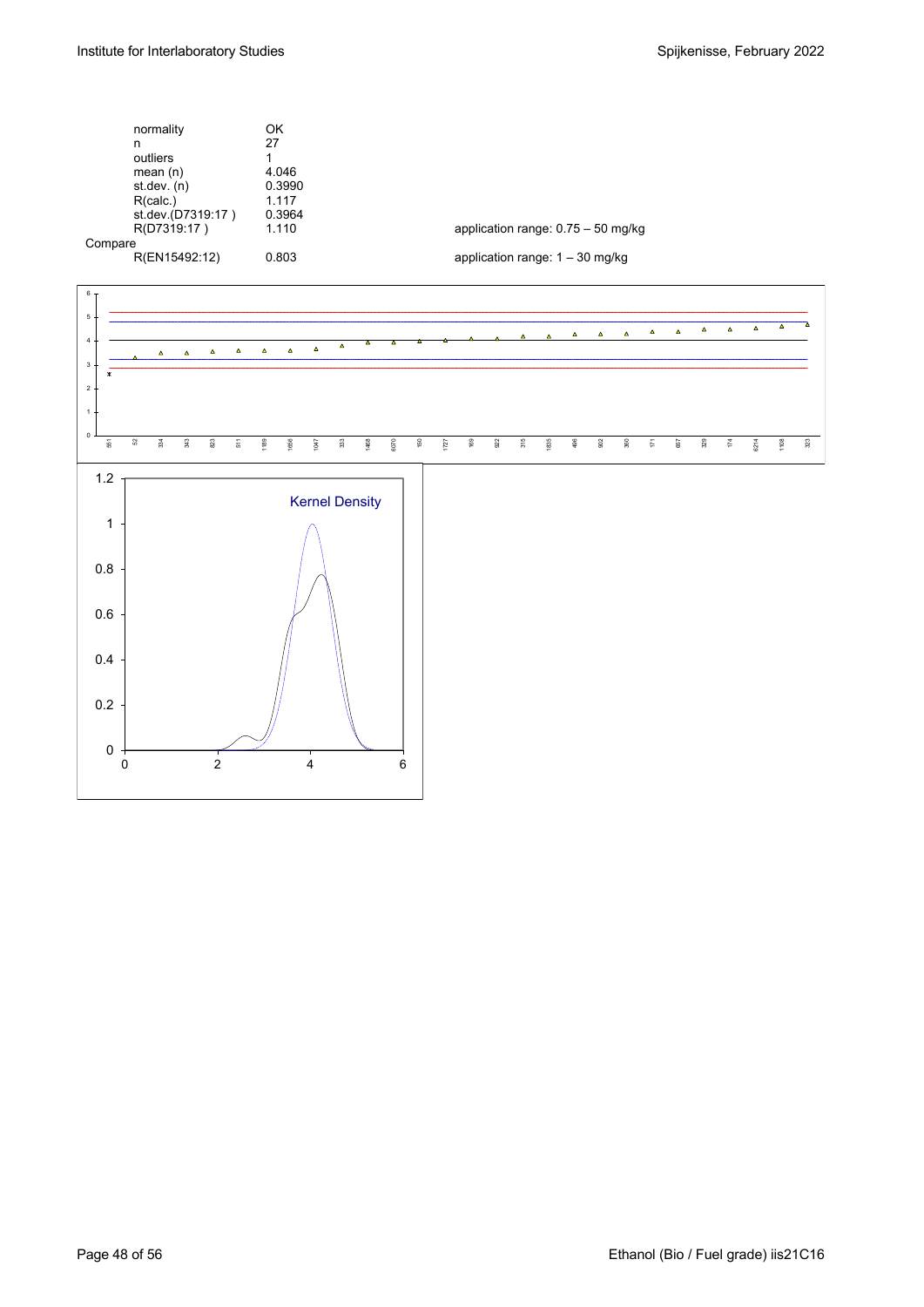| | | |
|---|---|---|
| normality | OK | |
| n | 27 | |
| outliers | 1 | |
| mean (n) | 4.046 | |
| st.dev. (n) | 0.3990 | |
| R(calc.) | 1.117 | |
| st.dev.(D7319:17 ) | 0.3964 | |
| R(D7319:17 ) | 1.110 | application range: 0.75 – 50 mg/kg |
| Compare | | |
| R(EN15492:12) | 0.803 | application range: 1 – 30 mg/kg |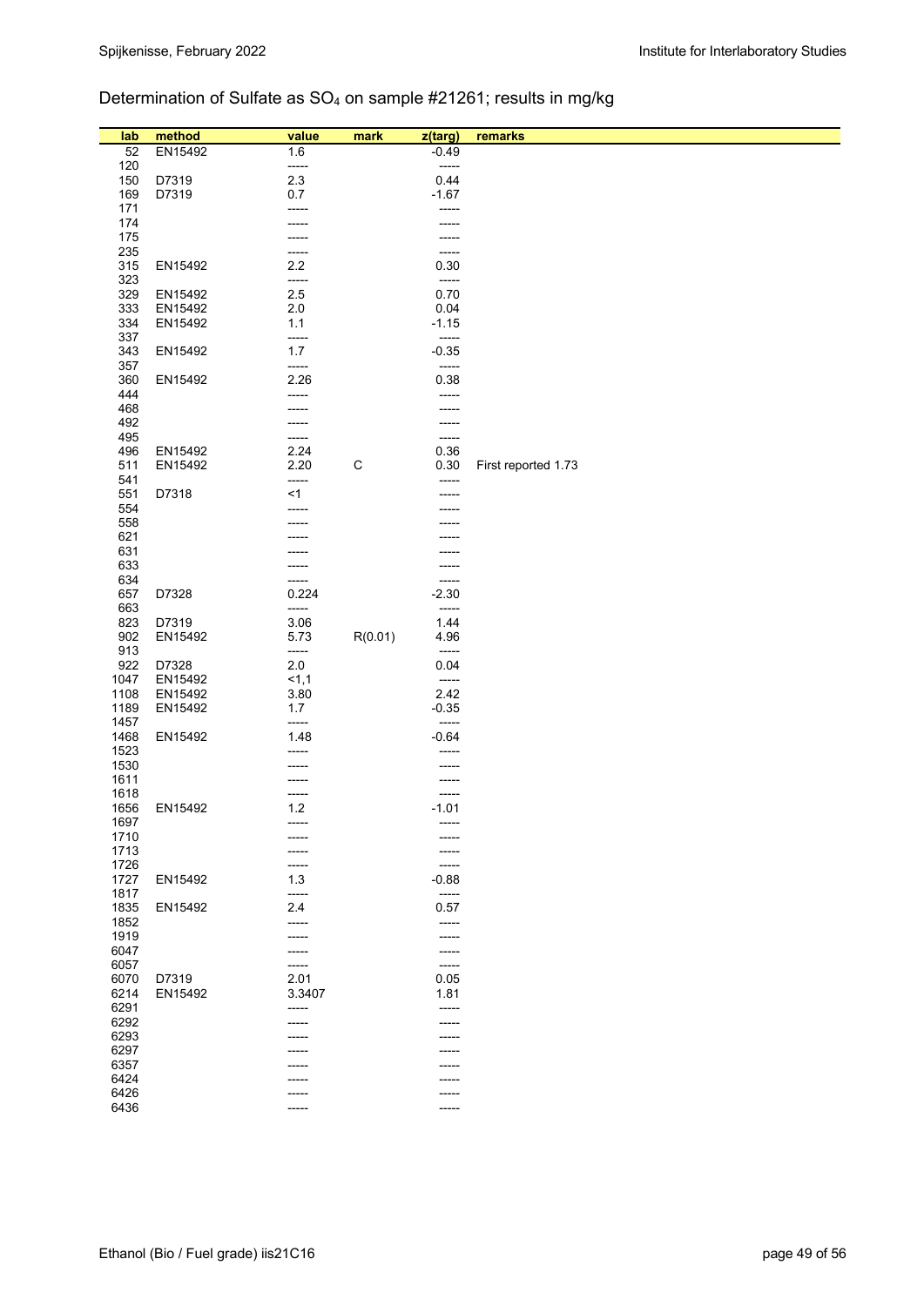Determination of Sulfate as $SO_4$ on sample #21261; results in mg/kg

| lab | method | value | mark | z(targ) | remarks |
|---|---|---|---|---|---|
| 52 | EN15492 | 1.6 | | -0.49 | |
| 120 | | ----- | | ----- | |
| 150 | D7319 | 2.3 | | 0.44 | |
| 169 | D7319 | 0.7 | | -1.67 | |
| 171 | | ----- | | ----- | |
| 174 | | ----- | | ----- | |
| 175 | | ----- | | ----- | |
| 235 | | ----- | | ----- | |
| 315 | EN15492 | 2.2 | | 0.30 | |
| 323 | | ----- | | ----- | |
| 329 | EN15492 | 2.5 | | 0.70 | |
| 333 | EN15492 | 2.0 | | 0.04 | |
| 334 | EN15492 | 1.1 | | -1.15 | |
| 337 | | ----- | | ----- | |
| 343 | EN15492 | 1.7 | | -0.35 | |
| 357 | | ----- | | ----- | |
| 360 | EN15492 | 2.26 | | 0.38 | |
| 444 | | ----- | | ----- | |
| 468 | | ----- | | ----- | |
| 492 | | ----- | | ----- | |
| 495 | | ----- | | ----- | |
| 496 | EN15492 | 2.24 | | 0.36 | |
| 511 | EN15492 | 2.20 | C | 0.30 | First reported 1.73 |
| 541 | | ----- | | ----- | |
| 551 | D7318 | <1 | | ----- | |
| 554 | | ----- | | ----- | |
| 558 | | ----- | | ----- | |
| 621 | | ----- | | ----- | |
| 631 | | ----- | | ----- | |
| 633 | | ----- | | ----- | |
| 634 | | ----- | | ----- | |
| 657 | D7328 | 0.224 | | -2.30 | |
| 663 | | ----- | | ----- | |
| 823 | D7319 | 3.06 | | 1.44 | |
| 902 | EN15492 | 5.73 | R(0.01) | 4.96 | |
| 913 | | ----- | | ----- | |
| 922 | D7328 | 2.0 | | 0.04 | |
| 1047 | EN15492 | <1,1 | | ----- | |
| 1108 | EN15492 | 3.80 | | 2.42 | |
| 1189 | EN15492 | 1.7 | | -0.35 | |
| 1457 | | ----- | | ----- | |
| 1468 | EN15492 | 1.48 | | -0.64 | |
| 1523 | | ----- | | ----- | |
| 1530 | | ----- | | ----- | |
| 1611 | | ----- | | ----- | |
| 1618 | | ----- | | ----- | |
| 1656 | EN15492 | 1.2 | | -1.01 | |
| 1697 | | ----- | | ----- | |
| 1710 | | ----- | | ----- | |
| 1713 | | ----- | | ----- | |
| 1726 | | ----- | | ----- | |
| 1727 | EN15492 | 1.3 | | -0.88 | |
| 1817 | | ----- | | ----- | |
| 1835 | EN15492 | 2.4 | | 0.57 | |
| 1852 | | ----- | | ----- | |
| 1919 | | ----- | | ----- | |
| 6047 | | ----- | | ----- | |
| 6057 | | ----- | | ----- | |
| 6070 | D7319 | 2.01 | | 0.05 | |
| 6214 | EN15492 | 3.3407 | | 1.81 | |
| 6291 | | ----- | | ----- | |
| 6292 | | ----- | | ----- | |
| 6293 | | ----- | | ----- | |
| 6297 | | ----- | | ----- | |
| 6357 | | ----- | | ----- | |
| 6424 | | ----- | | ----- | |
| 6426 | | ----- | | ----- | |
| 6436 | | ----- | | ----- | |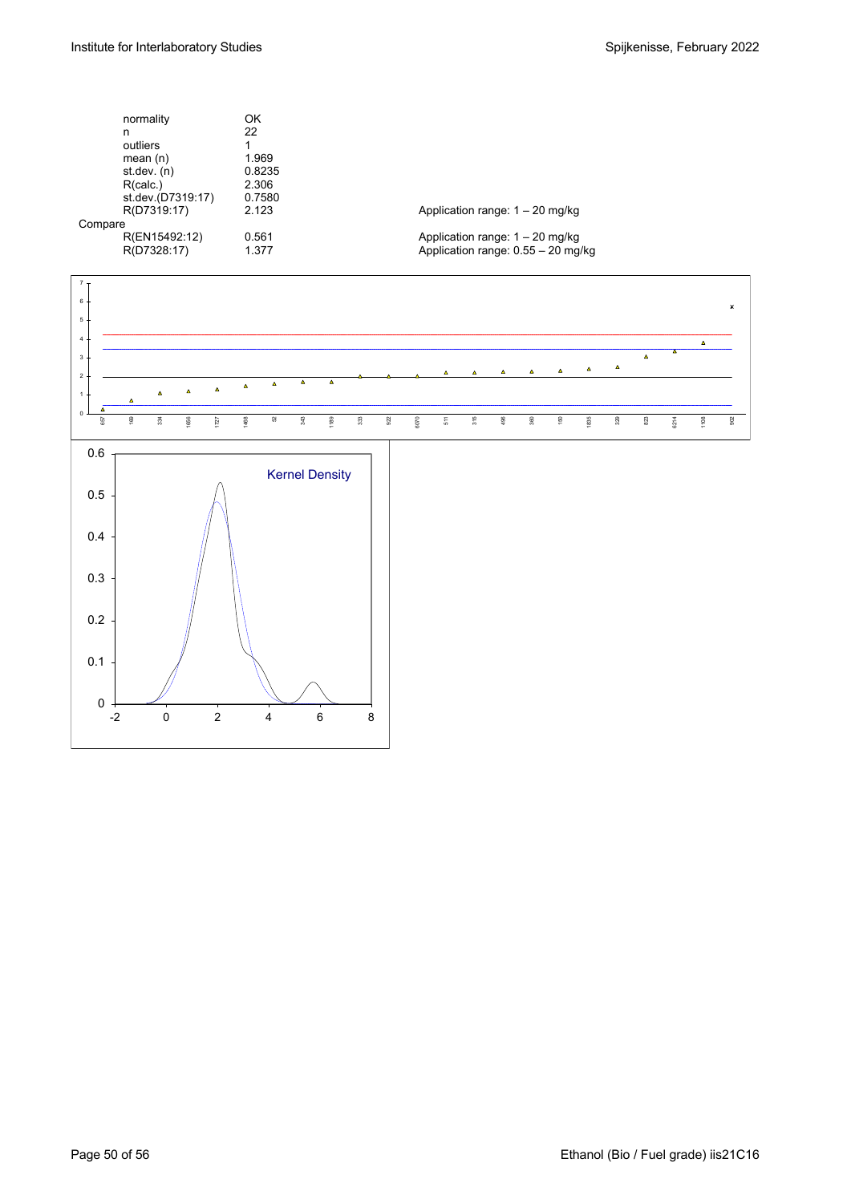| | | |
|---|---|---|
| normality | OK | |
| n | 22 | |
| outliers | 1 | |
| mean (n) | 1.969 | |
| st.dev. (n) | 0.8235 | |
| R(calc.) | 2.306 | |
| st.dev.(D7319:17) | 0.7580 | |
| R(D7319:17) | 2.123 | Application range: 1 – 20 mg/kg |
| Compare | | |
| R(EN15492:12) | 0.561 | Application range: 1 – 20 mg/kg |
| R(D7328:17) | 1.377 | Application range: 0.55 – 20 mg/kg |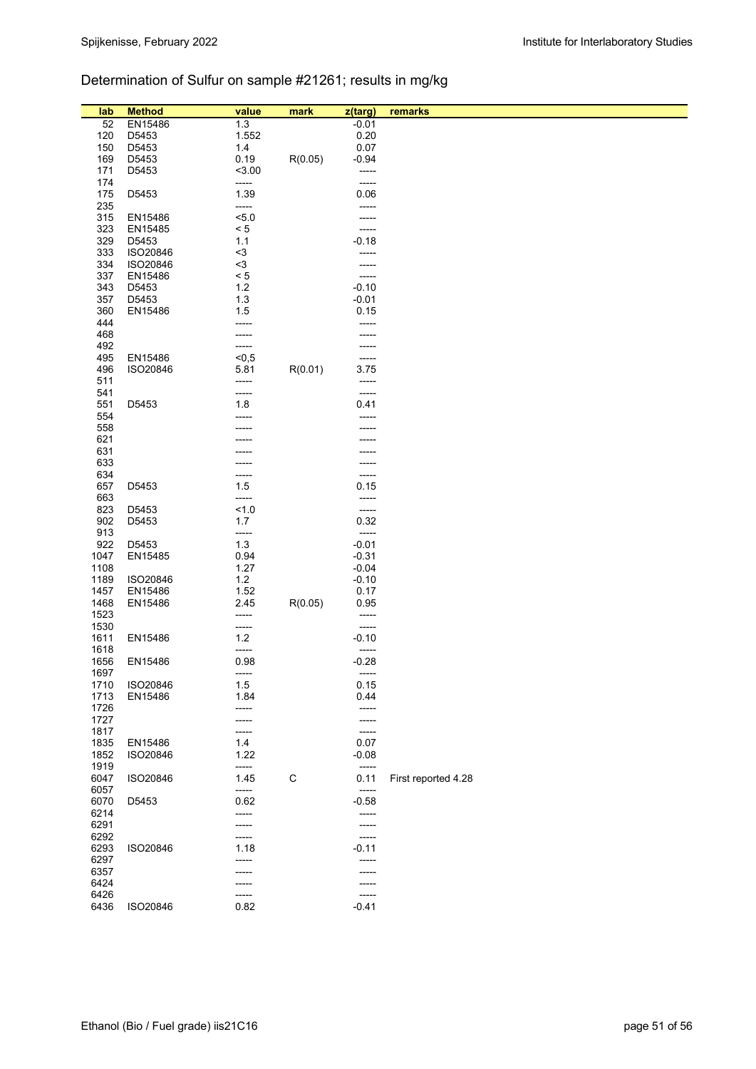Determination of Sulfur on sample #21261; results in mg/kg

| lab | Method | value | mark | z(targ) | remarks |
|---|---|---|---|---|---|
| 52 | EN15486 | 1.3 | | -0.01 | |
| 120 | D5453 | 1.552 | | 0.20 | |
| 150 | D5453 | 1.4 | | 0.07 | |
| 169 | D5453 | 0.19 | R(0.05) | -0.94 | |
| 171 | D5453 | <3.00 | | ----- | |
| 174 | | ----- | | ----- | |
| 175 | D5453 | 1.39 | | 0.06 | |
| 235 | | ----- | | ----- | |
| 315 | EN15486 | <5.0 | | ----- | |
| 323 | EN15485 | < 5 | | ----- | |
| 329 | D5453 | 1.1 | | -0.18 | |
| 333 | ISO20846 | <3 | | ----- | |
| 334 | ISO20846 | <3 | | ----- | |
| 337 | EN15486 | < 5 | | ----- | |
| 343 | D5453 | 1.2 | | -0.10 | |
| 357 | D5453 | 1.3 | | -0.01 | |
| 360 | EN15486 | 1.5 | | 0.15 | |
| 444 | | ----- | | ----- | |
| 468 | | ----- | | ----- | |
| 492 | | ----- | | ----- | |
| 495 | EN15486 | <0,5 | | ----- | |
| 496 | ISO20846 | 5.81 | R(0.01) | 3.75 | |
| 511 | | ----- | | ----- | |
| 541 | | ----- | | ----- | |
| 551 | D5453 | 1.8 | | 0.41 | |
| 554 | | ----- | | ----- | |
| 558 | | ----- | | ----- | |
| 621 | | ----- | | ----- | |
| 631 | | ----- | | ----- | |
| 633 | | ----- | | ----- | |
| 634 | | ----- | | ----- | |
| 657 | D5453 | 1.5 | | 0.15 | |
| 663 | | ----- | | ----- | |
| 823 | D5453 | <1.0 | | ----- | |
| 902 | D5453 | 1.7 | | 0.32 | |
| 913 | | ----- | | ----- | |
| 922 | D5453 | 1.3 | | -0.01 | |
| 1047 | EN15485 | 0.94 | | -0.31 | |
| 1108 | | 1.27 | | -0.04 | |
| 1189 | ISO20846 | 1.2 | | -0.10 | |
| 1457 | EN15486 | 1.52 | | 0.17 | |
| 1468 | EN15486 | 2.45 | R(0.05) | 0.95 | |
| 1523 | | ----- | | ----- | |
| 1530 | | ----- | | ----- | |
| 1611 | EN15486 | 1.2 | | -0.10 | |
| 1618 | | ----- | | ----- | |
| 1656 | EN15486 | 0.98 | | -0.28 | |
| 1697 | | ----- | | ----- | |
| 1710 | ISO20846 | 1.5 | | 0.15 | |
| 1713 | EN15486 | 1.84 | | 0.44 | |
| 1726 | | ----- | | ----- | |
| 1727 | | ----- | | ----- | |
| 1817 | | ----- | | ----- | |
| 1835 | EN15486 | 1.4 | | 0.07 | |
| 1852 | ISO20846 | 1.22 | | -0.08 | |
| 1919 | | ----- | | ----- | |
| 6047 | ISO20846 | 1.45 | C | 0.11 | First reported 4.28 |
| 6057 | | ----- | | ----- | |
| 6070 | D5453 | 0.62 | | -0.58 | |
| 6214 | | ----- | | ----- | |
| 6291 | | ----- | | ----- | |
| 6292 | | ----- | | ----- | |
| 6293 | ISO20846 | 1.18 | | -0.11 | |
| 6297 | | ----- | | ----- | |
| 6357 | | ----- | | ----- | |
| 6424 | | ----- | | ----- | |
| 6426 | | ----- | | ----- | |
| 6436 | ISO20846 | 0.82 | | -0.41 | |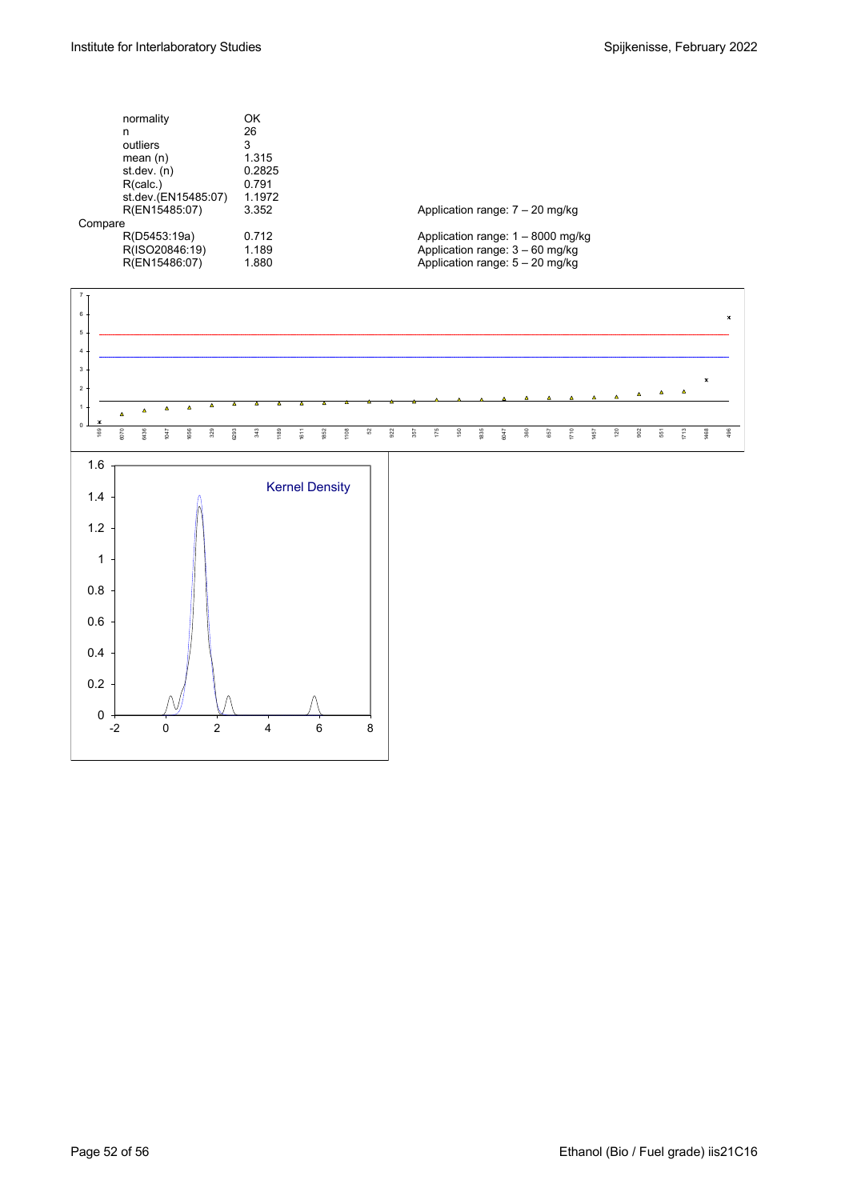| | | |
|---|---|---|
| normality | OK | |
| n | 26 | |
| outliers | 3 | |
| mean (n) | 1.315 | |
| st.dev. (n) | 0.2825 | |
| R(calc.) | 0.791 | |
| st.dev.(EN15485:07) | 1.1972 | |
| R(EN15485:07) | 3.352 | Application range: 7 – 20 mg/kg |
| Compare | | |
| R(D5453:19a) | 0.712 | Application range: 1 – 8000 mg/kg |
| R(ISO20846:19) | 1.189 | Application range: 3 – 60 mg/kg |
| R(EN15486:07) | 1.880 | Application range: 5 – 20 mg/kg |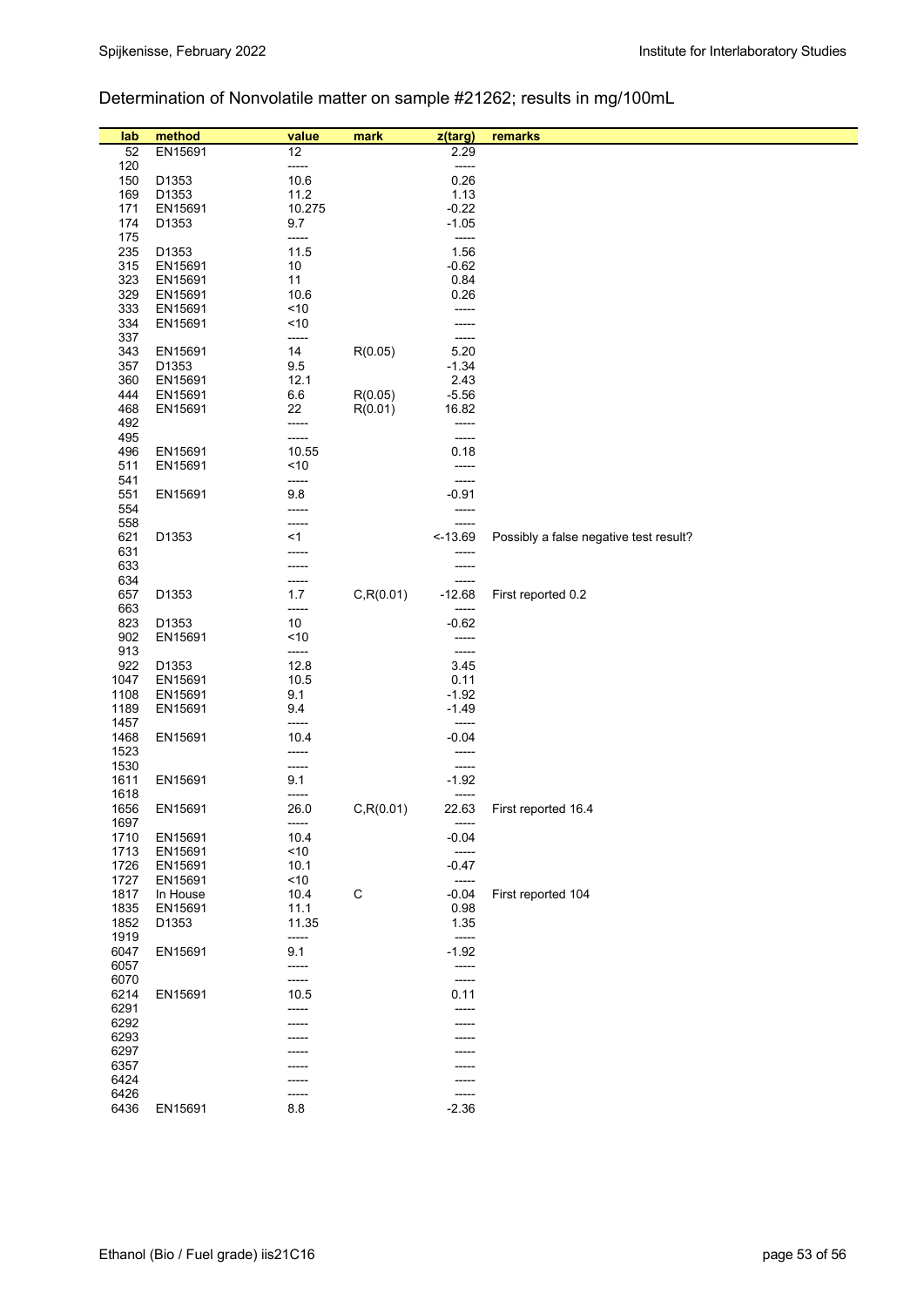Determination of Nonvolatile matter on sample #21262; results in mg/100mL

| lab | method | value | mark | z(targ) | remarks |
|---|---|---|---|---|---|
| 52 | EN15691 | 12 | | 2.29 | |
| 120 | | ----- | | ----- | |
| 150 | D1353 | 10.6 | | 0.26 | |
| 169 | D1353 | 11.2 | | 1.13 | |
| 171 | EN15691 | 10.275 | | -0.22 | |
| 174 | D1353 | 9.7 | | -1.05 | |
| 175 | | ----- | | ----- | |
| 235 | D1353 | 11.5 | | 1.56 | |
| 315 | EN15691 | 10 | | -0.62 | |
| 323 | EN15691 | 11 | | 0.84 | |
| 329 | EN15691 | 10.6 | | 0.26 | |
| 333 | EN15691 | <10 | | ----- | |
| 334 | EN15691 | <10 | | ----- | |
| 337 | | ----- | | ----- | |
| 343 | EN15691 | 14 | R(0.05) | 5.20 | |
| 357 | D1353 | 9.5 | | -1.34 | |
| 360 | EN15691 | 12.1 | | 2.43 | |
| 444 | EN15691 | 6.6 | R(0.05) | -5.56 | |
| 468 | EN15691 | 22 | R(0.01) | 16.82 | |
| 492 | | ----- | | ----- | |
| 495 | | ----- | | ----- | |
| 496 | EN15691 | 10.55 | | 0.18 | |
| 511 | EN15691 | <10 | | ----- | |
| 541 | | ----- | | ----- | |
| 551 | EN15691 | 9.8 | | -0.91 | |
| 554 | | ----- | | ----- | |
| 558 | | ----- | | ----- | |
| 621 | D1353 | <1 | | <-13.69 | Possibly a false negative test result? |
| 631 | | ----- | | ----- | |
| 633 | | ----- | | ----- | |
| 634 | | ----- | | ----- | |
| 657 | D1353 | 1.7 | C,R(0.01) | -12.68 | First reported 0.2 |
| 663 | | ----- | | ----- | |
| 823 | D1353 | 10 | | -0.62 | |
| 902 | EN15691 | <10 | | ----- | |
| 913 | | ----- | | ----- | |
| 922 | D1353 | 12.8 | | 3.45 | |
| 1047 | EN15691 | 10.5 | | 0.11 | |
| 1108 | EN15691 | 9.1 | | -1.92 | |
| 1189 | EN15691 | 9.4 | | -1.49 | |
| 1457 | | ----- | | ----- | |
| 1468 | EN15691 | 10.4 | | -0.04 | |
| 1523 | | ----- | | ----- | |
| 1530 | | ----- | | ----- | |
| 1611 | EN15691 | 9.1 | | -1.92 | |
| 1618 | | ----- | | ----- | |
| 1656 | EN15691 | 26.0 | C,R(0.01) | 22.63 | First reported 16.4 |
| 1697 | | ----- | | ----- | |
| 1710 | EN15691 | 10.4 | | -0.04 | |
| 1713 | EN15691 | <10 | | ----- | |
| 1726 | EN15691 | 10.1 | | -0.47 | |
| 1727 | EN15691 | <10 | | ----- | |
| 1817 | In House | 10.4 | C | -0.04 | First reported 104 |
| 1835 | EN15691 | 11.1 | | 0.98 | |
| 1852 | D1353 | 11.35 | | 1.35 | |
| 1919 | | ----- | | ----- | |
| 6047 | EN15691 | 9.1 | | -1.92 | |
| 6057 | | ----- | | ----- | |
| 6070 | | ----- | | ----- | |
| 6214 | EN15691 | 10.5 | | 0.11 | |
| 6291 | | ----- | | ----- | |
| 6292 | | ----- | | ----- | |
| 6293 | | ----- | | ----- | |
| 6297 | | ----- | | ----- | |
| 6357 | | ----- | | ----- | |
| 6424 | | ----- | | ----- | |
| 6426 | | ----- | | ----- | |
| 6436 | EN15691 | 8.8 | | -2.36 | |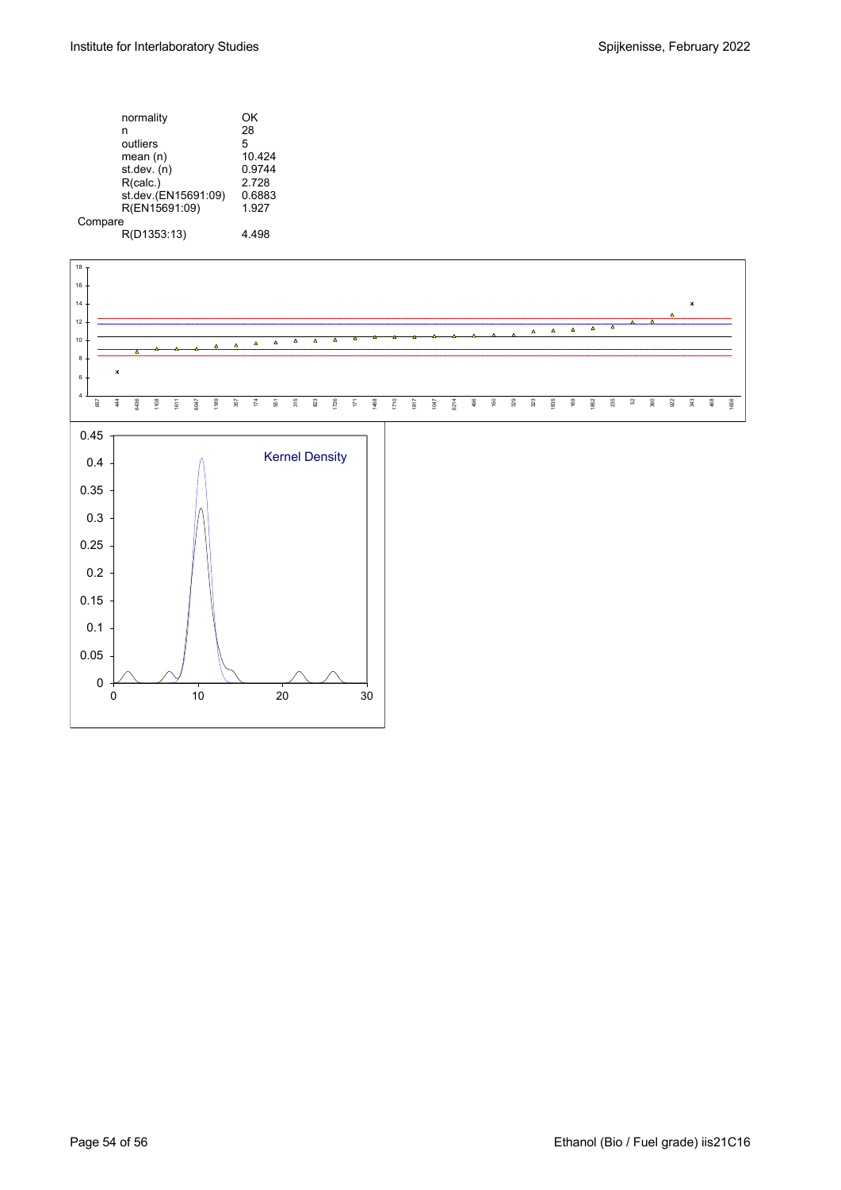| | |
|---|---|
| normality | OK |
| n | 28 |
| outliers | 5 |
| mean (n) | 10.424 |
| st.dev. (n) | 0.9744 |
| R(calc.) | 2.728 |
| st.dev.(EN15691:09) | 0.6883 |
| R(EN15691:09) | 1.927 |
| Compare | |
| R(D1353:13) | 4.498 |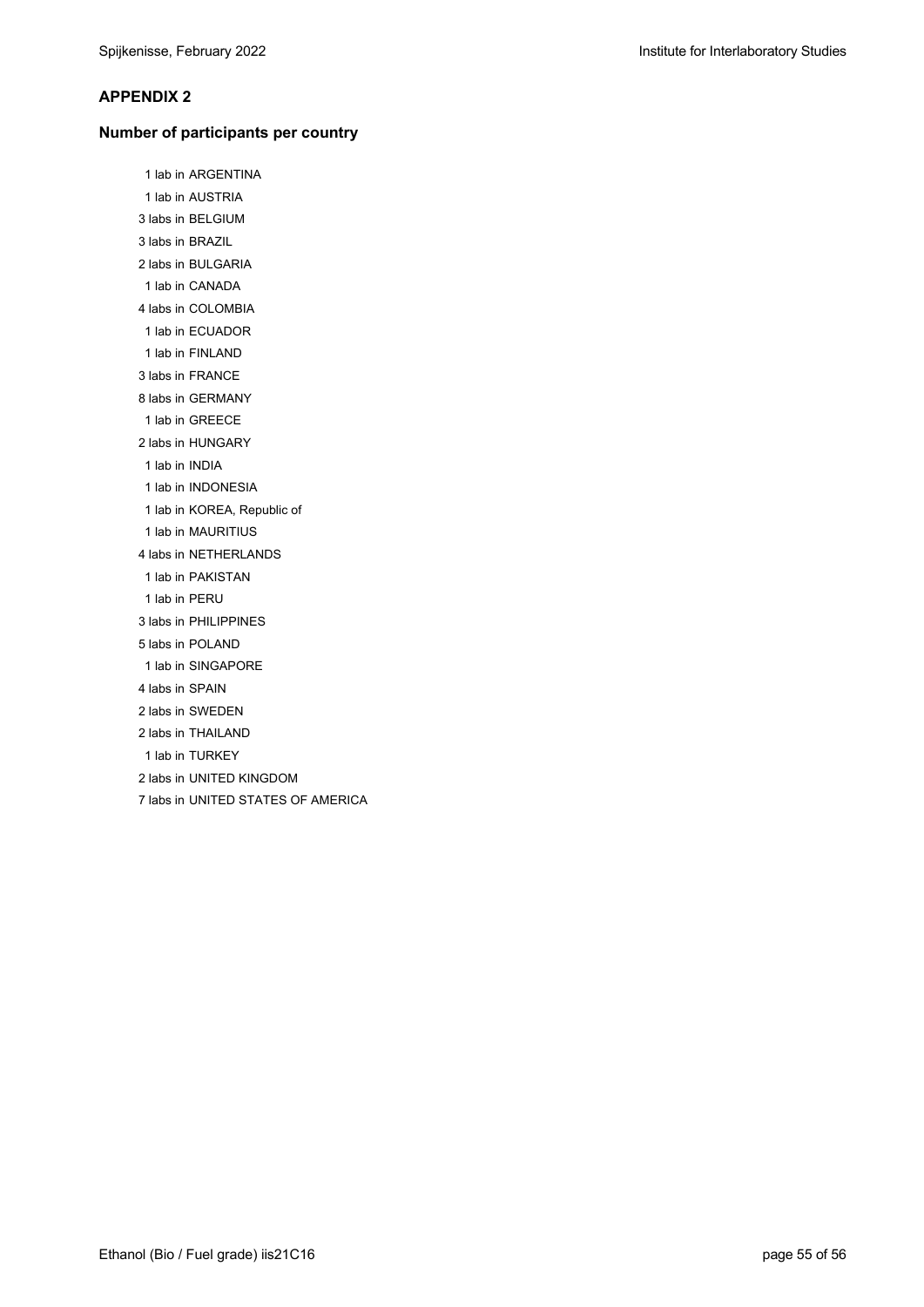## APPENDIX 2

### Number of participants per country

1 lab in ARGENTINA
1 lab in AUSTRIA
3 labs in BELGIUM
3 labs in BRAZIL
2 labs in BULGARIA
1 lab in CANADA
4 labs in COLOMBIA
1 lab in ECUADOR
1 lab in FINLAND
3 labs in FRANCE
8 labs in GERMANY
1 lab in GREECE
2 labs in HUNGARY
1 lab in INDIA
1 lab in INDONESIA
1 lab in KOREA, Republic of
1 lab in MAURITIUS
4 labs in NETHERLANDS
1 lab in PAKISTAN
1 lab in PERU
3 labs in PHILIPPINES
5 labs in POLAND
1 lab in SINGAPORE
4 labs in SPAIN
2 labs in SWEDEN
2 labs in THAILAND
1 lab in TURKEY
2 labs in UNITED KINGDOM
7 labs in UNITED STATES OF AMERICA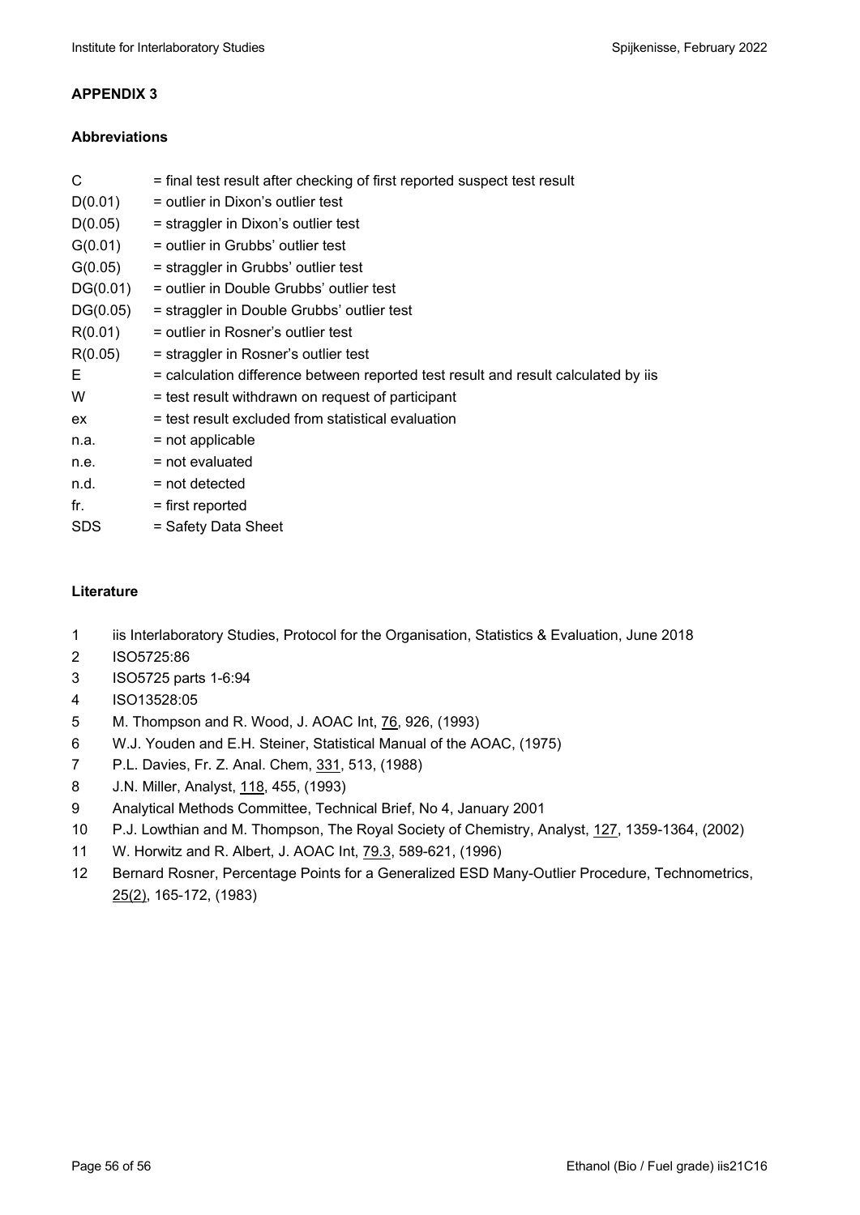**APPENDIX 3**

**Abbreviations**

| | |
|---|---|
| C | = final test result after checking of first reported suspect test result |
| D(0.01) | = outlier in Dixon's outlier test |
| D(0.05) | = straggler in Dixon's outlier test |
| G(0.01) | = outlier in Grubbs' outlier test |
| G(0.05) | = straggler in Grubbs' outlier test |
| DG(0.01) | = outlier in Double Grubbs' outlier test |
| DG(0.05) | = straggler in Double Grubbs' outlier test |
| R(0.01) | = outlier in Rosner's outlier test |
| R(0.05) | = straggler in Rosner's outlier test |
| E | = calculation difference between reported test result and result calculated by iis |
| W | = test result withdrawn on request of participant |
| ex | = test result excluded from statistical evaluation |
| n.a. | = not applicable |
| n.e. | = not evaluated |
| n.d. | = not detected |
| fr. | = first reported |
| SDS | = Safety Data Sheet |

**Literature**

1. iis Interlaboratory Studies, Protocol for the Organisation, Statistics & Evaluation, June 2018
2. ISO5725:86
3. ISO5725 parts 1-6:94
4. ISO13528:05
5. M. Thompson and R. Wood, J. AOAC Int, 76, 926, (1993)
6. W.J. Youden and E.H. Steiner, Statistical Manual of the AOAC, (1975)
7. P.L. Davies, Fr. Z. Anal. Chem, 331, 513, (1988)
8. J.N. Miller, Analyst, 118, 455, (1993)
9. Analytical Methods Committee, Technical Brief, No 4, January 2001
10. P.J. Lowthian and M. Thompson, The Royal Society of Chemistry, Analyst, 127, 1359-1364, (2002)
11. W. Horwitz and R. Albert, J. AOAC Int, 79.3, 589-621, (1996)
12. Bernard Rosner, Percentage Points for a Generalized ESD Many-Outlier Procedure, Technometrics, 25(2), 165-172, (1983)